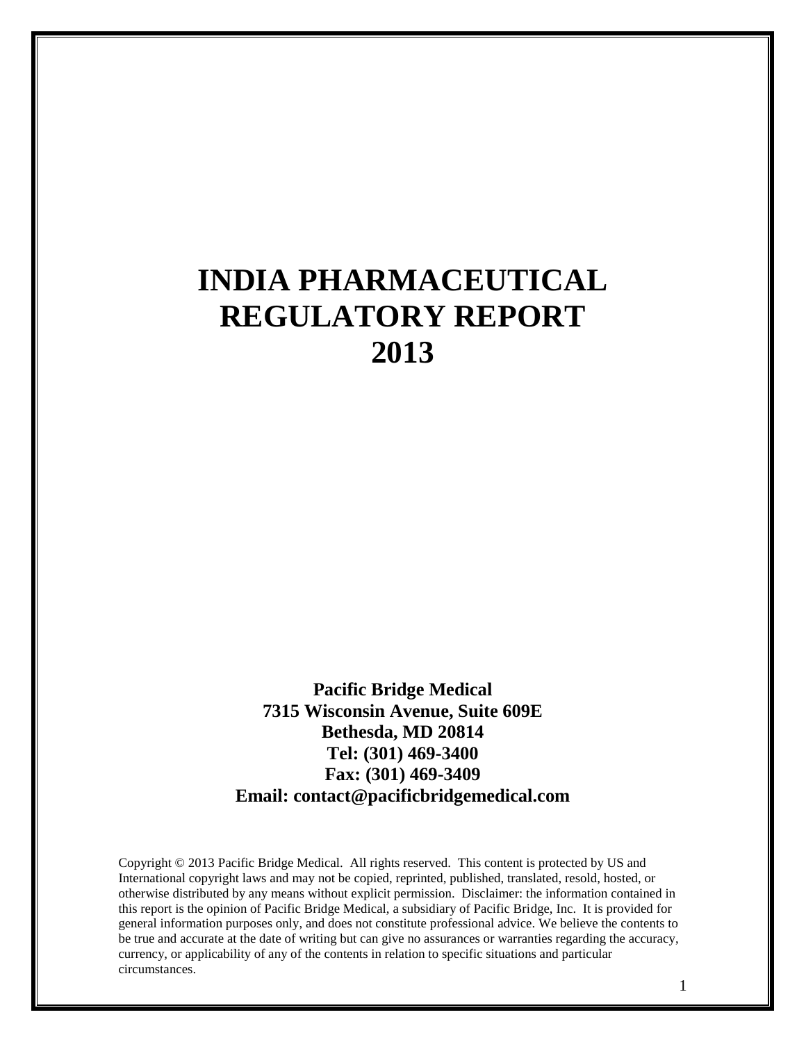# INDIA PHARMACEUTICAL REGULATORY REPORT 2013

**Pacific Bridge Medical**
**7315 Wisconsin Avenue, Suite 609E**
**Bethesda, MD 20814**
**Tel: (301) 469-3400**
**Fax: (301) 469-3409**
**Email: contact@pacificbridgemedical.com**

Copyright © 2013 Pacific Bridge Medical. All rights reserved. This content is protected by US and International copyright laws and may not be copied, reprinted, published, translated, resold, hosted, or otherwise distributed by any means without explicit permission. Disclaimer: the information contained in this report is the opinion of Pacific Bridge Medical, a subsidiary of Pacific Bridge, Inc. It is provided for general information purposes only, and does not constitute professional advice. We believe the contents to be true and accurate at the date of writing but can give no assurances or warranties regarding the accuracy, currency, or applicability of any of the contents in relation to specific situations and particular circumstances.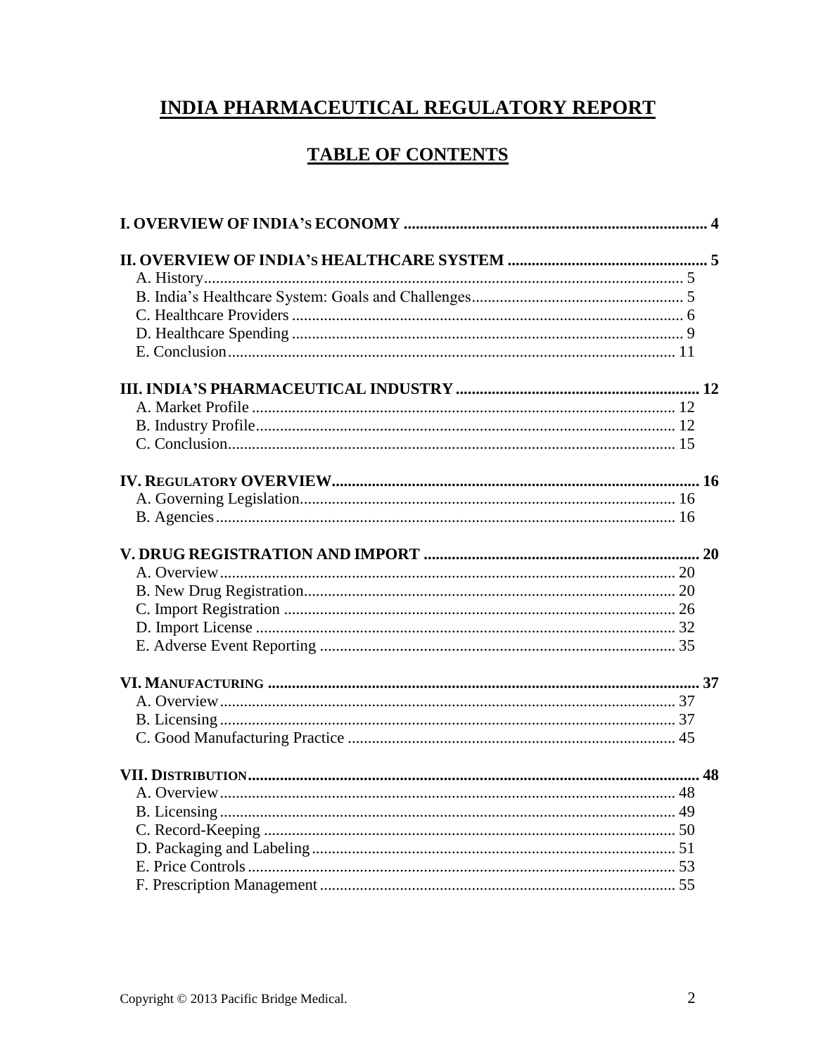# INDIA PHARMACEUTICAL REGULATORY REPORT

## TABLE OF CONTENTS

**I. OVERVIEW OF INDIA'S ECONOMY .......... 4**

**II. OVERVIEW OF INDIA'S HEALTHCARE SYSTEM .......... 5**
- A. History .......... 5
- B. India's Healthcare System: Goals and Challenges .......... 5
- C. Healthcare Providers .......... 6
- D. Healthcare Spending .......... 9
- E. Conclusion .......... 11

**III. INDIA'S PHARMACEUTICAL INDUSTRY .......... 12**
- A. Market Profile .......... 12
- B. Industry Profile .......... 12
- C. Conclusion .......... 15

**IV. REGULATORY OVERVIEW .......... 16**
- A. Governing Legislation .......... 16
- B. Agencies .......... 16

**V. DRUG REGISTRATION AND IMPORT .......... 20**
- A. Overview .......... 20
- B. New Drug Registration .......... 20
- C. Import Registration .......... 26
- D. Import License .......... 32
- E. Adverse Event Reporting .......... 35

**VI. MANUFACTURING .......... 37**
- A. Overview .......... 37
- B. Licensing .......... 37
- C. Good Manufacturing Practice .......... 45

**VII. DISTRIBUTION .......... 48**
- A. Overview .......... 48
- B. Licensing .......... 49
- C. Record-Keeping .......... 50
- D. Packaging and Labeling .......... 51
- E. Price Controls .......... 53
- F. Prescription Management .......... 55

Copyright © 2013 Pacific Bridge Medical.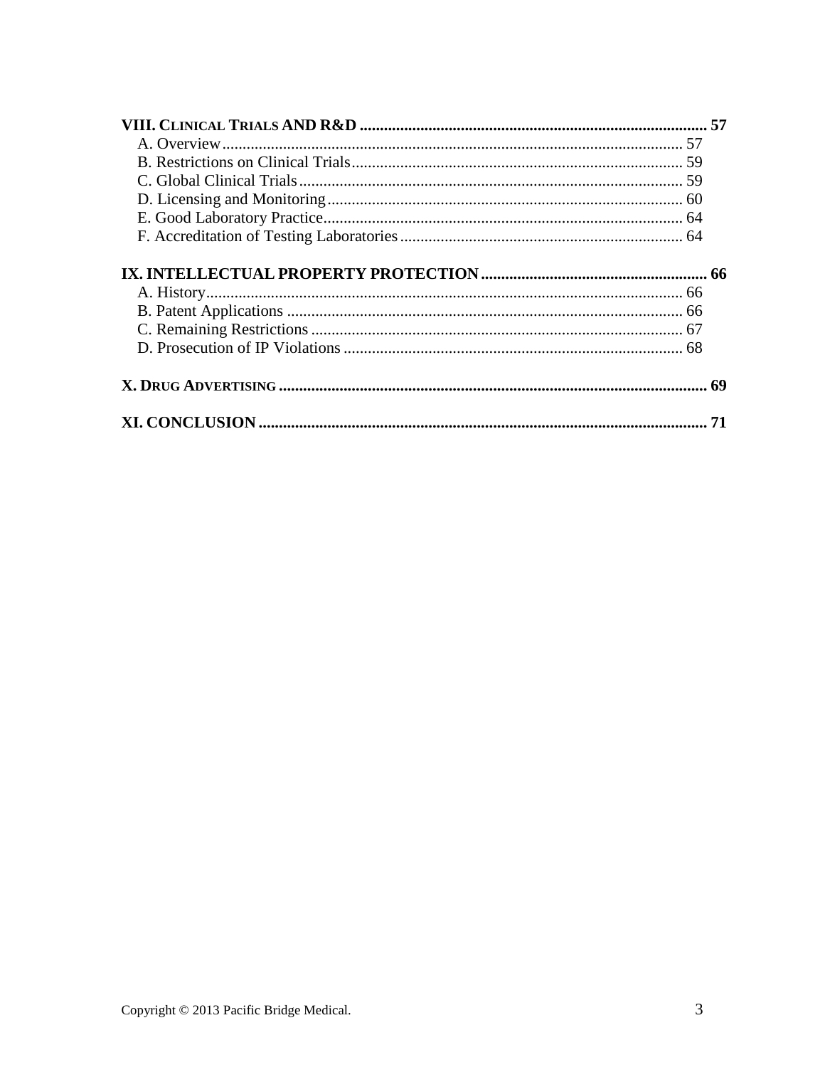**VIII. CLINICAL TRIALS AND R&D** ..................................................................................... 57
A. Overview ................................................................................................................. 57
B. Restrictions on Clinical Trials .................................................................................. 59
C. Global Clinical Trials ............................................................................................... 59
D. Licensing and Monitoring ........................................................................................ 60
E. Good Laboratory Practice ......................................................................................... 64
F. Accreditation of Testing Laboratories ...................................................................... 64

**IX. INTELLECTUAL PROPERTY PROTECTION** ........................................................ 66
A. History ..................................................................................................................... 66
B. Patent Applications .................................................................................................. 66
C. Remaining Restrictions ............................................................................................ 67
D. Prosecution of IP Violations .................................................................................... 68

**X. DRUG ADVERTISING** ......................................................................................................... 69

**XI. CONCLUSION** ............................................................................................................... 71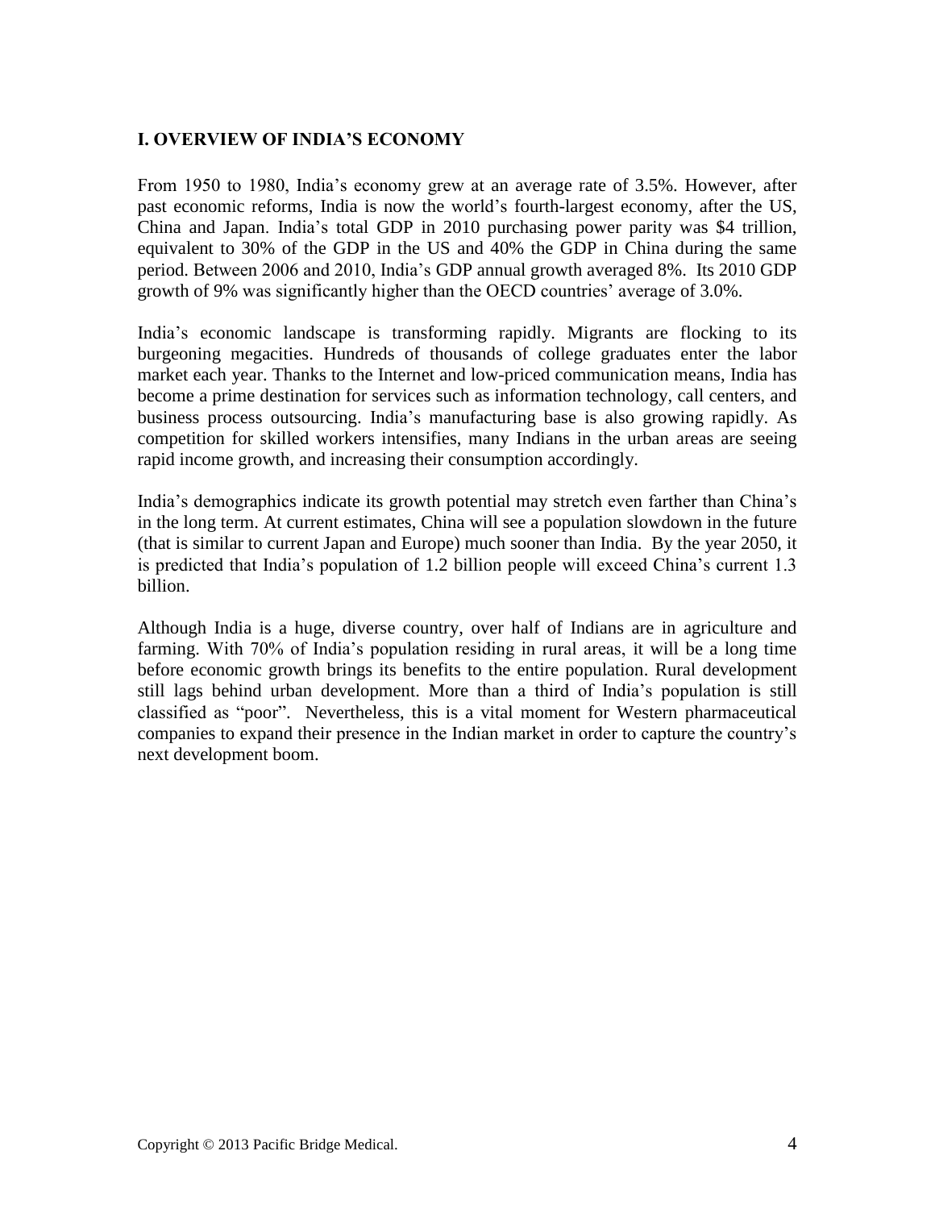## I. OVERVIEW OF INDIA'S ECONOMY

From 1950 to 1980, India's economy grew at an average rate of 3.5%. However, after past economic reforms, India is now the world's fourth-largest economy, after the US, China and Japan. India's total GDP in 2010 purchasing power parity was $4 trillion, equivalent to 30% of the GDP in the US and 40% the GDP in China during the same period. Between 2006 and 2010, India's GDP annual growth averaged 8%. Its 2010 GDP growth of 9% was significantly higher than the OECD countries' average of 3.0%.

India's economic landscape is transforming rapidly. Migrants are flocking to its burgeoning megacities. Hundreds of thousands of college graduates enter the labor market each year. Thanks to the Internet and low-priced communication means, India has become a prime destination for services such as information technology, call centers, and business process outsourcing. India's manufacturing base is also growing rapidly. As competition for skilled workers intensifies, many Indians in the urban areas are seeing rapid income growth, and increasing their consumption accordingly.

India's demographics indicate its growth potential may stretch even farther than China's in the long term. At current estimates, China will see a population slowdown in the future (that is similar to current Japan and Europe) much sooner than India. By the year 2050, it is predicted that India's population of 1.2 billion people will exceed China's current 1.3 billion.

Although India is a huge, diverse country, over half of Indians are in agriculture and farming. With 70% of India's population residing in rural areas, it will be a long time before economic growth brings its benefits to the entire population. Rural development still lags behind urban development. More than a third of India's population is still classified as "poor". Nevertheless, this is a vital moment for Western pharmaceutical companies to expand their presence in the Indian market in order to capture the country's next development boom.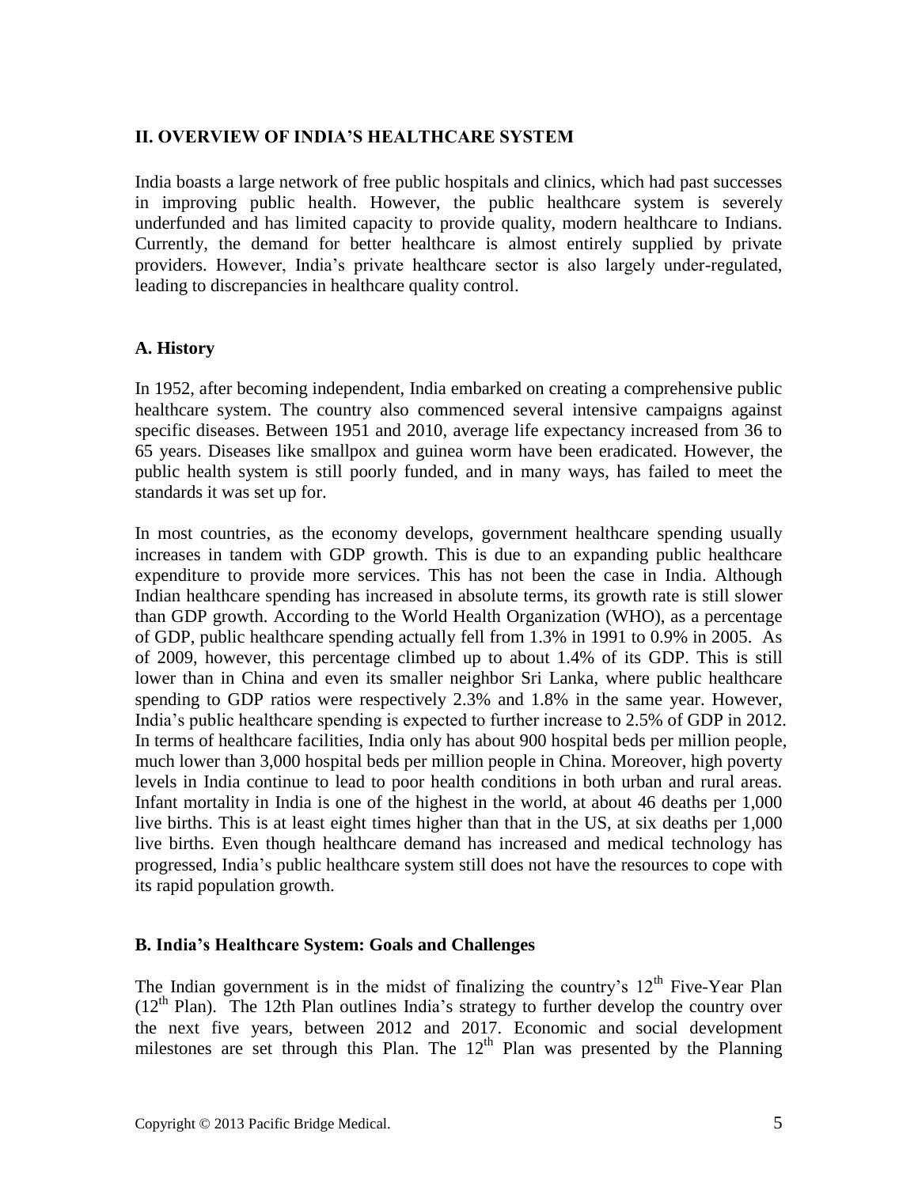## II. OVERVIEW OF INDIA'S HEALTHCARE SYSTEM

India boasts a large network of free public hospitals and clinics, which had past successes in improving public health. However, the public healthcare system is severely underfunded and has limited capacity to provide quality, modern healthcare to Indians. Currently, the demand for better healthcare is almost entirely supplied by private providers. However, India's private healthcare sector is also largely under-regulated, leading to discrepancies in healthcare quality control.

### A. History

In 1952, after becoming independent, India embarked on creating a comprehensive public healthcare system. The country also commenced several intensive campaigns against specific diseases. Between 1951 and 2010, average life expectancy increased from 36 to 65 years. Diseases like smallpox and guinea worm have been eradicated. However, the public health system is still poorly funded, and in many ways, has failed to meet the standards it was set up for.

In most countries, as the economy develops, government healthcare spending usually increases in tandem with GDP growth. This is due to an expanding public healthcare expenditure to provide more services. This has not been the case in India. Although Indian healthcare spending has increased in absolute terms, its growth rate is still slower than GDP growth. According to the World Health Organization (WHO), as a percentage of GDP, public healthcare spending actually fell from 1.3% in 1991 to 0.9% in 2005. As of 2009, however, this percentage climbed up to about 1.4% of its GDP. This is still lower than in China and even its smaller neighbor Sri Lanka, where public healthcare spending to GDP ratios were respectively 2.3% and 1.8% in the same year. However, India's public healthcare spending is expected to further increase to 2.5% of GDP in 2012. In terms of healthcare facilities, India only has about 900 hospital beds per million people, much lower than 3,000 hospital beds per million people in China. Moreover, high poverty levels in India continue to lead to poor health conditions in both urban and rural areas. Infant mortality in India is one of the highest in the world, at about 46 deaths per 1,000 live births. This is at least eight times higher than that in the US, at six deaths per 1,000 live births. Even though healthcare demand has increased and medical technology has progressed, India's public healthcare system still does not have the resources to cope with its rapid population growth.

### B. India's Healthcare System: Goals and Challenges

The Indian government is in the midst of finalizing the country's 12th Five-Year Plan (12th Plan). The 12th Plan outlines India's strategy to further develop the country over the next five years, between 2012 and 2017. Economic and social development milestones are set through this Plan. The 12th Plan was presented by the Planning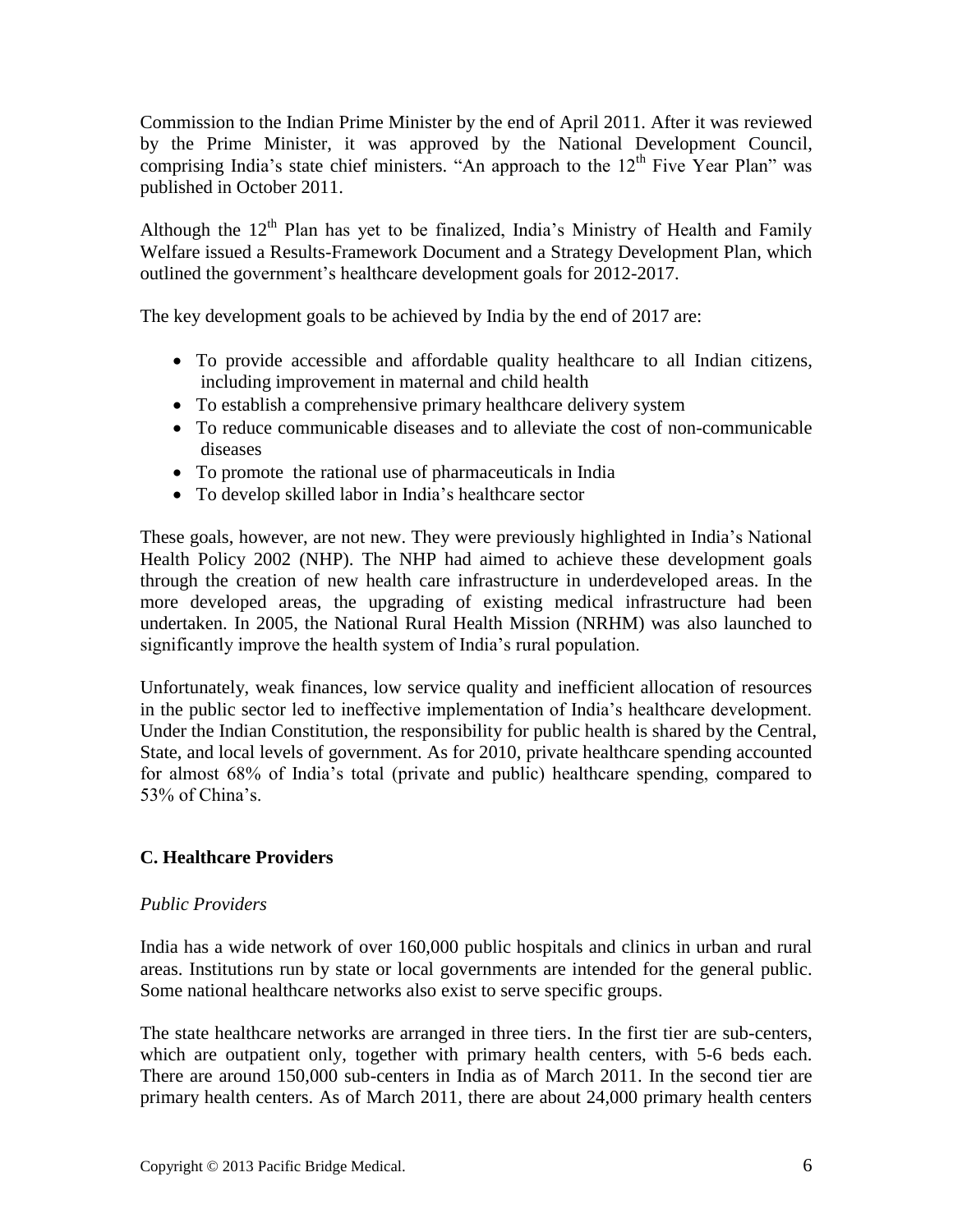Commission to the Indian Prime Minister by the end of April 2011. After it was reviewed by the Prime Minister, it was approved by the National Development Council, comprising India's state chief ministers. "An approach to the 12th Five Year Plan" was published in October 2011.

Although the 12th Plan has yet to be finalized, India's Ministry of Health and Family Welfare issued a Results-Framework Document and a Strategy Development Plan, which outlined the government's healthcare development goals for 2012-2017.

The key development goals to be achieved by India by the end of 2017 are:

- To provide accessible and affordable quality healthcare to all Indian citizens, including improvement in maternal and child health
- To establish a comprehensive primary healthcare delivery system
- To reduce communicable diseases and to alleviate the cost of non-communicable diseases
- To promote the rational use of pharmaceuticals in India
- To develop skilled labor in India's healthcare sector

These goals, however, are not new. They were previously highlighted in India's National Health Policy 2002 (NHP). The NHP had aimed to achieve these development goals through the creation of new health care infrastructure in underdeveloped areas. In the more developed areas, the upgrading of existing medical infrastructure had been undertaken. In 2005, the National Rural Health Mission (NRHM) was also launched to significantly improve the health system of India's rural population.

Unfortunately, weak finances, low service quality and inefficient allocation of resources in the public sector led to ineffective implementation of India's healthcare development. Under the Indian Constitution, the responsibility for public health is shared by the Central, State, and local levels of government. As for 2010, private healthcare spending accounted for almost 68% of India's total (private and public) healthcare spending, compared to 53% of China's.

## C. Healthcare Providers

*Public Providers*

India has a wide network of over 160,000 public hospitals and clinics in urban and rural areas. Institutions run by state or local governments are intended for the general public. Some national healthcare networks also exist to serve specific groups.

The state healthcare networks are arranged in three tiers. In the first tier are sub-centers, which are outpatient only, together with primary health centers, with 5-6 beds each. There are around 150,000 sub-centers in India as of March 2011. In the second tier are primary health centers. As of March 2011, there are about 24,000 primary health centers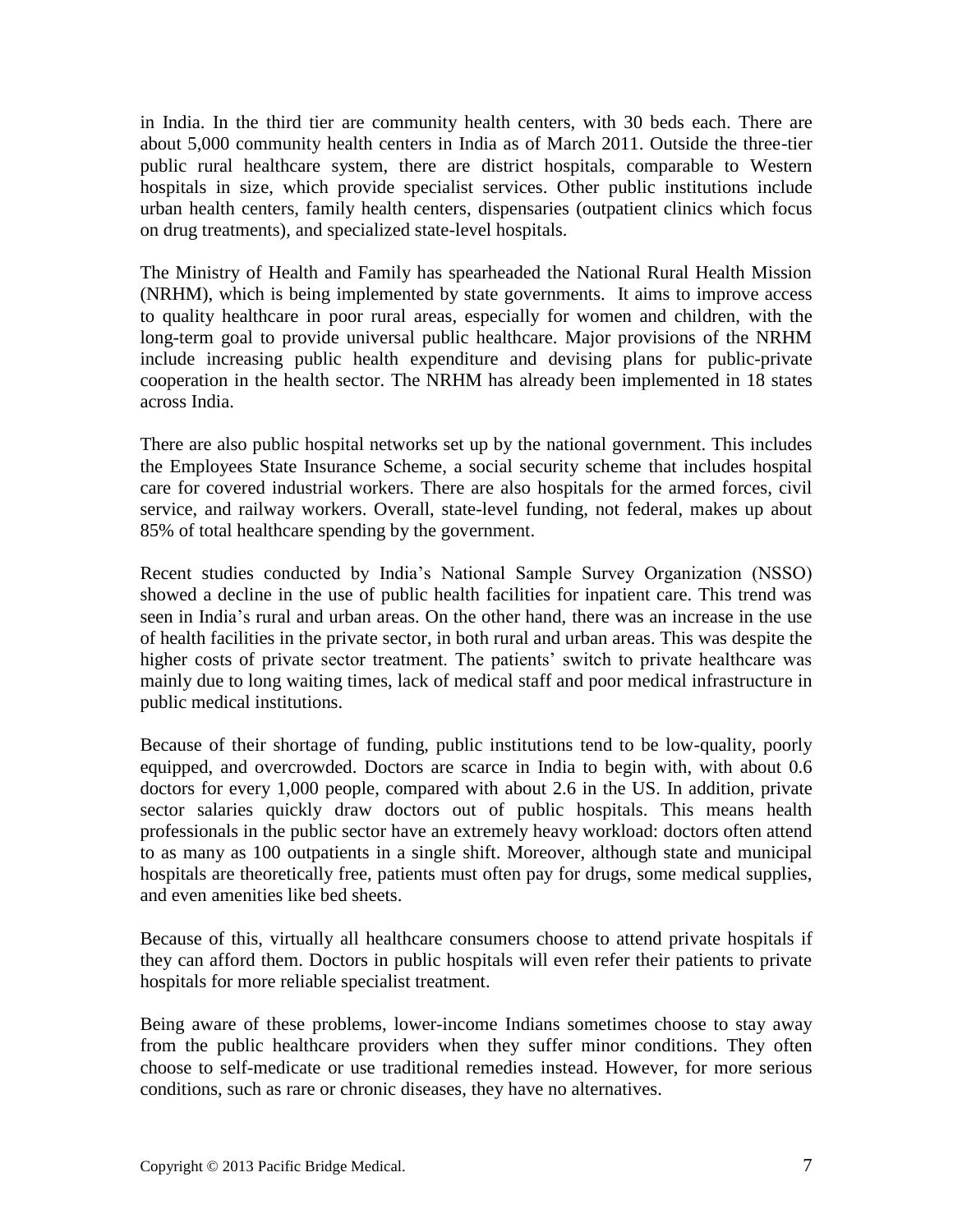in India. In the third tier are community health centers, with 30 beds each. There are about 5,000 community health centers in India as of March 2011. Outside the three-tier public rural healthcare system, there are district hospitals, comparable to Western hospitals in size, which provide specialist services. Other public institutions include urban health centers, family health centers, dispensaries (outpatient clinics which focus on drug treatments), and specialized state-level hospitals.

The Ministry of Health and Family has spearheaded the National Rural Health Mission (NRHM), which is being implemented by state governments. It aims to improve access to quality healthcare in poor rural areas, especially for women and children, with the long-term goal to provide universal public healthcare. Major provisions of the NRHM include increasing public health expenditure and devising plans for public-private cooperation in the health sector. The NRHM has already been implemented in 18 states across India.

There are also public hospital networks set up by the national government. This includes the Employees State Insurance Scheme, a social security scheme that includes hospital care for covered industrial workers. There are also hospitals for the armed forces, civil service, and railway workers. Overall, state-level funding, not federal, makes up about 85% of total healthcare spending by the government.

Recent studies conducted by India's National Sample Survey Organization (NSSO) showed a decline in the use of public health facilities for inpatient care. This trend was seen in India's rural and urban areas. On the other hand, there was an increase in the use of health facilities in the private sector, in both rural and urban areas. This was despite the higher costs of private sector treatment. The patients' switch to private healthcare was mainly due to long waiting times, lack of medical staff and poor medical infrastructure in public medical institutions.

Because of their shortage of funding, public institutions tend to be low-quality, poorly equipped, and overcrowded. Doctors are scarce in India to begin with, with about 0.6 doctors for every 1,000 people, compared with about 2.6 in the US. In addition, private sector salaries quickly draw doctors out of public hospitals. This means health professionals in the public sector have an extremely heavy workload: doctors often attend to as many as 100 outpatients in a single shift. Moreover, although state and municipal hospitals are theoretically free, patients must often pay for drugs, some medical supplies, and even amenities like bed sheets.

Because of this, virtually all healthcare consumers choose to attend private hospitals if they can afford them. Doctors in public hospitals will even refer their patients to private hospitals for more reliable specialist treatment.

Being aware of these problems, lower-income Indians sometimes choose to stay away from the public healthcare providers when they suffer minor conditions. They often choose to self-medicate or use traditional remedies instead. However, for more serious conditions, such as rare or chronic diseases, they have no alternatives.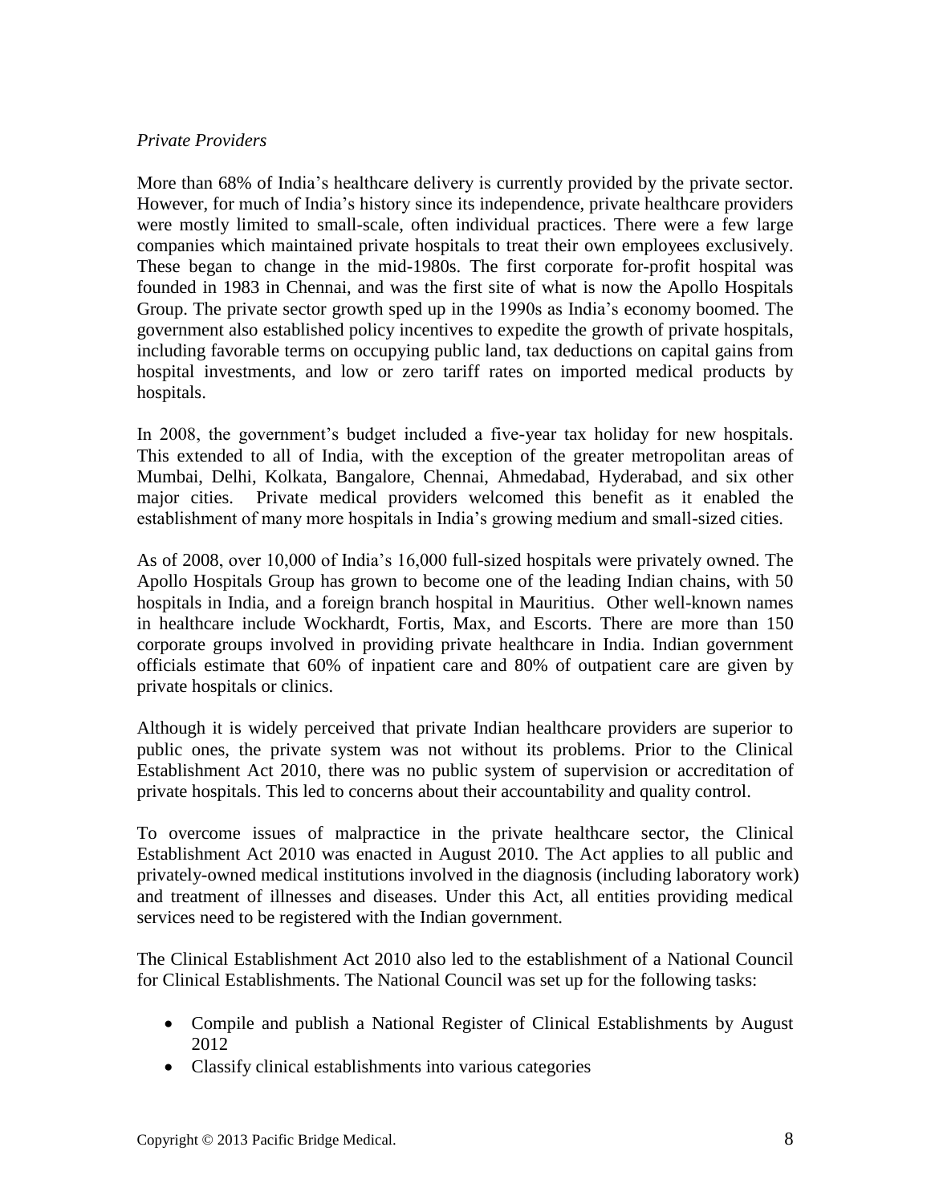*Private Providers*

More than 68% of India's healthcare delivery is currently provided by the private sector. However, for much of India's history since its independence, private healthcare providers were mostly limited to small-scale, often individual practices. There were a few large companies which maintained private hospitals to treat their own employees exclusively. These began to change in the mid-1980s. The first corporate for-profit hospital was founded in 1983 in Chennai, and was the first site of what is now the Apollo Hospitals Group. The private sector growth sped up in the 1990s as India's economy boomed. The government also established policy incentives to expedite the growth of private hospitals, including favorable terms on occupying public land, tax deductions on capital gains from hospital investments, and low or zero tariff rates on imported medical products by hospitals.

In 2008, the government's budget included a five-year tax holiday for new hospitals. This extended to all of India, with the exception of the greater metropolitan areas of Mumbai, Delhi, Kolkata, Bangalore, Chennai, Ahmedabad, Hyderabad, and six other major cities. Private medical providers welcomed this benefit as it enabled the establishment of many more hospitals in India's growing medium and small-sized cities.

As of 2008, over 10,000 of India's 16,000 full-sized hospitals were privately owned. The Apollo Hospitals Group has grown to become one of the leading Indian chains, with 50 hospitals in India, and a foreign branch hospital in Mauritius. Other well-known names in healthcare include Wockhardt, Fortis, Max, and Escorts. There are more than 150 corporate groups involved in providing private healthcare in India. Indian government officials estimate that 60% of inpatient care and 80% of outpatient care are given by private hospitals or clinics.

Although it is widely perceived that private Indian healthcare providers are superior to public ones, the private system was not without its problems. Prior to the Clinical Establishment Act 2010, there was no public system of supervision or accreditation of private hospitals. This led to concerns about their accountability and quality control.

To overcome issues of malpractice in the private healthcare sector, the Clinical Establishment Act 2010 was enacted in August 2010. The Act applies to all public and privately-owned medical institutions involved in the diagnosis (including laboratory work) and treatment of illnesses and diseases. Under this Act, all entities providing medical services need to be registered with the Indian government.

The Clinical Establishment Act 2010 also led to the establishment of a National Council for Clinical Establishments. The National Council was set up for the following tasks:

- Compile and publish a National Register of Clinical Establishments by August 2012
- Classify clinical establishments into various categories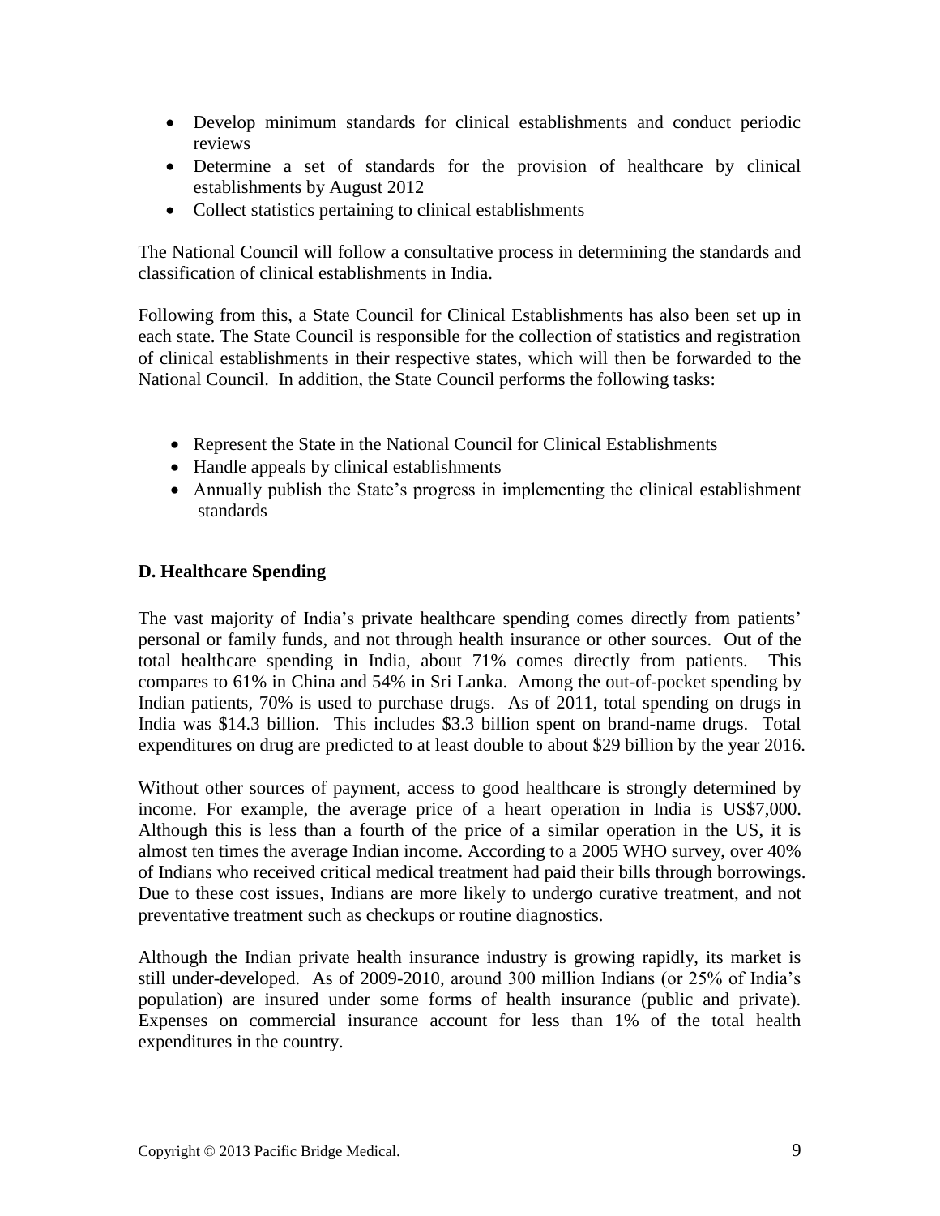- Develop minimum standards for clinical establishments and conduct periodic reviews
- Determine a set of standards for the provision of healthcare by clinical establishments by August 2012
- Collect statistics pertaining to clinical establishments

The National Council will follow a consultative process in determining the standards and classification of clinical establishments in India.

Following from this, a State Council for Clinical Establishments has also been set up in each state. The State Council is responsible for the collection of statistics and registration of clinical establishments in their respective states, which will then be forwarded to the National Council. In addition, the State Council performs the following tasks:

- Represent the State in the National Council for Clinical Establishments
- Handle appeals by clinical establishments
- Annually publish the State's progress in implementing the clinical establishment standards

### D. Healthcare Spending

The vast majority of India's private healthcare spending comes directly from patients' personal or family funds, and not through health insurance or other sources. Out of the total healthcare spending in India, about 71% comes directly from patients. This compares to 61% in China and 54% in Sri Lanka. Among the out-of-pocket spending by Indian patients, 70% is used to purchase drugs. As of 2011, total spending on drugs in India was $14.3 billion. This includes $3.3 billion spent on brand-name drugs. Total expenditures on drug are predicted to at least double to about $29 billion by the year 2016.

Without other sources of payment, access to good healthcare is strongly determined by income. For example, the average price of a heart operation in India is US$7,000. Although this is less than a fourth of the price of a similar operation in the US, it is almost ten times the average Indian income. According to a 2005 WHO survey, over 40% of Indians who received critical medical treatment had paid their bills through borrowings. Due to these cost issues, Indians are more likely to undergo curative treatment, and not preventative treatment such as checkups or routine diagnostics.

Although the Indian private health insurance industry is growing rapidly, its market is still under-developed. As of 2009-2010, around 300 million Indians (or 25% of India's population) are insured under some forms of health insurance (public and private). Expenses on commercial insurance account for less than 1% of the total health expenditures in the country.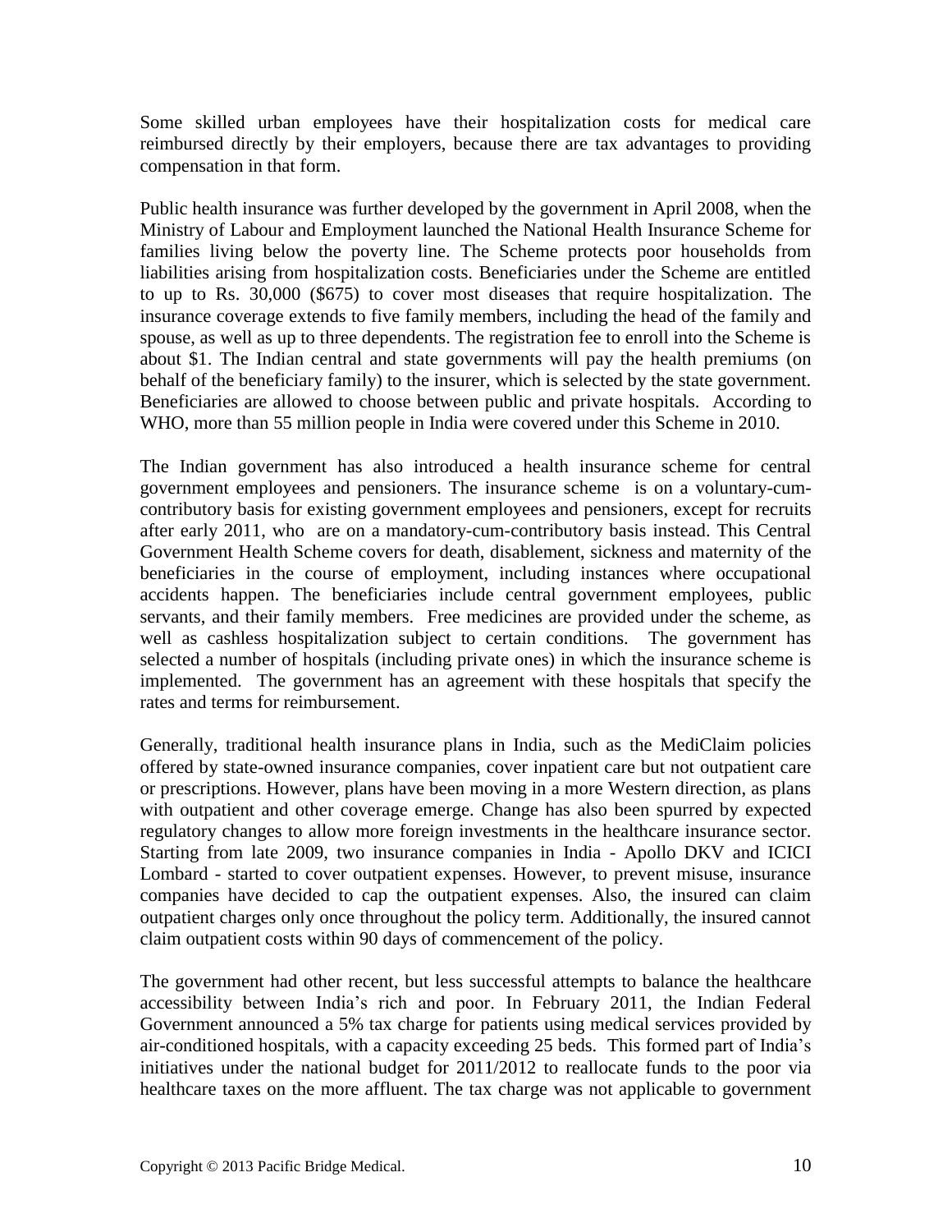Some skilled urban employees have their hospitalization costs for medical care reimbursed directly by their employers, because there are tax advantages to providing compensation in that form.

Public health insurance was further developed by the government in April 2008, when the Ministry of Labour and Employment launched the National Health Insurance Scheme for families living below the poverty line. The Scheme protects poor households from liabilities arising from hospitalization costs. Beneficiaries under the Scheme are entitled to up to Rs. 30,000 ($675) to cover most diseases that require hospitalization. The insurance coverage extends to five family members, including the head of the family and spouse, as well as up to three dependents. The registration fee to enroll into the Scheme is about $1. The Indian central and state governments will pay the health premiums (on behalf of the beneficiary family) to the insurer, which is selected by the state government. Beneficiaries are allowed to choose between public and private hospitals. According to WHO, more than 55 million people in India were covered under this Scheme in 2010.

The Indian government has also introduced a health insurance scheme for central government employees and pensioners. The insurance scheme is on a voluntary-cum-contributory basis for existing government employees and pensioners, except for recruits after early 2011, who are on a mandatory-cum-contributory basis instead. This Central Government Health Scheme covers for death, disablement, sickness and maternity of the beneficiaries in the course of employment, including instances where occupational accidents happen. The beneficiaries include central government employees, public servants, and their family members. Free medicines are provided under the scheme, as well as cashless hospitalization subject to certain conditions. The government has selected a number of hospitals (including private ones) in which the insurance scheme is implemented. The government has an agreement with these hospitals that specify the rates and terms for reimbursement.

Generally, traditional health insurance plans in India, such as the MediClaim policies offered by state-owned insurance companies, cover inpatient care but not outpatient care or prescriptions. However, plans have been moving in a more Western direction, as plans with outpatient and other coverage emerge. Change has also been spurred by expected regulatory changes to allow more foreign investments in the healthcare insurance sector. Starting from late 2009, two insurance companies in India - Apollo DKV and ICICI Lombard - started to cover outpatient expenses. However, to prevent misuse, insurance companies have decided to cap the outpatient expenses. Also, the insured can claim outpatient charges only once throughout the policy term. Additionally, the insured cannot claim outpatient costs within 90 days of commencement of the policy.

The government had other recent, but less successful attempts to balance the healthcare accessibility between India's rich and poor. In February 2011, the Indian Federal Government announced a 5% tax charge for patients using medical services provided by air-conditioned hospitals, with a capacity exceeding 25 beds. This formed part of India's initiatives under the national budget for 2011/2012 to reallocate funds to the poor via healthcare taxes on the more affluent. The tax charge was not applicable to government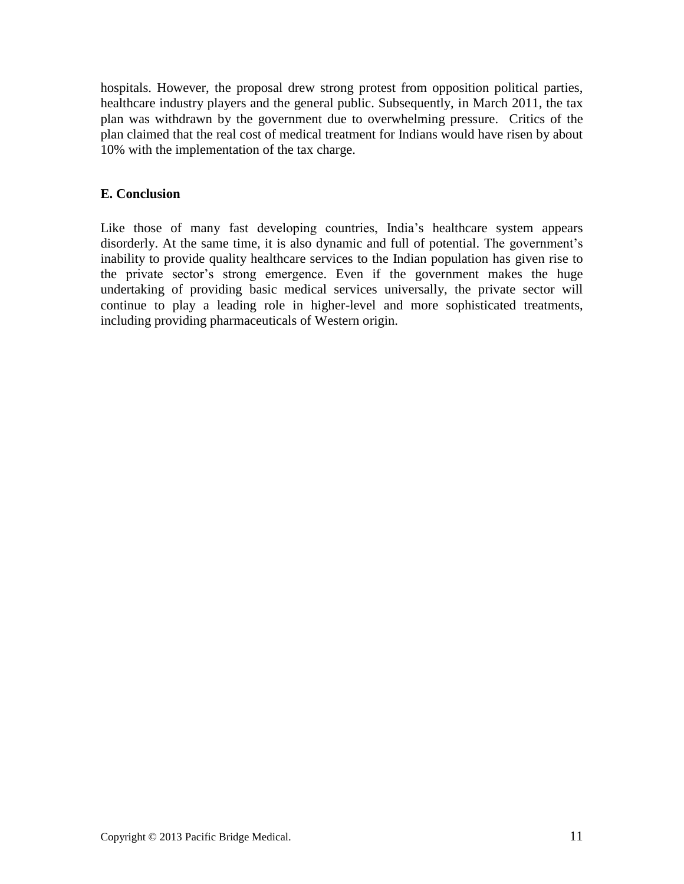hospitals. However, the proposal drew strong protest from opposition political parties, healthcare industry players and the general public. Subsequently, in March 2011, the tax plan was withdrawn by the government due to overwhelming pressure. Critics of the plan claimed that the real cost of medical treatment for Indians would have risen by about 10% with the implementation of the tax charge.

### E. Conclusion

Like those of many fast developing countries, India's healthcare system appears disorderly. At the same time, it is also dynamic and full of potential. The government's inability to provide quality healthcare services to the Indian population has given rise to the private sector's strong emergence. Even if the government makes the huge undertaking of providing basic medical services universally, the private sector will continue to play a leading role in higher-level and more sophisticated treatments, including providing pharmaceuticals of Western origin.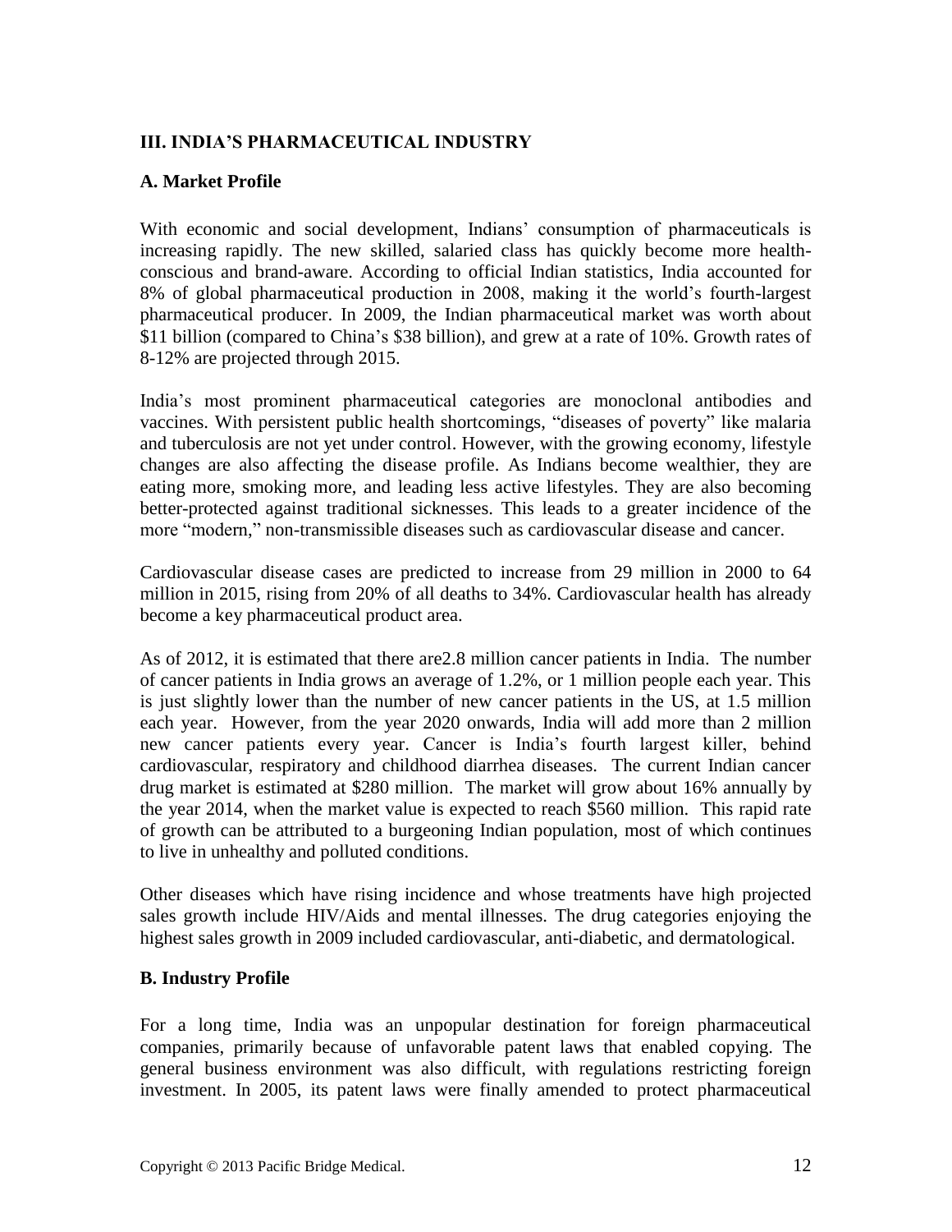## III. INDIA'S PHARMACEUTICAL INDUSTRY

### A. Market Profile

With economic and social development, Indians' consumption of pharmaceuticals is increasing rapidly. The new skilled, salaried class has quickly become more health-conscious and brand-aware. According to official Indian statistics, India accounted for 8% of global pharmaceutical production in 2008, making it the world's fourth-largest pharmaceutical producer. In 2009, the Indian pharmaceutical market was worth about $11 billion (compared to China's $38 billion), and grew at a rate of 10%. Growth rates of 8-12% are projected through 2015.

India's most prominent pharmaceutical categories are monoclonal antibodies and vaccines. With persistent public health shortcomings, "diseases of poverty" like malaria and tuberculosis are not yet under control. However, with the growing economy, lifestyle changes are also affecting the disease profile. As Indians become wealthier, they are eating more, smoking more, and leading less active lifestyles. They are also becoming better-protected against traditional sicknesses. This leads to a greater incidence of the more "modern," non-transmissible diseases such as cardiovascular disease and cancer.

Cardiovascular disease cases are predicted to increase from 29 million in 2000 to 64 million in 2015, rising from 20% of all deaths to 34%. Cardiovascular health has already become a key pharmaceutical product area.

As of 2012, it is estimated that there are2.8 million cancer patients in India. The number of cancer patients in India grows an average of 1.2%, or 1 million people each year. This is just slightly lower than the number of new cancer patients in the US, at 1.5 million each year. However, from the year 2020 onwards, India will add more than 2 million new cancer patients every year. Cancer is India's fourth largest killer, behind cardiovascular, respiratory and childhood diarrhea diseases. The current Indian cancer drug market is estimated at $280 million. The market will grow about 16% annually by the year 2014, when the market value is expected to reach $560 million. This rapid rate of growth can be attributed to a burgeoning Indian population, most of which continues to live in unhealthy and polluted conditions.

Other diseases which have rising incidence and whose treatments have high projected sales growth include HIV/Aids and mental illnesses. The drug categories enjoying the highest sales growth in 2009 included cardiovascular, anti-diabetic, and dermatological.

### B. Industry Profile

For a long time, India was an unpopular destination for foreign pharmaceutical companies, primarily because of unfavorable patent laws that enabled copying. The general business environment was also difficult, with regulations restricting foreign investment. In 2005, its patent laws were finally amended to protect pharmaceutical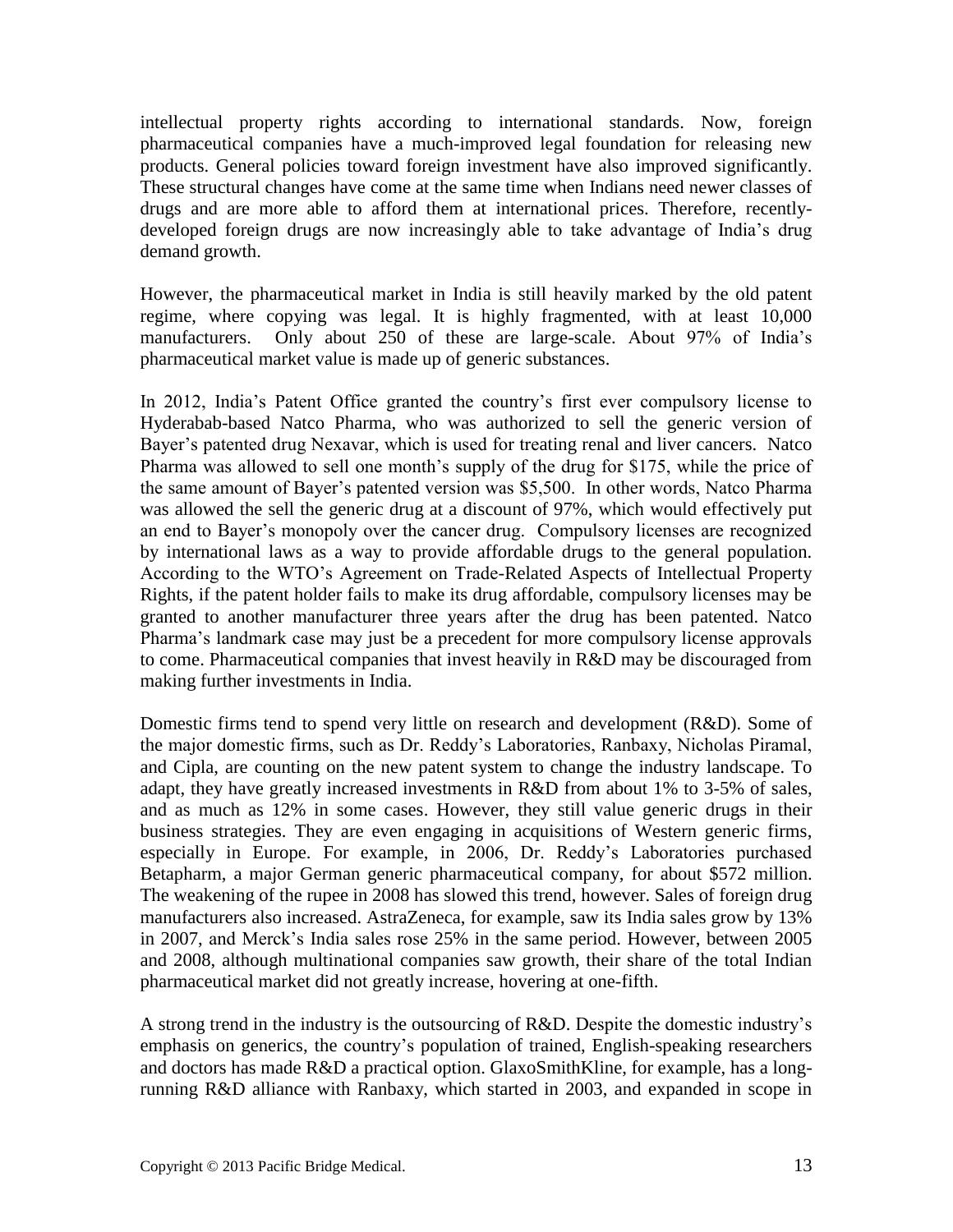intellectual property rights according to international standards. Now, foreign pharmaceutical companies have a much-improved legal foundation for releasing new products. General policies toward foreign investment have also improved significantly. These structural changes have come at the same time when Indians need newer classes of drugs and are more able to afford them at international prices. Therefore, recently-developed foreign drugs are now increasingly able to take advantage of India's drug demand growth.

However, the pharmaceutical market in India is still heavily marked by the old patent regime, where copying was legal. It is highly fragmented, with at least 10,000 manufacturers. Only about 250 of these are large-scale. About 97% of India's pharmaceutical market value is made up of generic substances.

In 2012, India's Patent Office granted the country's first ever compulsory license to Hyderabab-based Natco Pharma, who was authorized to sell the generic version of Bayer's patented drug Nexavar, which is used for treating renal and liver cancers. Natco Pharma was allowed to sell one month's supply of the drug for $175, while the price of the same amount of Bayer's patented version was $5,500. In other words, Natco Pharma was allowed the sell the generic drug at a discount of 97%, which would effectively put an end to Bayer's monopoly over the cancer drug. Compulsory licenses are recognized by international laws as a way to provide affordable drugs to the general population. According to the WTO's Agreement on Trade-Related Aspects of Intellectual Property Rights, if the patent holder fails to make its drug affordable, compulsory licenses may be granted to another manufacturer three years after the drug has been patented. Natco Pharma's landmark case may just be a precedent for more compulsory license approvals to come. Pharmaceutical companies that invest heavily in R&D may be discouraged from making further investments in India.

Domestic firms tend to spend very little on research and development (R&D). Some of the major domestic firms, such as Dr. Reddy's Laboratories, Ranbaxy, Nicholas Piramal, and Cipla, are counting on the new patent system to change the industry landscape. To adapt, they have greatly increased investments in R&D from about 1% to 3-5% of sales, and as much as 12% in some cases. However, they still value generic drugs in their business strategies. They are even engaging in acquisitions of Western generic firms, especially in Europe. For example, in 2006, Dr. Reddy's Laboratories purchased Betapharm, a major German generic pharmaceutical company, for about $572 million. The weakening of the rupee in 2008 has slowed this trend, however. Sales of foreign drug manufacturers also increased. AstraZeneca, for example, saw its India sales grow by 13% in 2007, and Merck's India sales rose 25% in the same period. However, between 2005 and 2008, although multinational companies saw growth, their share of the total Indian pharmaceutical market did not greatly increase, hovering at one-fifth.

A strong trend in the industry is the outsourcing of R&D. Despite the domestic industry's emphasis on generics, the country's population of trained, English-speaking researchers and doctors has made R&D a practical option. GlaxoSmithKline, for example, has a long-running R&D alliance with Ranbaxy, which started in 2003, and expanded in scope in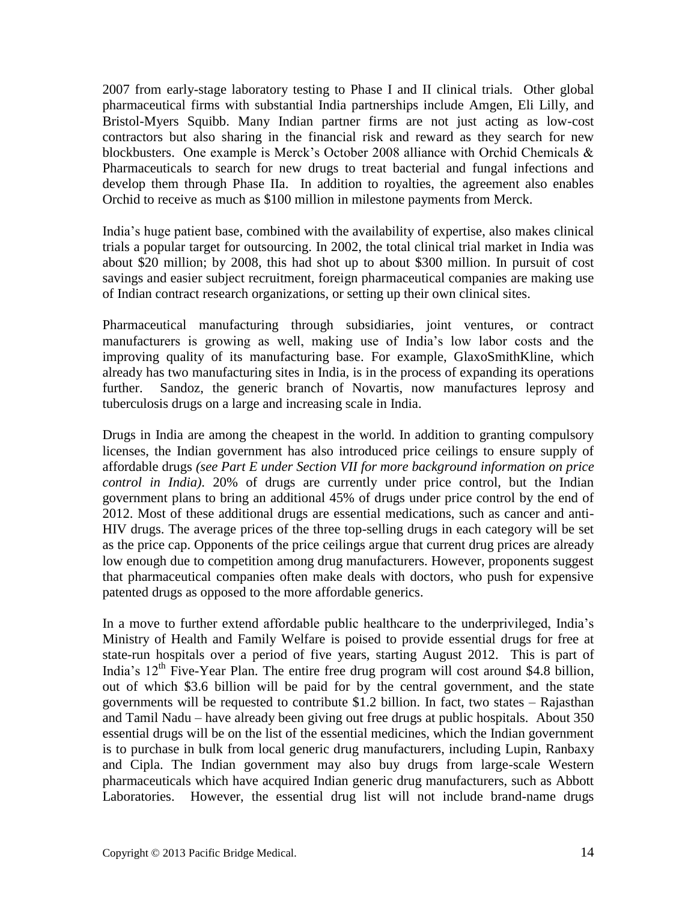2007 from early-stage laboratory testing to Phase I and II clinical trials. Other global pharmaceutical firms with substantial India partnerships include Amgen, Eli Lilly, and Bristol-Myers Squibb. Many Indian partner firms are not just acting as low-cost contractors but also sharing in the financial risk and reward as they search for new blockbusters. One example is Merck's October 2008 alliance with Orchid Chemicals & Pharmaceuticals to search for new drugs to treat bacterial and fungal infections and develop them through Phase IIa. In addition to royalties, the agreement also enables Orchid to receive as much as $100 million in milestone payments from Merck.

India's huge patient base, combined with the availability of expertise, also makes clinical trials a popular target for outsourcing. In 2002, the total clinical trial market in India was about $20 million; by 2008, this had shot up to about $300 million. In pursuit of cost savings and easier subject recruitment, foreign pharmaceutical companies are making use of Indian contract research organizations, or setting up their own clinical sites.

Pharmaceutical manufacturing through subsidiaries, joint ventures, or contract manufacturers is growing as well, making use of India's low labor costs and the improving quality of its manufacturing base. For example, GlaxoSmithKline, which already has two manufacturing sites in India, is in the process of expanding its operations further. Sandoz, the generic branch of Novartis, now manufactures leprosy and tuberculosis drugs on a large and increasing scale in India.

Drugs in India are among the cheapest in the world. In addition to granting compulsory licenses, the Indian government has also introduced price ceilings to ensure supply of affordable drugs *(see Part E under Section VII for more background information on price control in India)*. 20% of drugs are currently under price control, but the Indian government plans to bring an additional 45% of drugs under price control by the end of 2012. Most of these additional drugs are essential medications, such as cancer and anti-HIV drugs. The average prices of the three top-selling drugs in each category will be set as the price cap. Opponents of the price ceilings argue that current drug prices are already low enough due to competition among drug manufacturers. However, proponents suggest that pharmaceutical companies often make deals with doctors, who push for expensive patented drugs as opposed to the more affordable generics.

In a move to further extend affordable public healthcare to the underprivileged, India's Ministry of Health and Family Welfare is poised to provide essential drugs for free at state-run hospitals over a period of five years, starting August 2012. This is part of India's 12th Five-Year Plan. The entire free drug program will cost around $4.8 billion, out of which $3.6 billion will be paid for by the central government, and the state governments will be requested to contribute $1.2 billion. In fact, two states – Rajasthan and Tamil Nadu – have already been giving out free drugs at public hospitals. About 350 essential drugs will be on the list of the essential medicines, which the Indian government is to purchase in bulk from local generic drug manufacturers, including Lupin, Ranbaxy and Cipla. The Indian government may also buy drugs from large-scale Western pharmaceuticals which have acquired Indian generic drug manufacturers, such as Abbott Laboratories. However, the essential drug list will not include brand-name drugs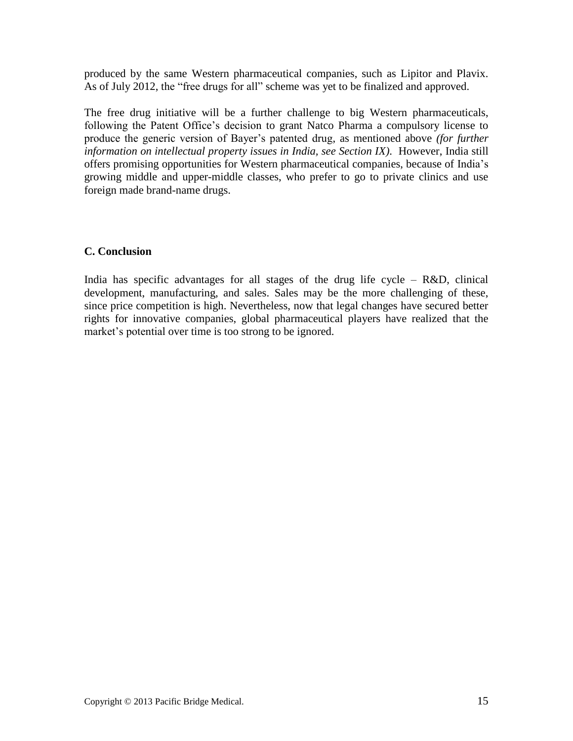produced by the same Western pharmaceutical companies, such as Lipitor and Plavix. As of July 2012, the "free drugs for all" scheme was yet to be finalized and approved.

The free drug initiative will be a further challenge to big Western pharmaceuticals, following the Patent Office's decision to grant Natco Pharma a compulsory license to produce the generic version of Bayer's patented drug, as mentioned above *(for further information on intellectual property issues in India, see Section IX).* However, India still offers promising opportunities for Western pharmaceutical companies, because of India's growing middle and upper-middle classes, who prefer to go to private clinics and use foreign made brand-name drugs.

### C. Conclusion

India has specific advantages for all stages of the drug life cycle – R&D, clinical development, manufacturing, and sales. Sales may be the more challenging of these, since price competition is high. Nevertheless, now that legal changes have secured better rights for innovative companies, global pharmaceutical players have realized that the market's potential over time is too strong to be ignored.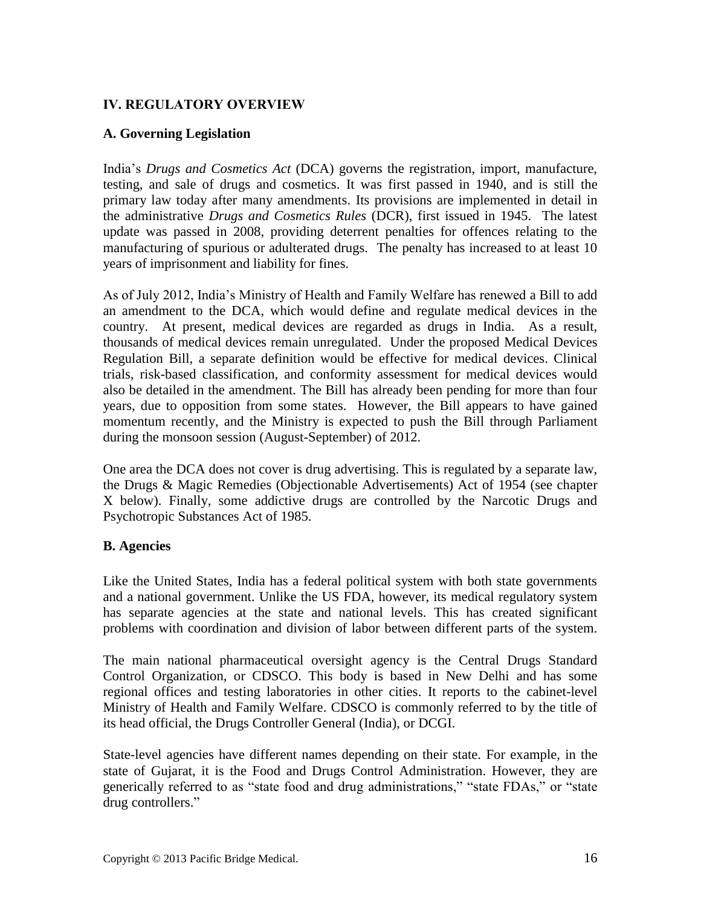## IV. REGULATORY OVERVIEW

### A. Governing Legislation

India's *Drugs and Cosmetics Act* (DCA) governs the registration, import, manufacture, testing, and sale of drugs and cosmetics. It was first passed in 1940, and is still the primary law today after many amendments. Its provisions are implemented in detail in the administrative *Drugs and Cosmetics Rules* (DCR), first issued in 1945. The latest update was passed in 2008, providing deterrent penalties for offences relating to the manufacturing of spurious or adulterated drugs. The penalty has increased to at least 10 years of imprisonment and liability for fines.

As of July 2012, India's Ministry of Health and Family Welfare has renewed a Bill to add an amendment to the DCA, which would define and regulate medical devices in the country. At present, medical devices are regarded as drugs in India. As a result, thousands of medical devices remain unregulated. Under the proposed Medical Devices Regulation Bill, a separate definition would be effective for medical devices. Clinical trials, risk-based classification, and conformity assessment for medical devices would also be detailed in the amendment. The Bill has already been pending for more than four years, due to opposition from some states. However, the Bill appears to have gained momentum recently, and the Ministry is expected to push the Bill through Parliament during the monsoon session (August-September) of 2012.

One area the DCA does not cover is drug advertising. This is regulated by a separate law, the Drugs & Magic Remedies (Objectionable Advertisements) Act of 1954 (see chapter X below). Finally, some addictive drugs are controlled by the Narcotic Drugs and Psychotropic Substances Act of 1985.

### B. Agencies

Like the United States, India has a federal political system with both state governments and a national government. Unlike the US FDA, however, its medical regulatory system has separate agencies at the state and national levels. This has created significant problems with coordination and division of labor between different parts of the system.

The main national pharmaceutical oversight agency is the Central Drugs Standard Control Organization, or CDSCO. This body is based in New Delhi and has some regional offices and testing laboratories in other cities. It reports to the cabinet-level Ministry of Health and Family Welfare. CDSCO is commonly referred to by the title of its head official, the Drugs Controller General (India), or DCGI.

State-level agencies have different names depending on their state. For example, in the state of Gujarat, it is the Food and Drugs Control Administration. However, they are generically referred to as "state food and drug administrations," "state FDAs," or "state drug controllers."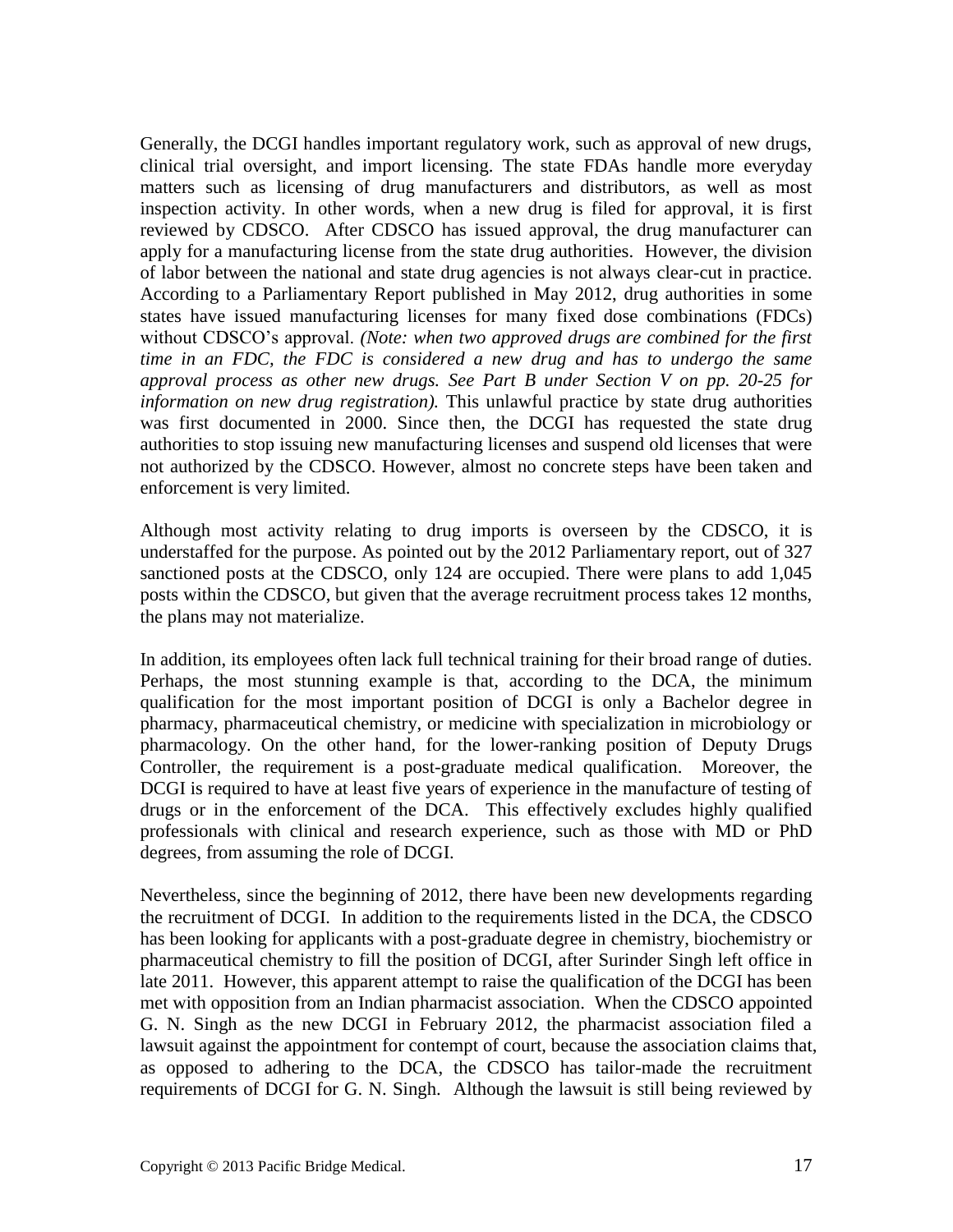Generally, the DCGI handles important regulatory work, such as approval of new drugs, clinical trial oversight, and import licensing. The state FDAs handle more everyday matters such as licensing of drug manufacturers and distributors, as well as most inspection activity. In other words, when a new drug is filed for approval, it is first reviewed by CDSCO. After CDSCO has issued approval, the drug manufacturer can apply for a manufacturing license from the state drug authorities. However, the division of labor between the national and state drug agencies is not always clear-cut in practice. According to a Parliamentary Report published in May 2012, drug authorities in some states have issued manufacturing licenses for many fixed dose combinations (FDCs) without CDSCO's approval. *(Note: when two approved drugs are combined for the first time in an FDC, the FDC is considered a new drug and has to undergo the same approval process as other new drugs. See Part B under Section V on pp. 20-25 for information on new drug registration).* This unlawful practice by state drug authorities was first documented in 2000. Since then, the DCGI has requested the state drug authorities to stop issuing new manufacturing licenses and suspend old licenses that were not authorized by the CDSCO. However, almost no concrete steps have been taken and enforcement is very limited.

Although most activity relating to drug imports is overseen by the CDSCO, it is understaffed for the purpose. As pointed out by the 2012 Parliamentary report, out of 327 sanctioned posts at the CDSCO, only 124 are occupied. There were plans to add 1,045 posts within the CDSCO, but given that the average recruitment process takes 12 months, the plans may not materialize.

In addition, its employees often lack full technical training for their broad range of duties. Perhaps, the most stunning example is that, according to the DCA, the minimum qualification for the most important position of DCGI is only a Bachelor degree in pharmacy, pharmaceutical chemistry, or medicine with specialization in microbiology or pharmacology. On the other hand, for the lower-ranking position of Deputy Drugs Controller, the requirement is a post-graduate medical qualification. Moreover, the DCGI is required to have at least five years of experience in the manufacture of testing of drugs or in the enforcement of the DCA. This effectively excludes highly qualified professionals with clinical and research experience, such as those with MD or PhD degrees, from assuming the role of DCGI.

Nevertheless, since the beginning of 2012, there have been new developments regarding the recruitment of DCGI. In addition to the requirements listed in the DCA, the CDSCO has been looking for applicants with a post-graduate degree in chemistry, biochemistry or pharmaceutical chemistry to fill the position of DCGI, after Surinder Singh left office in late 2011. However, this apparent attempt to raise the qualification of the DCGI has been met with opposition from an Indian pharmacist association. When the CDSCO appointed G. N. Singh as the new DCGI in February 2012, the pharmacist association filed a lawsuit against the appointment for contempt of court, because the association claims that, as opposed to adhering to the DCA, the CDSCO has tailor-made the recruitment requirements of DCGI for G. N. Singh. Although the lawsuit is still being reviewed by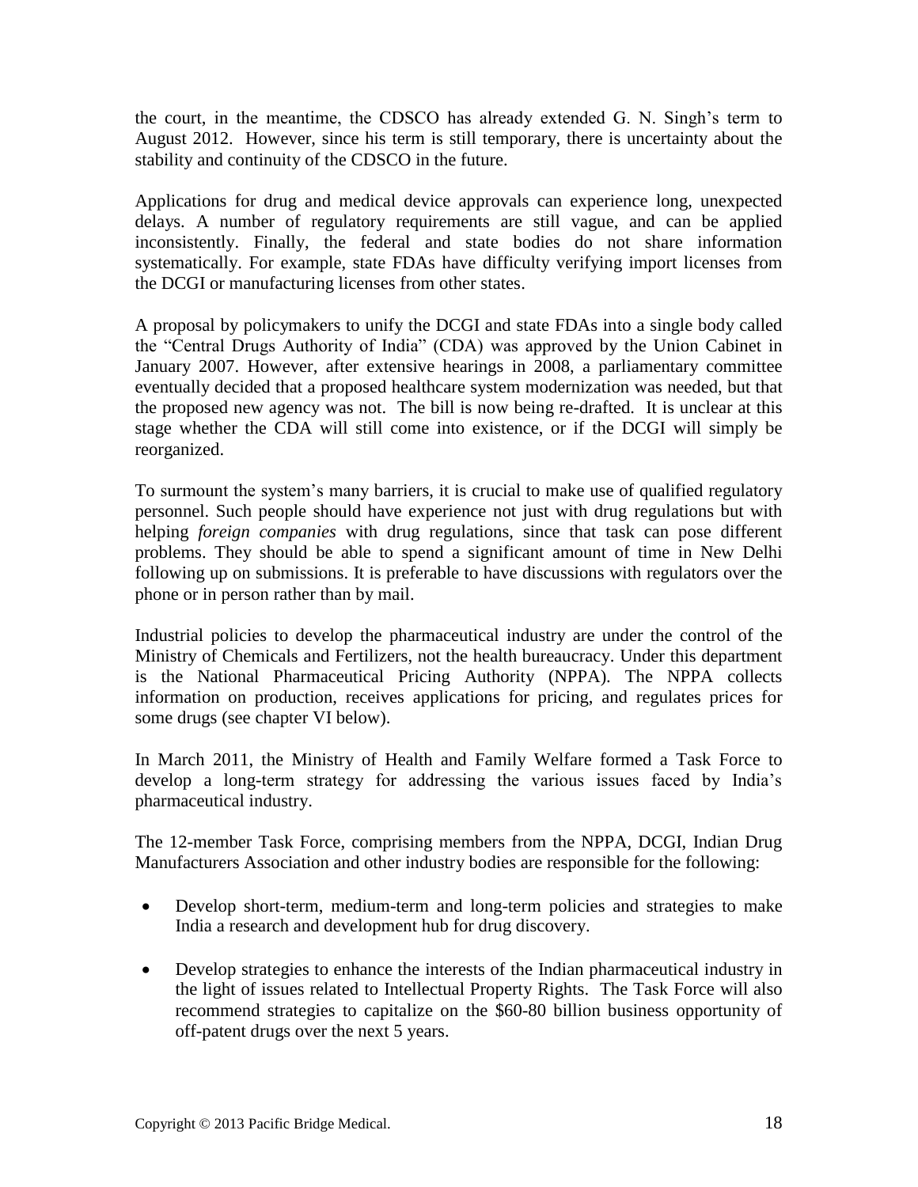the court, in the meantime, the CDSCO has already extended G. N. Singh's term to August 2012. However, since his term is still temporary, there is uncertainty about the stability and continuity of the CDSCO in the future.

Applications for drug and medical device approvals can experience long, unexpected delays. A number of regulatory requirements are still vague, and can be applied inconsistently. Finally, the federal and state bodies do not share information systematically. For example, state FDAs have difficulty verifying import licenses from the DCGI or manufacturing licenses from other states.

A proposal by policymakers to unify the DCGI and state FDAs into a single body called the "Central Drugs Authority of India" (CDA) was approved by the Union Cabinet in January 2007. However, after extensive hearings in 2008, a parliamentary committee eventually decided that a proposed healthcare system modernization was needed, but that the proposed new agency was not. The bill is now being re-drafted. It is unclear at this stage whether the CDA will still come into existence, or if the DCGI will simply be reorganized.

To surmount the system's many barriers, it is crucial to make use of qualified regulatory personnel. Such people should have experience not just with drug regulations but with helping *foreign companies* with drug regulations, since that task can pose different problems. They should be able to spend a significant amount of time in New Delhi following up on submissions. It is preferable to have discussions with regulators over the phone or in person rather than by mail.

Industrial policies to develop the pharmaceutical industry are under the control of the Ministry of Chemicals and Fertilizers, not the health bureaucracy. Under this department is the National Pharmaceutical Pricing Authority (NPPA). The NPPA collects information on production, receives applications for pricing, and regulates prices for some drugs (see chapter VI below).

In March 2011, the Ministry of Health and Family Welfare formed a Task Force to develop a long-term strategy for addressing the various issues faced by India's pharmaceutical industry.

The 12-member Task Force, comprising members from the NPPA, DCGI, Indian Drug Manufacturers Association and other industry bodies are responsible for the following:

- Develop short-term, medium-term and long-term policies and strategies to make India a research and development hub for drug discovery.
- Develop strategies to enhance the interests of the Indian pharmaceutical industry in the light of issues related to Intellectual Property Rights. The Task Force will also recommend strategies to capitalize on the $60-80 billion business opportunity of off-patent drugs over the next 5 years.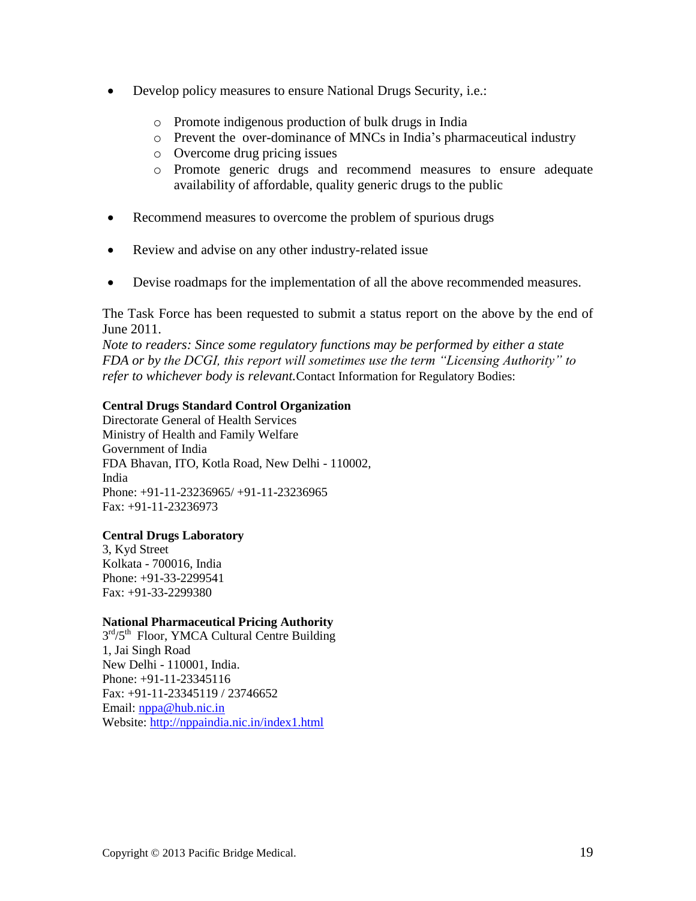- Develop policy measures to ensure National Drugs Security, i.e.:
  - Promote indigenous production of bulk drugs in India
  - Prevent the over-dominance of MNCs in India's pharmaceutical industry
  - Overcome drug pricing issues
  - Promote generic drugs and recommend measures to ensure adequate availability of affordable, quality generic drugs to the public
- Recommend measures to overcome the problem of spurious drugs
- Review and advise on any other industry-related issue
- Devise roadmaps for the implementation of all the above recommended measures.

The Task Force has been requested to submit a status report on the above by the end of June 2011.

*Note to readers: Since some regulatory functions may be performed by either a state FDA or by the DCGI, this report will sometimes use the term "Licensing Authority" to refer to whichever body is relevant.* Contact Information for Regulatory Bodies:

**Central Drugs Standard Control Organization**
Directorate General of Health Services
Ministry of Health and Family Welfare
Government of India
FDA Bhavan, ITO, Kotla Road, New Delhi - 110002, India
Phone: +91-11-23236965/ +91-11-23236965
Fax: +91-11-23236973

**Central Drugs Laboratory**
3, Kyd Street
Kolkata - 700016, India
Phone: +91-33-2299541
Fax: +91-33-2299380

**National Pharmaceutical Pricing Authority**
3rd/5th Floor, YMCA Cultural Centre Building
1, Jai Singh Road
New Delhi - 110001, India.
Phone: +91-11-23345116
Fax: +91-11-23345119 / 23746652
Email: nppa@hub.nic.in
Website: http://nppaindia.nic.in/index1.html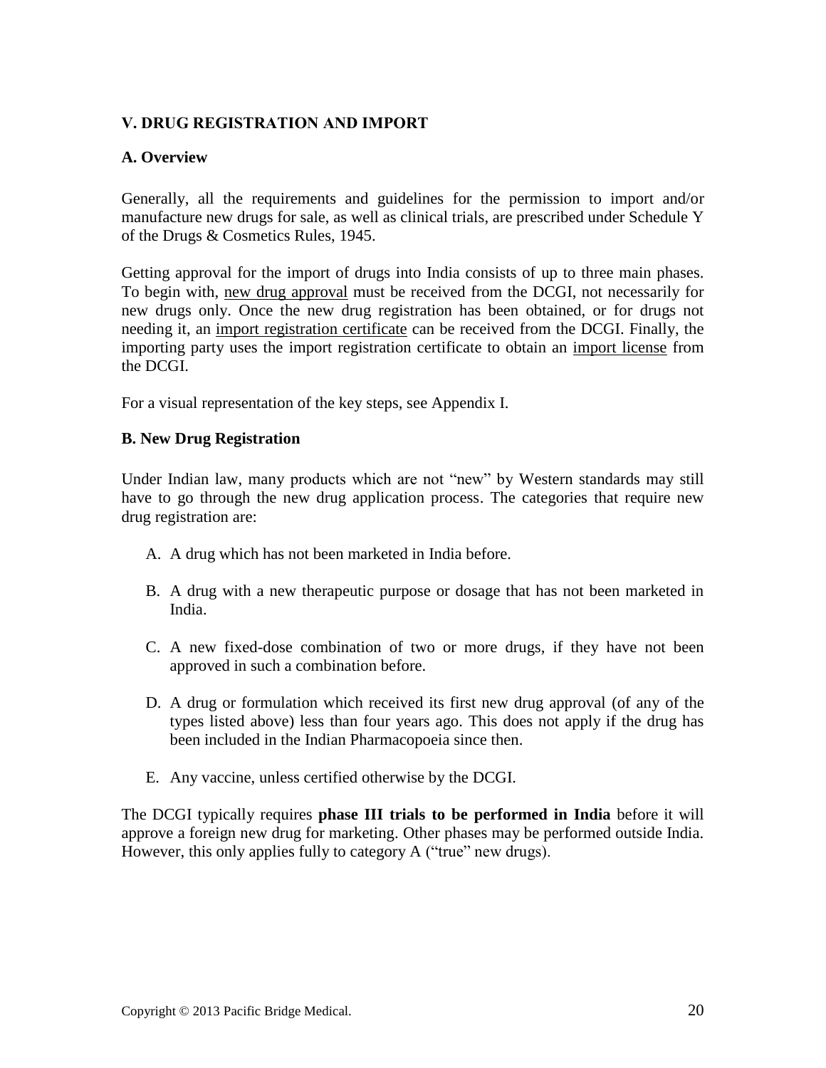## V. DRUG REGISTRATION AND IMPORT

### A. Overview

Generally, all the requirements and guidelines for the permission to import and/or manufacture new drugs for sale, as well as clinical trials, are prescribed under Schedule Y of the Drugs & Cosmetics Rules, 1945.

Getting approval for the import of drugs into India consists of up to three main phases. To begin with, new drug approval must be received from the DCGI, not necessarily for new drugs only. Once the new drug registration has been obtained, or for drugs not needing it, an import registration certificate can be received from the DCGI. Finally, the importing party uses the import registration certificate to obtain an import license from the DCGI.

For a visual representation of the key steps, see Appendix I.

### B. New Drug Registration

Under Indian law, many products which are not "new" by Western standards may still have to go through the new drug application process. The categories that require new drug registration are:

A. A drug which has not been marketed in India before.

B. A drug with a new therapeutic purpose or dosage that has not been marketed in India.

C. A new fixed-dose combination of two or more drugs, if they have not been approved in such a combination before.

D. A drug or formulation which received its first new drug approval (of any of the types listed above) less than four years ago. This does not apply if the drug has been included in the Indian Pharmacopoeia since then.

E. Any vaccine, unless certified otherwise by the DCGI.

The DCGI typically requires **phase III trials to be performed in India** before it will approve a foreign new drug for marketing. Other phases may be performed outside India. However, this only applies fully to category A ("true" new drugs).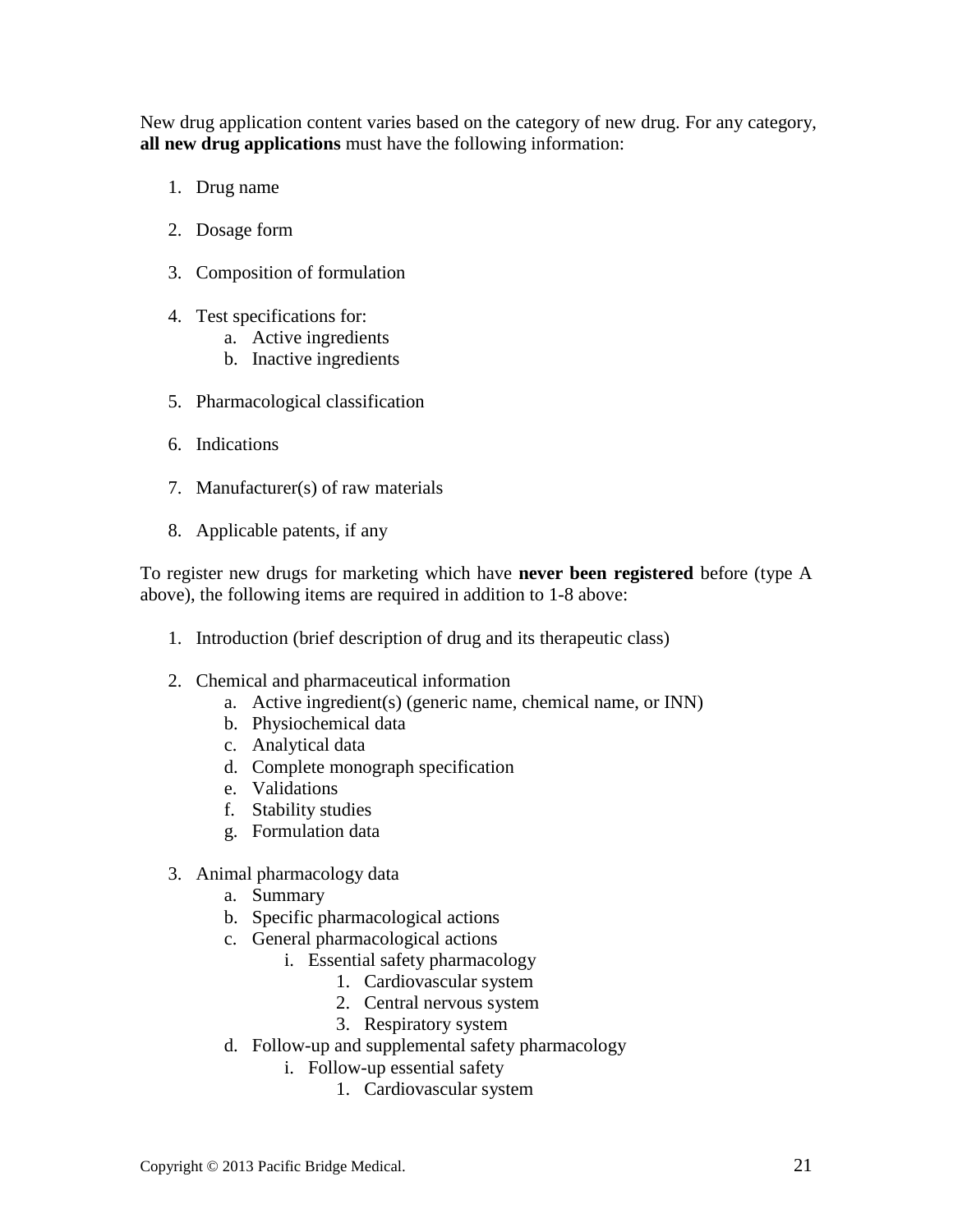New drug application content varies based on the category of new drug. For any category, **all new drug applications** must have the following information:

1. Drug name

2. Dosage form

3. Composition of formulation

4. Test specifications for:
    a. Active ingredients
    b. Inactive ingredients

5. Pharmacological classification

6. Indications

7. Manufacturer(s) of raw materials

8. Applicable patents, if any

To register new drugs for marketing which have **never been registered** before (type A above), the following items are required in addition to 1-8 above:

1. Introduction (brief description of drug and its therapeutic class)

2. Chemical and pharmaceutical information
    a. Active ingredient(s) (generic name, chemical name, or INN)
    b. Physiochemical data
    c. Analytical data
    d. Complete monograph specification
    e. Validations
    f. Stability studies
    g. Formulation data

3. Animal pharmacology data
    a. Summary
    b. Specific pharmacological actions
    c. General pharmacological actions
        i. Essential safety pharmacology
            1. Cardiovascular system
            2. Central nervous system
            3. Respiratory system
    d. Follow-up and supplemental safety pharmacology
        i. Follow-up essential safety
            1. Cardiovascular system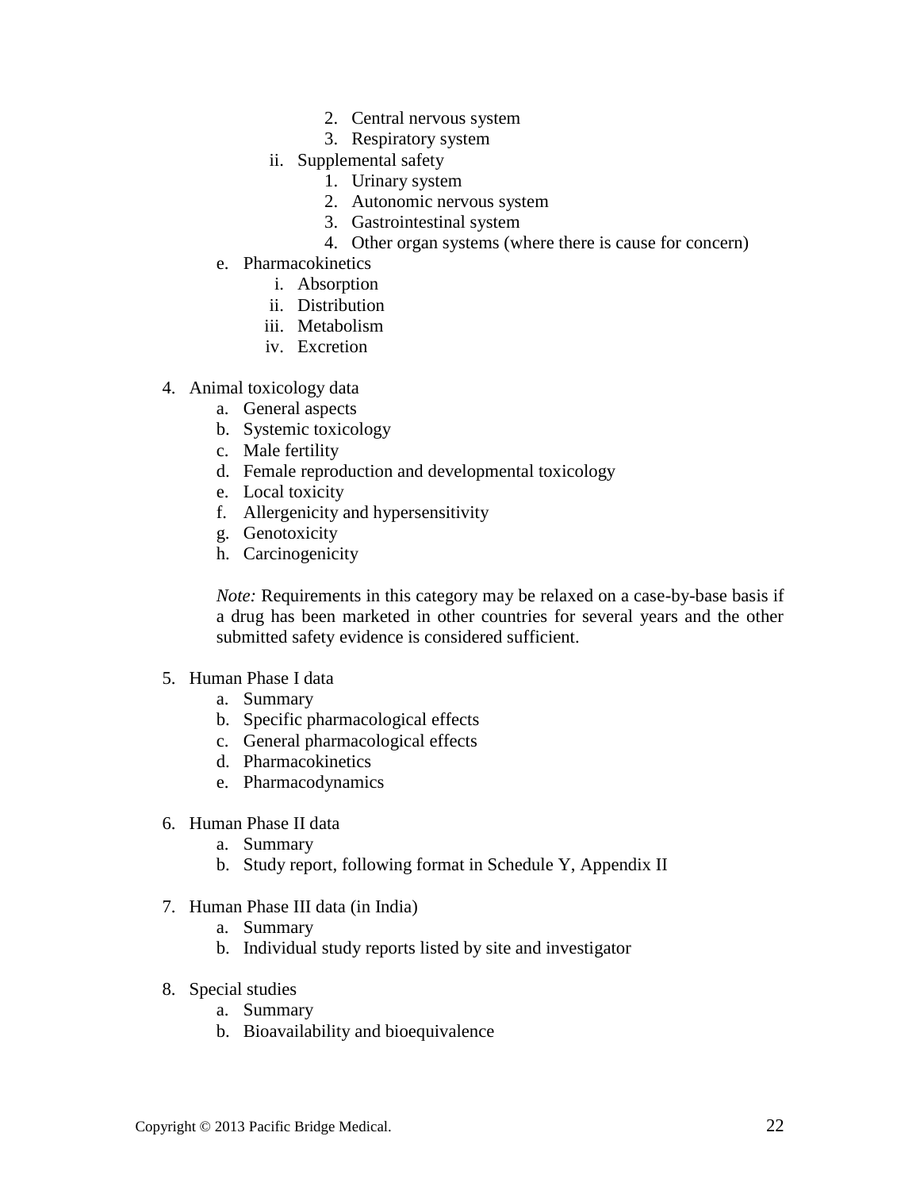2. Central nervous system
            3. Respiratory system
        - ii. Supplemental safety
            1. Urinary system
            2. Autonomic nervous system
            3. Gastrointestinal system
            4. Other organ systems (where there is cause for concern)
    - e. Pharmacokinetics
        - i. Absorption
        - ii. Distribution
        - iii. Metabolism
        - iv. Excretion

4. Animal toxicology data
    - a. General aspects
    - b. Systemic toxicology
    - c. Male fertility
    - d. Female reproduction and developmental toxicology
    - e. Local toxicity
    - f. Allergenicity and hypersensitivity
    - g. Genotoxicity
    - h. Carcinogenicity

    *Note:* Requirements in this category may be relaxed on a case-by-base basis if a drug has been marketed in other countries for several years and the other submitted safety evidence is considered sufficient.

5. Human Phase I data
    - a. Summary
    - b. Specific pharmacological effects
    - c. General pharmacological effects
    - d. Pharmacokinetics
    - e. Pharmacodynamics

6. Human Phase II data
    - a. Summary
    - b. Study report, following format in Schedule Y, Appendix II

7. Human Phase III data (in India)
    - a. Summary
    - b. Individual study reports listed by site and investigator

8. Special studies
    - a. Summary
    - b. Bioavailability and bioequivalence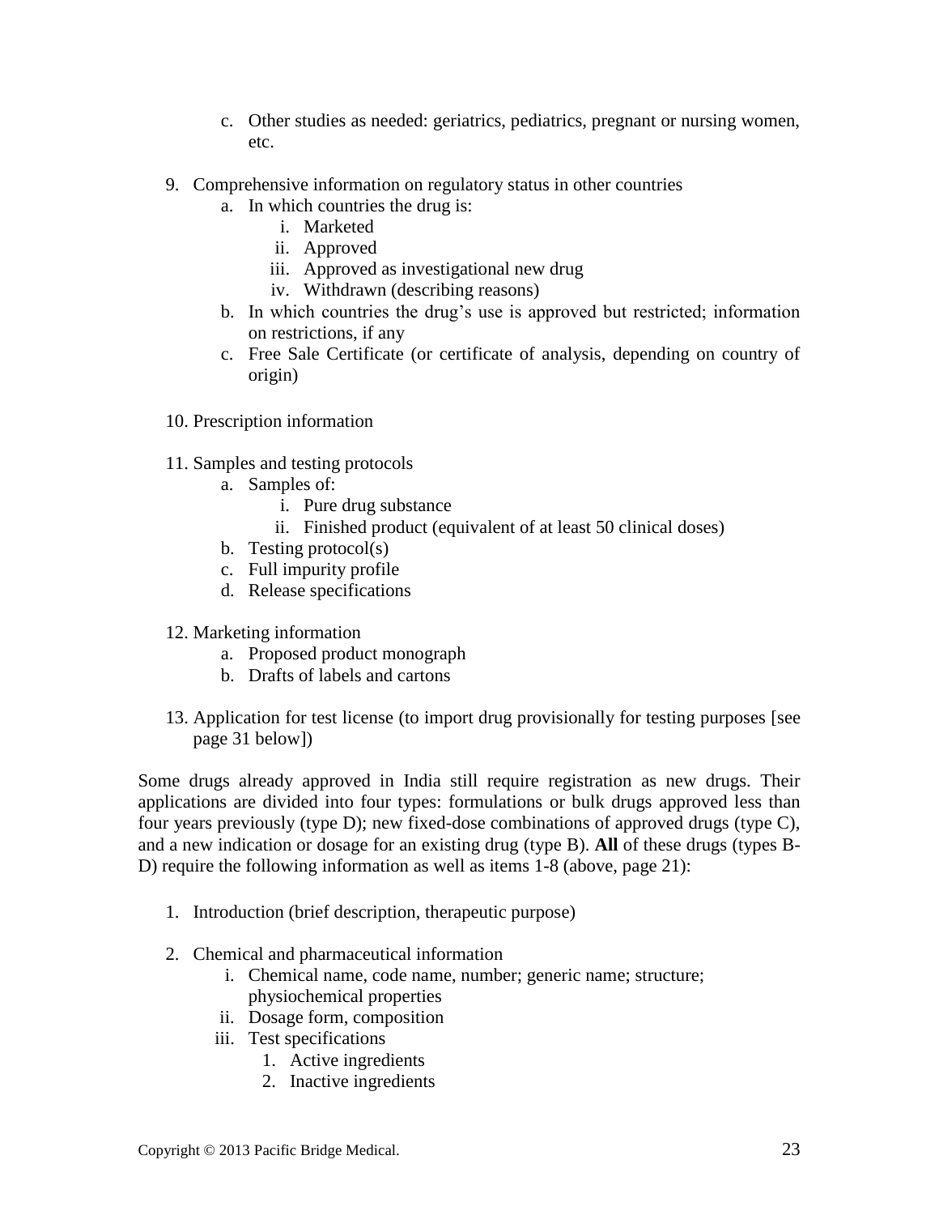c. Other studies as needed: geriatrics, pediatrics, pregnant or nursing women, etc.

9. Comprehensive information on regulatory status in other countries
   a. In which countries the drug is:
      i. Marketed
      ii. Approved
      iii. Approved as investigational new drug
      iv. Withdrawn (describing reasons)
   b. In which countries the drug's use is approved but restricted; information on restrictions, if any
   c. Free Sale Certificate (or certificate of analysis, depending on country of origin)

10. Prescription information

11. Samples and testing protocols
    a. Samples of:
       i. Pure drug substance
       ii. Finished product (equivalent of at least 50 clinical doses)
    b. Testing protocol(s)
    c. Full impurity profile
    d. Release specifications

12. Marketing information
    a. Proposed product monograph
    b. Drafts of labels and cartons

13. Application for test license (to import drug provisionally for testing purposes [see page 31 below])

Some drugs already approved in India still require registration as new drugs. Their applications are divided into four types: formulations or bulk drugs approved less than four years previously (type D); new fixed-dose combinations of approved drugs (type C), and a new indication or dosage for an existing drug (type B). **All** of these drugs (types B-D) require the following information as well as items 1-8 (above, page 21):

1. Introduction (brief description, therapeutic purpose)

2. Chemical and pharmaceutical information
   i. Chemical name, code name, number; generic name; structure; physiochemical properties
   ii. Dosage form, composition
   iii. Test specifications
      1. Active ingredients
      2. Inactive ingredients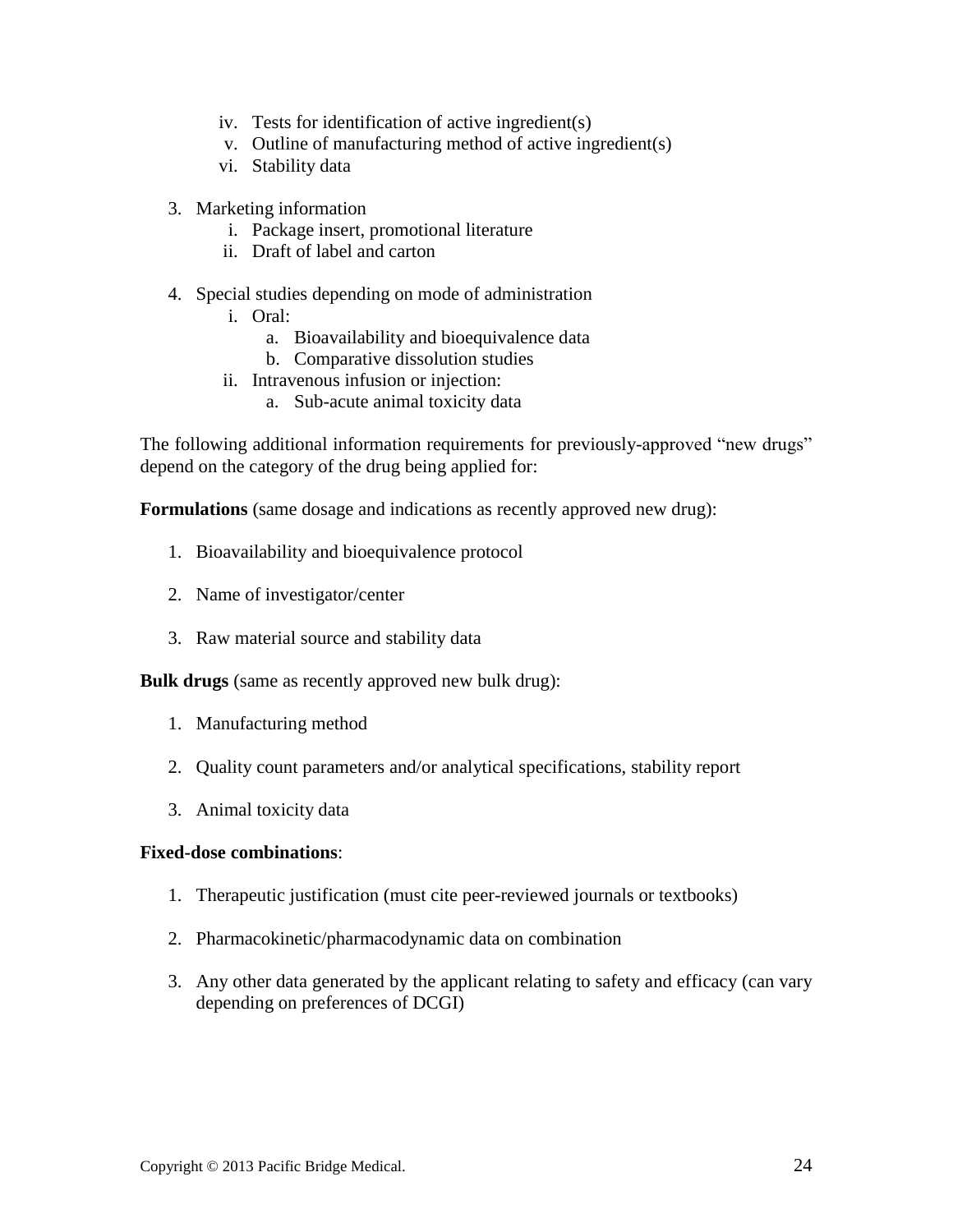iv. Tests for identification of active ingredient(s)
    v. Outline of manufacturing method of active ingredient(s)
    vi. Stability data

3. Marketing information
    i. Package insert, promotional literature
    ii. Draft of label and carton

4. Special studies depending on mode of administration
    i. Oral:
        a. Bioavailability and bioequivalence data
        b. Comparative dissolution studies
    ii. Intravenous infusion or injection:
        a. Sub-acute animal toxicity data

The following additional information requirements for previously-approved "new drugs" depend on the category of the drug being applied for:

**Formulations** (same dosage and indications as recently approved new drug):

1. Bioavailability and bioequivalence protocol

2. Name of investigator/center

3. Raw material source and stability data

**Bulk drugs** (same as recently approved new bulk drug):

1. Manufacturing method

2. Quality count parameters and/or analytical specifications, stability report

3. Animal toxicity data

**Fixed-dose combinations**:

1. Therapeutic justification (must cite peer-reviewed journals or textbooks)

2. Pharmacokinetic/pharmacodynamic data on combination

3. Any other data generated by the applicant relating to safety and efficacy (can vary depending on preferences of DCGI)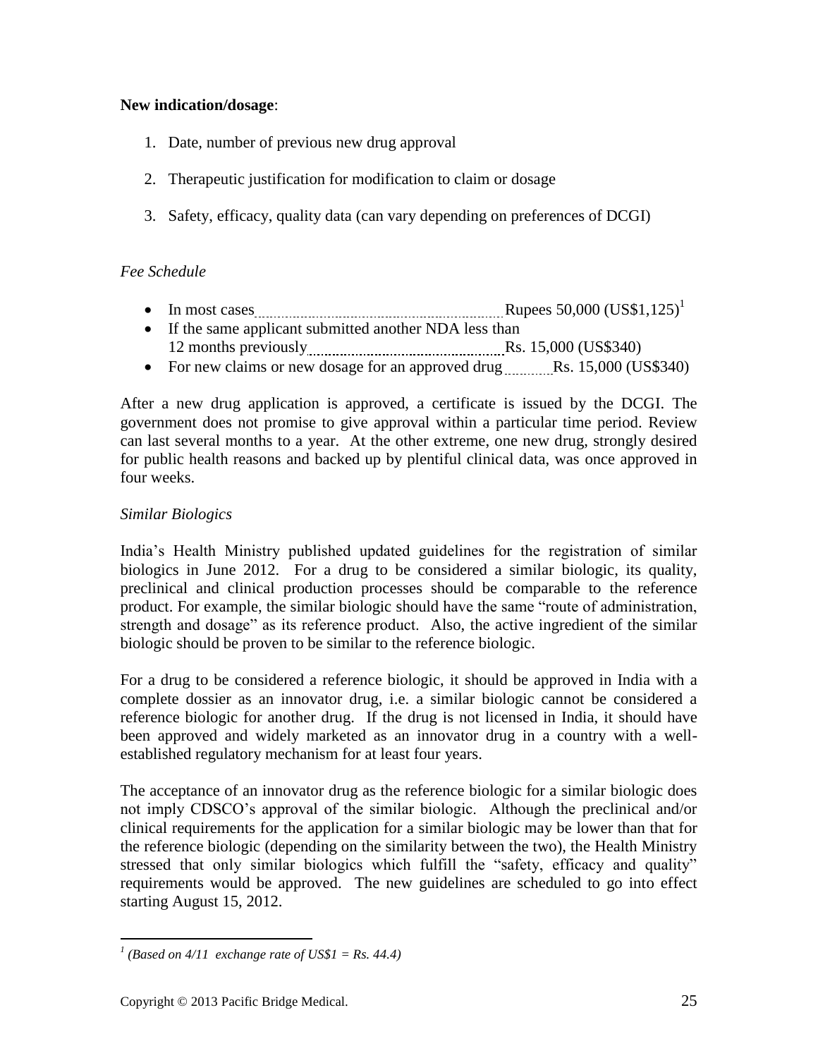**New indication/dosage**:

1. Date, number of previous new drug approval
2. Therapeutic justification for modification to claim or dosage
3. Safety, efficacy, quality data (can vary depending on preferences of DCGI)

*Fee Schedule*

- In most cases .................... Rupees 50,000 (US$1,125)[1]
- If the same applicant submitted another NDA less than 12 months previously .................... Rs. 15,000 (US$340)
- For new claims or new dosage for an approved drug .......... Rs. 15,000 (US$340)

After a new drug application is approved, a certificate is issued by the DCGI. The government does not promise to give approval within a particular time period. Review can last several months to a year. At the other extreme, one new drug, strongly desired for public health reasons and backed up by plentiful clinical data, was once approved in four weeks.

*Similar Biologics*

India's Health Ministry published updated guidelines for the registration of similar biologics in June 2012. For a drug to be considered a similar biologic, its quality, preclinical and clinical production processes should be comparable to the reference product. For example, the similar biologic should have the same "route of administration, strength and dosage" as its reference product. Also, the active ingredient of the similar biologic should be proven to be similar to the reference biologic.

For a drug to be considered a reference biologic, it should be approved in India with a complete dossier as an innovator drug, i.e. a similar biologic cannot be considered a reference biologic for another drug. If the drug is not licensed in India, it should have been approved and widely marketed as an innovator drug in a country with a well-established regulatory mechanism for at least four years.

The acceptance of an innovator drug as the reference biologic for a similar biologic does not imply CDSCO's approval of the similar biologic. Although the preclinical and/or clinical requirements for the application for a similar biologic may be lower than that for the reference biologic (depending on the similarity between the two), the Health Ministry stressed that only similar biologics which fulfill the "safety, efficacy and quality" requirements would be approved. The new guidelines are scheduled to go into effect starting August 15, 2012.

---

[1] *(Based on 4/11 exchange rate of US$1 = Rs. 44.4)*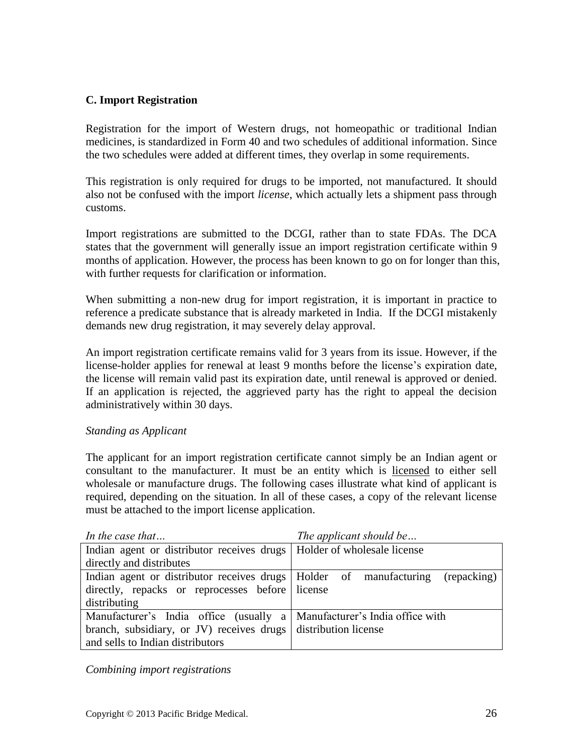### C. Import Registration

Registration for the import of Western drugs, not homeopathic or traditional Indian medicines, is standardized in Form 40 and two schedules of additional information. Since the two schedules were added at different times, they overlap in some requirements.

This registration is only required for drugs to be imported, not manufactured. It should also not be confused with the import *license*, which actually lets a shipment pass through customs.

Import registrations are submitted to the DCGI, rather than to state FDAs. The DCA states that the government will generally issue an import registration certificate within 9 months of application. However, the process has been known to go on for longer than this, with further requests for clarification or information.

When submitting a non-new drug for import registration, it is important in practice to reference a predicate substance that is already marketed in India. If the DCGI mistakenly demands new drug registration, it may severely delay approval.

An import registration certificate remains valid for 3 years from its issue. However, if the license-holder applies for renewal at least 9 months before the license's expiration date, the license will remain valid past its expiration date, until renewal is approved or denied. If an application is rejected, the aggrieved party has the right to appeal the decision administratively within 30 days.

*Standing as Applicant*

The applicant for an import registration certificate cannot simply be an Indian agent or consultant to the manufacturer. It must be an entity which is <u>licensed</u> to either sell wholesale or manufacture drugs. The following cases illustrate what kind of applicant is required, depending on the situation. In all of these cases, a copy of the relevant license must be attached to the import license application.

| *In the case that…* | *The applicant should be…* |
|---|---|
| Indian agent or distributor receives drugs directly and distributes | Holder of wholesale license |
| Indian agent or distributor receives drugs directly, repacks or reprocesses before distributing | Holder of manufacturing (repacking) license |
| Manufacturer's India office (usually a branch, subsidiary, or JV) receives drugs and sells to Indian distributors | Manufacturer's India office with distribution license |

*Combining import registrations*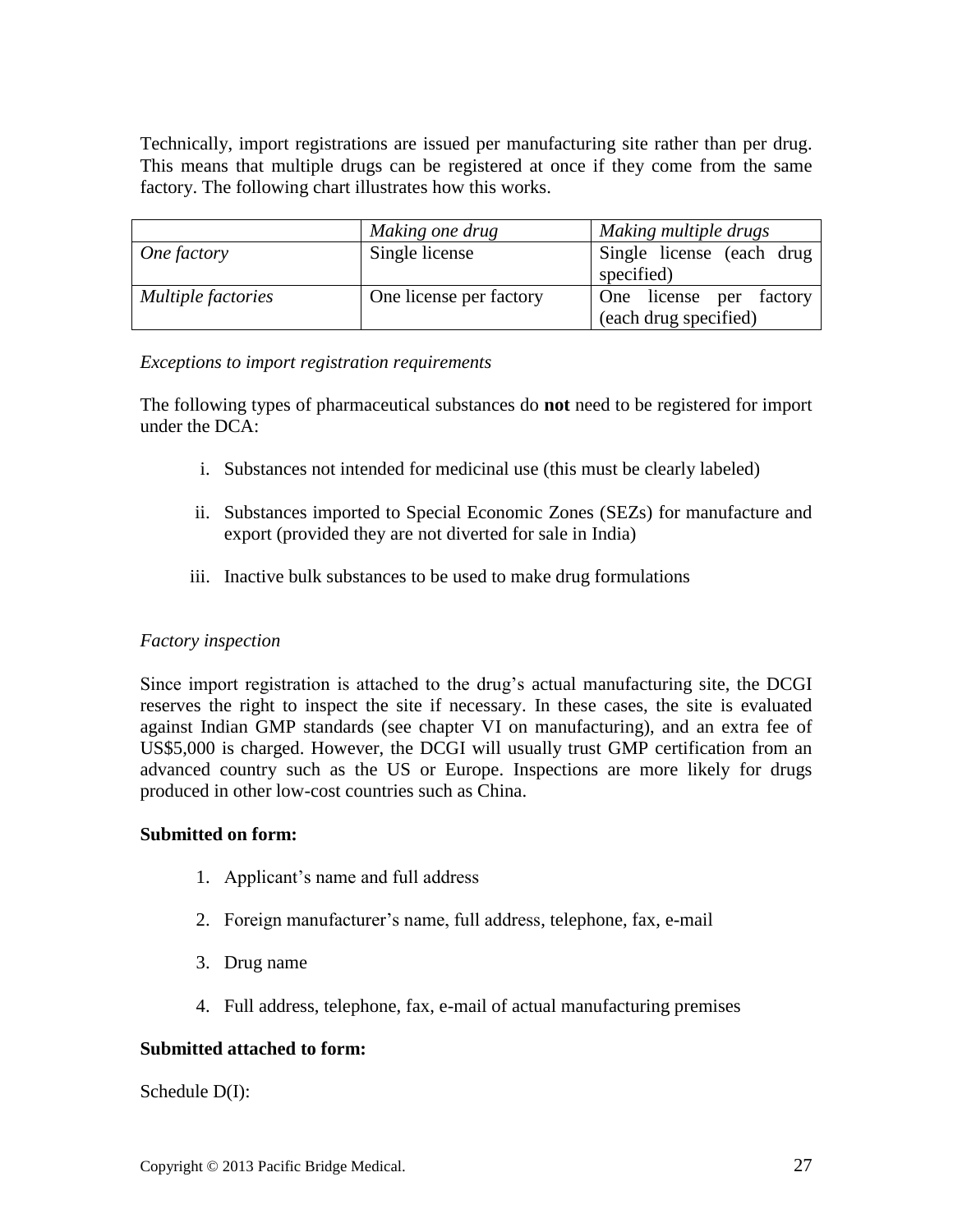Technically, import registrations are issued per manufacturing site rather than per drug. This means that multiple drugs can be registered at once if they come from the same factory. The following chart illustrates how this works.

| | *Making one drug* | *Making multiple drugs* |
|---|---|---|
| *One factory* | Single license | Single license (each drug specified) |
| *Multiple factories* | One license per factory | One license per factory (each drug specified) |

*Exceptions to import registration requirements*

The following types of pharmaceutical substances do **not** need to be registered for import under the DCA:

i. Substances not intended for medicinal use (this must be clearly labeled)

ii. Substances imported to Special Economic Zones (SEZs) for manufacture and export (provided they are not diverted for sale in India)

iii. Inactive bulk substances to be used to make drug formulations

*Factory inspection*

Since import registration is attached to the drug's actual manufacturing site, the DCGI reserves the right to inspect the site if necessary. In these cases, the site is evaluated against Indian GMP standards (see chapter VI on manufacturing), and an extra fee of US$5,000 is charged. However, the DCGI will usually trust GMP certification from an advanced country such as the US or Europe. Inspections are more likely for drugs produced in other low-cost countries such as China.

**Submitted on form:**

1. Applicant's name and full address

2. Foreign manufacturer's name, full address, telephone, fax, e-mail

3. Drug name

4. Full address, telephone, fax, e-mail of actual manufacturing premises

**Submitted attached to form:**

Schedule D(I):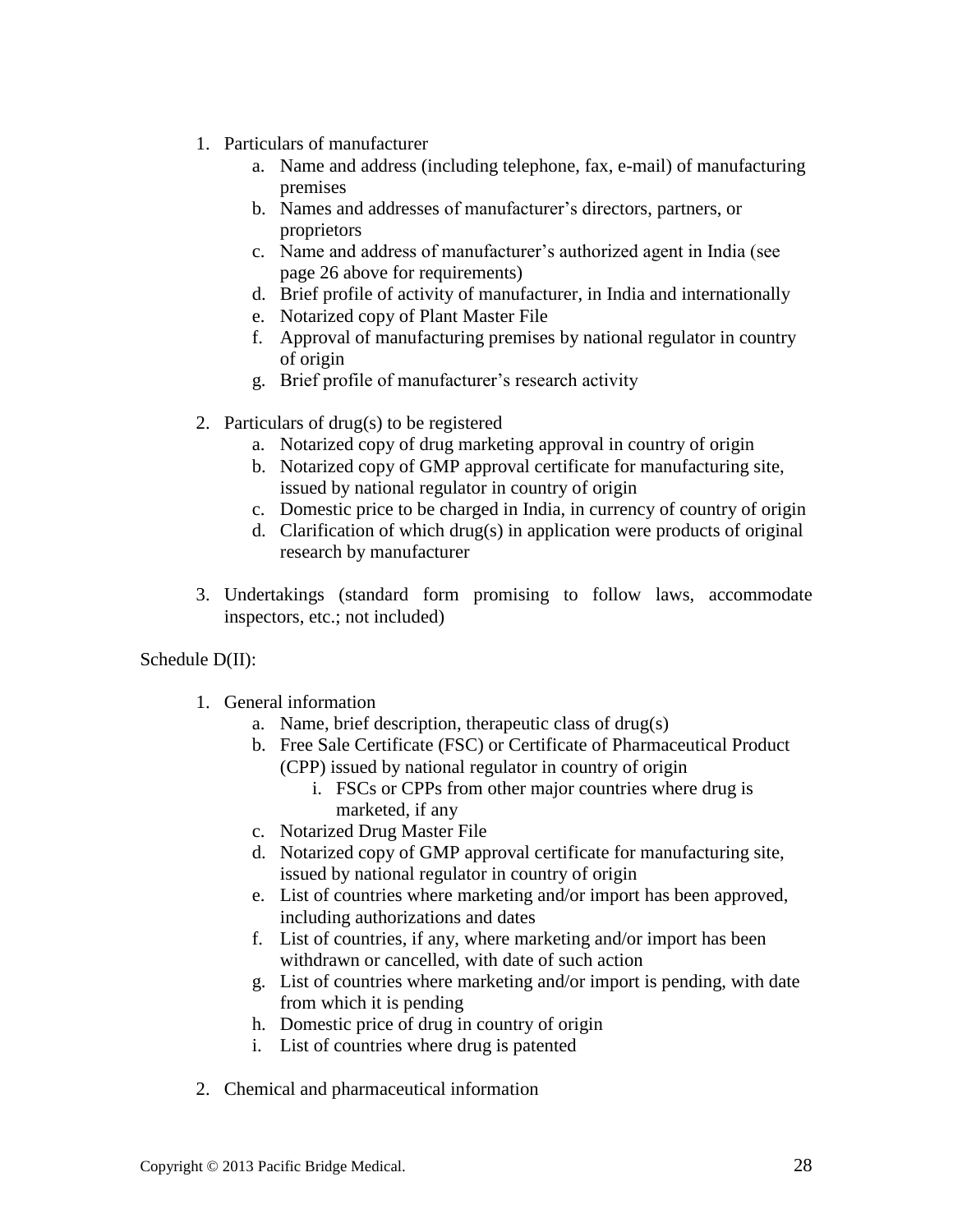1. Particulars of manufacturer
    a. Name and address (including telephone, fax, e-mail) of manufacturing premises
    b. Names and addresses of manufacturer's directors, partners, or proprietors
    c. Name and address of manufacturer's authorized agent in India (see page 26 above for requirements)
    d. Brief profile of activity of manufacturer, in India and internationally
    e. Notarized copy of Plant Master File
    f. Approval of manufacturing premises by national regulator in country of origin
    g. Brief profile of manufacturer's research activity

2. Particulars of drug(s) to be registered
    a. Notarized copy of drug marketing approval in country of origin
    b. Notarized copy of GMP approval certificate for manufacturing site, issued by national regulator in country of origin
    c. Domestic price to be charged in India, in currency of country of origin
    d. Clarification of which drug(s) in application were products of original research by manufacturer

3. Undertakings (standard form promising to follow laws, accommodate inspectors, etc.; not included)

Schedule D(II):

1. General information
    a. Name, brief description, therapeutic class of drug(s)
    b. Free Sale Certificate (FSC) or Certificate of Pharmaceutical Product (CPP) issued by national regulator in country of origin
        i. FSCs or CPPs from other major countries where drug is marketed, if any
    c. Notarized Drug Master File
    d. Notarized copy of GMP approval certificate for manufacturing site, issued by national regulator in country of origin
    e. List of countries where marketing and/or import has been approved, including authorizations and dates
    f. List of countries, if any, where marketing and/or import has been withdrawn or cancelled, with date of such action
    g. List of countries where marketing and/or import is pending, with date from which it is pending
    h. Domestic price of drug in country of origin
    i. List of countries where drug is patented

2. Chemical and pharmaceutical information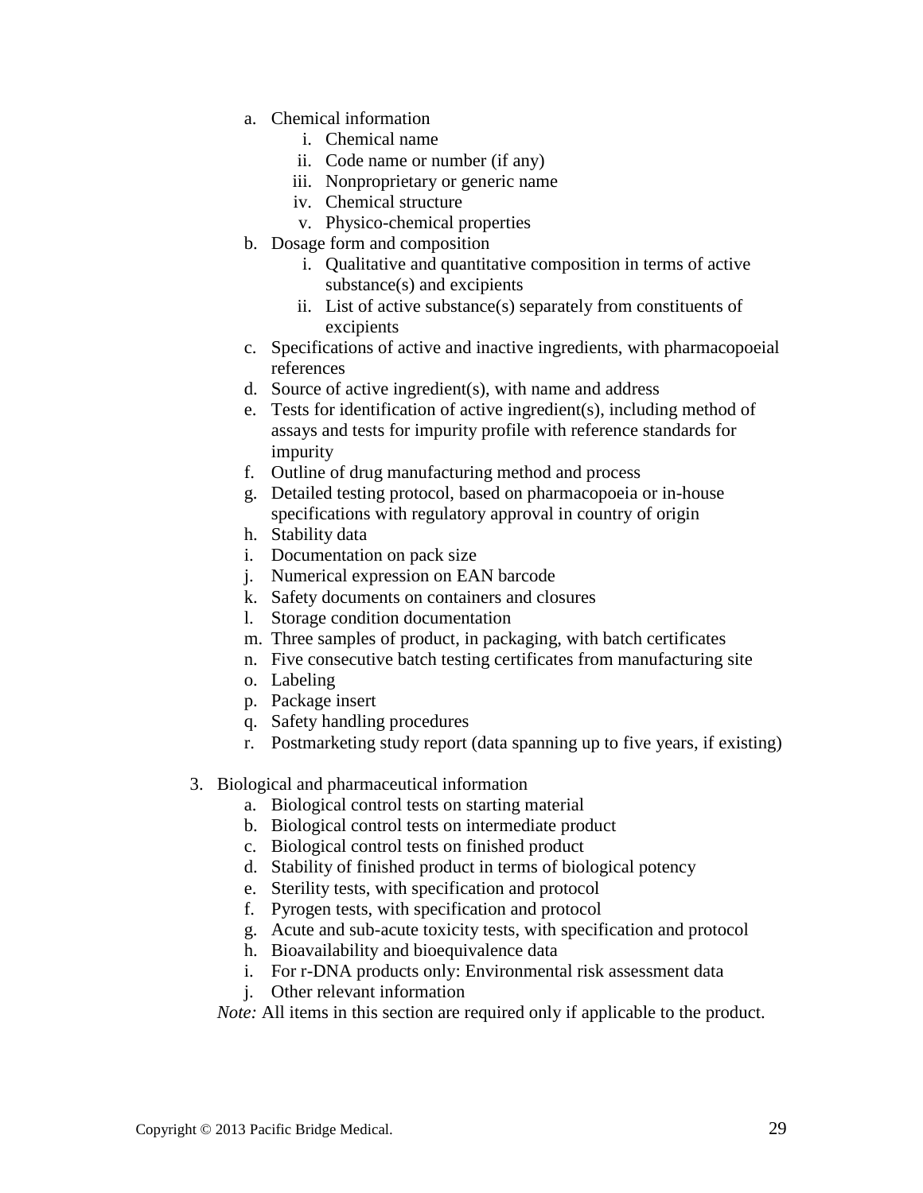a. Chemical information
      i. Chemical name
      ii. Code name or number (if any)
      iii. Nonproprietary or generic name
      iv. Chemical structure
      v. Physico-chemical properties
   b. Dosage form and composition
      i. Qualitative and quantitative composition in terms of active substance(s) and excipients
      ii. List of active substance(s) separately from constituents of excipients
   c. Specifications of active and inactive ingredients, with pharmacopoeial references
   d. Source of active ingredient(s), with name and address
   e. Tests for identification of active ingredient(s), including method of assays and tests for impurity profile with reference standards for impurity
   f. Outline of drug manufacturing method and process
   g. Detailed testing protocol, based on pharmacopoeia or in-house specifications with regulatory approval in country of origin
   h. Stability data
   i. Documentation on pack size
   j. Numerical expression on EAN barcode
   k. Safety documents on containers and closures
   l. Storage condition documentation
   m. Three samples of product, in packaging, with batch certificates
   n. Five consecutive batch testing certificates from manufacturing site
   o. Labeling
   p. Package insert
   q. Safety handling procedures
   r. Postmarketing study report (data spanning up to five years, if existing)

3. Biological and pharmaceutical information
   a. Biological control tests on starting material
   b. Biological control tests on intermediate product
   c. Biological control tests on finished product
   d. Stability of finished product in terms of biological potency
   e. Sterility tests, with specification and protocol
   f. Pyrogen tests, with specification and protocol
   g. Acute and sub-acute toxicity tests, with specification and protocol
   h. Bioavailability and bioequivalence data
   i. For r-DNA products only: Environmental risk assessment data
   j. Other relevant information

   *Note:* All items in this section are required only if applicable to the product.

Copyright © 2013 Pacific Bridge Medical.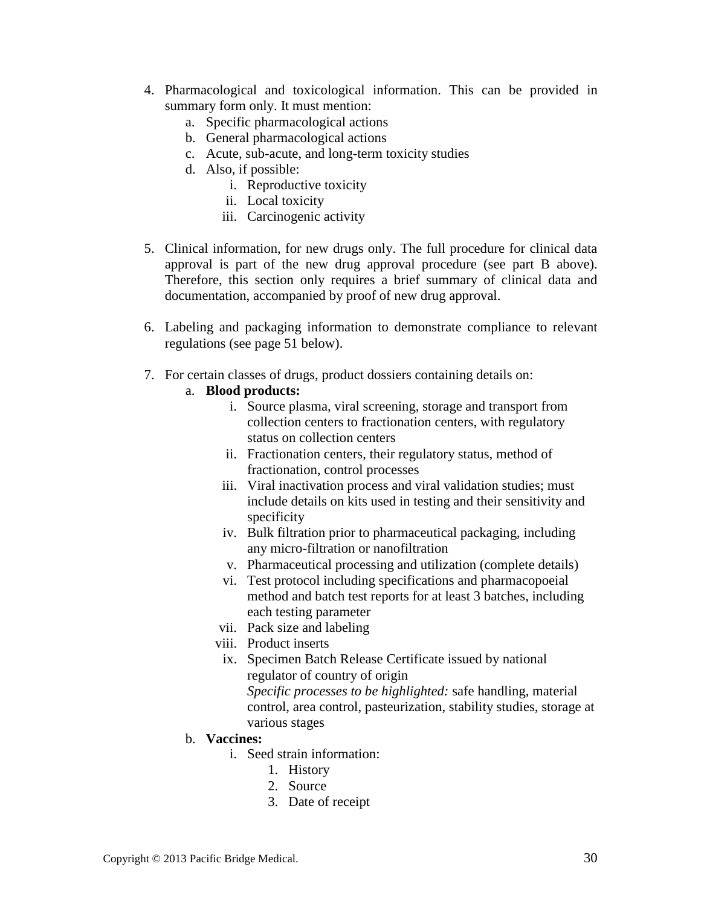4. Pharmacological and toxicological information. This can be provided in summary form only. It must mention:
   a. Specific pharmacological actions
   b. General pharmacological actions
   c. Acute, sub-acute, and long-term toxicity studies
   d. Also, if possible:
      i. Reproductive toxicity
      ii. Local toxicity
      iii. Carcinogenic activity

5. Clinical information, for new drugs only. The full procedure for clinical data approval is part of the new drug approval procedure (see part B above). Therefore, this section only requires a brief summary of clinical data and documentation, accompanied by proof of new drug approval.

6. Labeling and packaging information to demonstrate compliance to relevant regulations (see page 51 below).

7. For certain classes of drugs, product dossiers containing details on:
   a. **Blood products:**
      i. Source plasma, viral screening, storage and transport from collection centers to fractionation centers, with regulatory status on collection centers
      ii. Fractionation centers, their regulatory status, method of fractionation, control processes
      iii. Viral inactivation process and viral validation studies; must include details on kits used in testing and their sensitivity and specificity
      iv. Bulk filtration prior to pharmaceutical packaging, including any micro-filtration or nanofiltration
      v. Pharmaceutical processing and utilization (complete details)
      vi. Test protocol including specifications and pharmacopoeial method and batch test reports for at least 3 batches, including each testing parameter
      vii. Pack size and labeling
      viii. Product inserts
      ix. Specimen Batch Release Certificate issued by national regulator of country of origin
      *Specific processes to be highlighted:* safe handling, material control, area control, pasteurization, stability studies, storage at various stages
   b. **Vaccines:**
      i. Seed strain information:
         1. History
         2. Source
         3. Date of receipt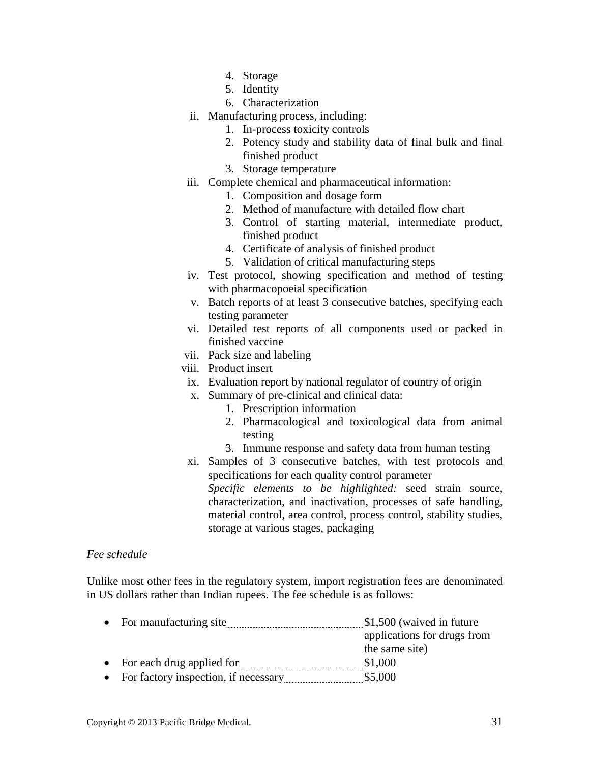4. Storage
      5. Identity
      6. Characterization
   ii. Manufacturing process, including:
      1. In-process toxicity controls
      2. Potency study and stability data of final bulk and final finished product
      3. Storage temperature
   iii. Complete chemical and pharmaceutical information:
      1. Composition and dosage form
      2. Method of manufacture with detailed flow chart
      3. Control of starting material, intermediate product, finished product
      4. Certificate of analysis of finished product
      5. Validation of critical manufacturing steps
   iv. Test protocol, showing specification and method of testing with pharmacopoeial specification
   v. Batch reports of at least 3 consecutive batches, specifying each testing parameter
   vi. Detailed test reports of all components used or packed in finished vaccine
   vii. Pack size and labeling
   viii. Product insert
   ix. Evaluation report by national regulator of country of origin
   x. Summary of pre-clinical and clinical data:
      1. Prescription information
      2. Pharmacological and toxicological data from animal testing
      3. Immune response and safety data from human testing
   xi. Samples of 3 consecutive batches, with test protocols and specifications for each quality control parameter
   *Specific elements to be highlighted:* seed strain source, characterization, and inactivation, processes of safe handling, material control, area control, process control, stability studies, storage at various stages, packaging

*Fee schedule*

Unlike most other fees in the regulatory system, import registration fees are denominated in US dollars rather than Indian rupees. The fee schedule is as follows:

- For manufacturing site .......... $1,500 (waived in future applications for drugs from the same site)
- For each drug applied for .......... $1,000
- For factory inspection, if necessary .......... $5,000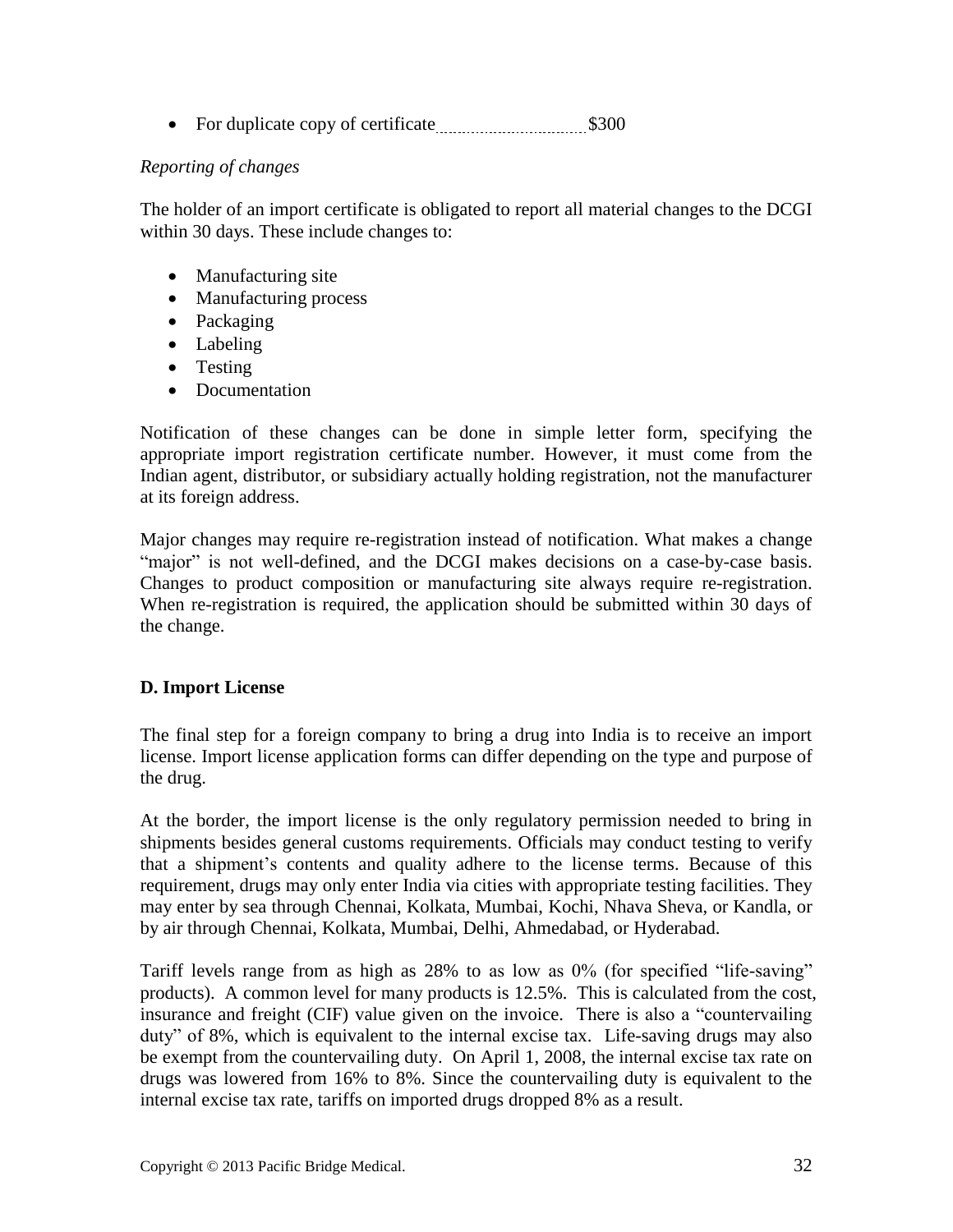- For duplicate copy of certificate .................................. $300

*Reporting of changes*

The holder of an import certificate is obligated to report all material changes to the DCGI within 30 days. These include changes to:

- Manufacturing site
- Manufacturing process
- Packaging
- Labeling
- Testing
- Documentation

Notification of these changes can be done in simple letter form, specifying the appropriate import registration certificate number. However, it must come from the Indian agent, distributor, or subsidiary actually holding registration, not the manufacturer at its foreign address.

Major changes may require re-registration instead of notification. What makes a change "major" is not well-defined, and the DCGI makes decisions on a case-by-case basis. Changes to product composition or manufacturing site always require re-registration. When re-registration is required, the application should be submitted within 30 days of the change.

**D. Import License**

The final step for a foreign company to bring a drug into India is to receive an import license. Import license application forms can differ depending on the type and purpose of the drug.

At the border, the import license is the only regulatory permission needed to bring in shipments besides general customs requirements. Officials may conduct testing to verify that a shipment's contents and quality adhere to the license terms. Because of this requirement, drugs may only enter India via cities with appropriate testing facilities. They may enter by sea through Chennai, Kolkata, Mumbai, Kochi, Nhava Sheva, or Kandla, or by air through Chennai, Kolkata, Mumbai, Delhi, Ahmedabad, or Hyderabad.

Tariff levels range from as high as 28% to as low as 0% (for specified "life-saving" products). A common level for many products is 12.5%. This is calculated from the cost, insurance and freight (CIF) value given on the invoice. There is also a "countervailing duty" of 8%, which is equivalent to the internal excise tax. Life-saving drugs may also be exempt from the countervailing duty. On April 1, 2008, the internal excise tax rate on drugs was lowered from 16% to 8%. Since the countervailing duty is equivalent to the internal excise tax rate, tariffs on imported drugs dropped 8% as a result.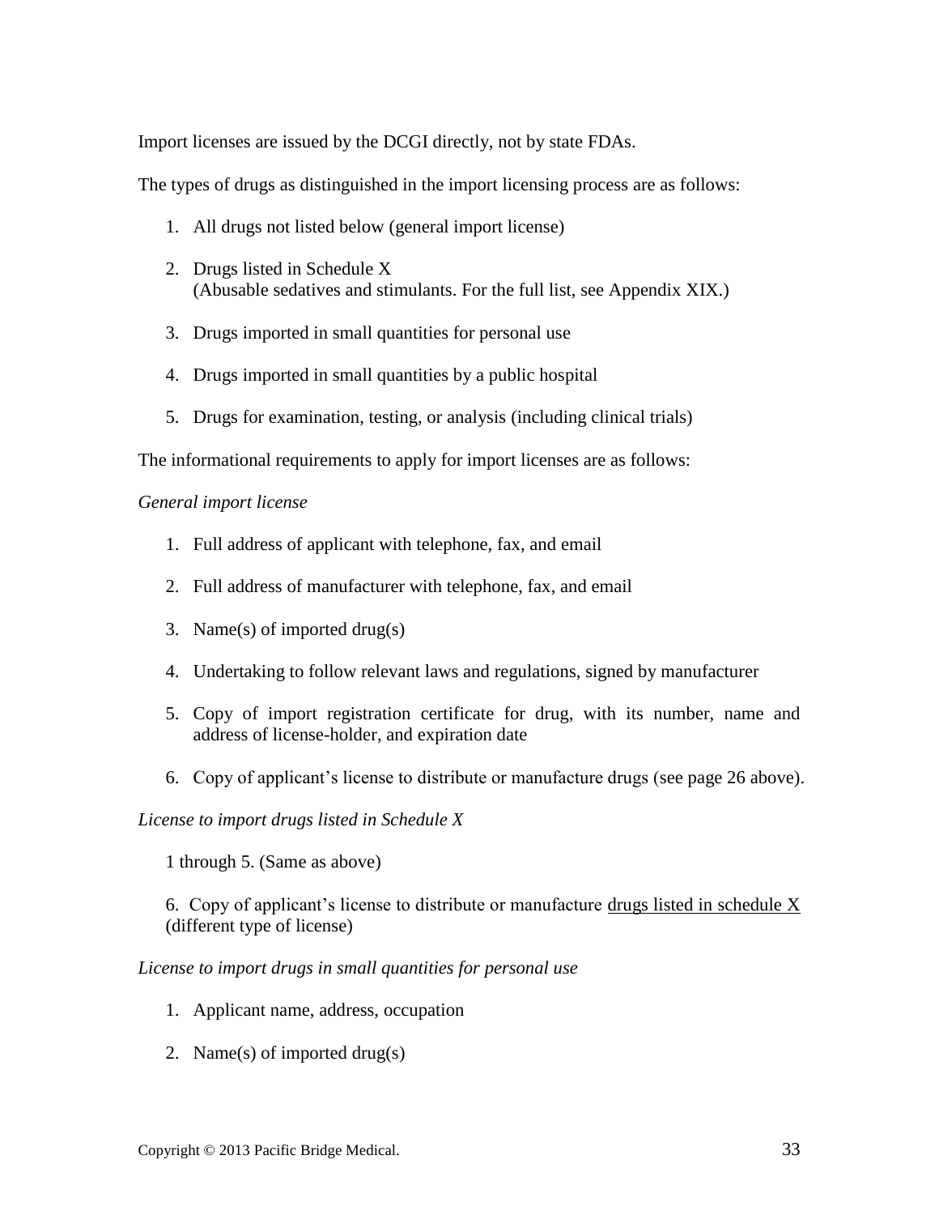Import licenses are issued by the DCGI directly, not by state FDAs.

The types of drugs as distinguished in the import licensing process are as follows:

1. All drugs not listed below (general import license)
2. Drugs listed in Schedule X
   (Abusable sedatives and stimulants. For the full list, see Appendix XIX.)
3. Drugs imported in small quantities for personal use
4. Drugs imported in small quantities by a public hospital
5. Drugs for examination, testing, or analysis (including clinical trials)

The informational requirements to apply for import licenses are as follows:

*General import license*

1. Full address of applicant with telephone, fax, and email
2. Full address of manufacturer with telephone, fax, and email
3. Name(s) of imported drug(s)
4. Undertaking to follow relevant laws and regulations, signed by manufacturer
5. Copy of import registration certificate for drug, with its number, name and address of license-holder, and expiration date
6. Copy of applicant's license to distribute or manufacture drugs (see page 26 above).

*License to import drugs listed in Schedule X*

1 through 5. (Same as above)

6. Copy of applicant's license to distribute or manufacture <u>drugs listed in schedule X</u> (different type of license)

*License to import drugs in small quantities for personal use*

1. Applicant name, address, occupation
2. Name(s) of imported drug(s)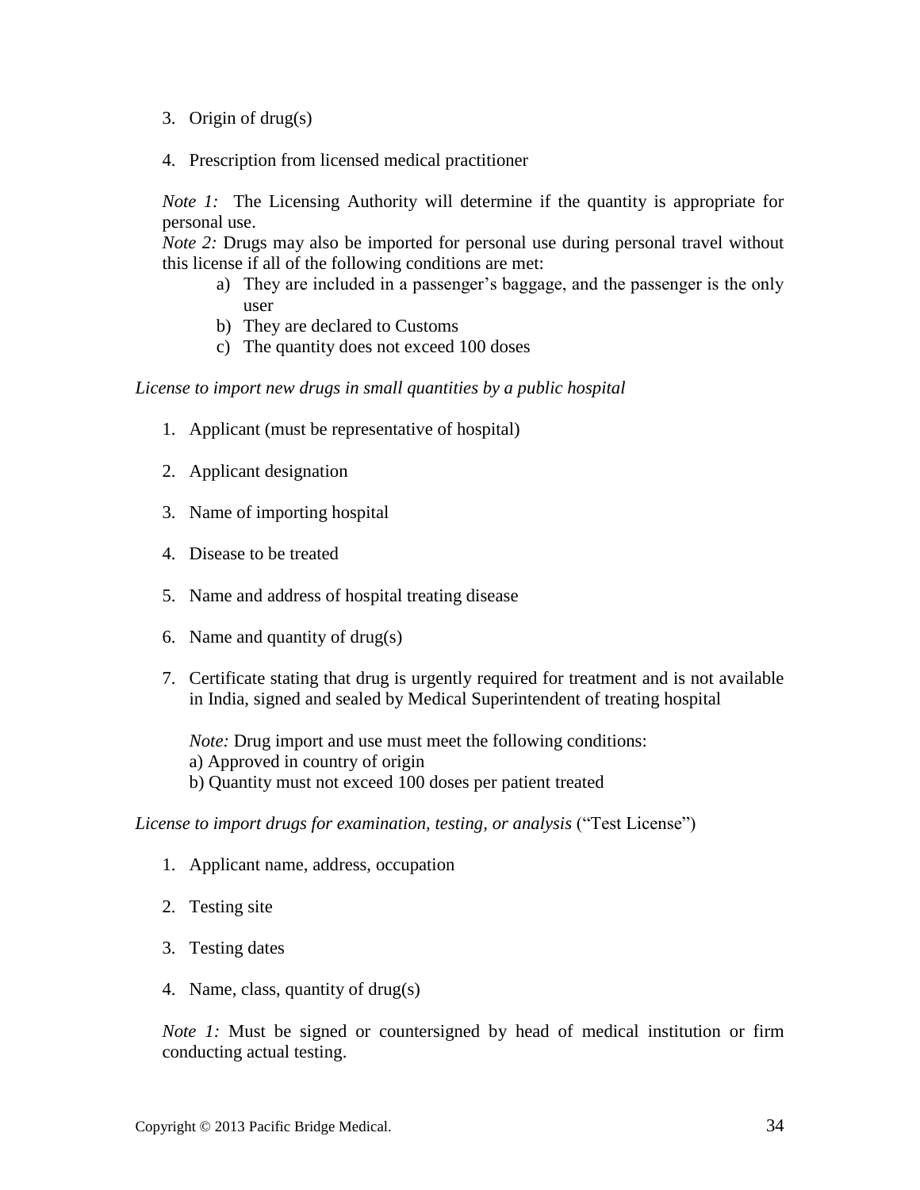3. Origin of drug(s)

4. Prescription from licensed medical practitioner

*Note 1:* The Licensing Authority will determine if the quantity is appropriate for personal use.
*Note 2:* Drugs may also be imported for personal use during personal travel without this license if all of the following conditions are met:

a) They are included in a passenger's baggage, and the passenger is the only user
b) They are declared to Customs
c) The quantity does not exceed 100 doses

*License to import new drugs in small quantities by a public hospital*

1. Applicant (must be representative of hospital)

2. Applicant designation

3. Name of importing hospital

4. Disease to be treated

5. Name and address of hospital treating disease

6. Name and quantity of drug(s)

7. Certificate stating that drug is urgently required for treatment and is not available in India, signed and sealed by Medical Superintendent of treating hospital

   *Note:* Drug import and use must meet the following conditions:
   a) Approved in country of origin
   b) Quantity must not exceed 100 doses per patient treated

*License to import drugs for examination, testing, or analysis* ("Test License")

1. Applicant name, address, occupation

2. Testing site

3. Testing dates

4. Name, class, quantity of drug(s)

*Note 1:* Must be signed or countersigned by head of medical institution or firm conducting actual testing.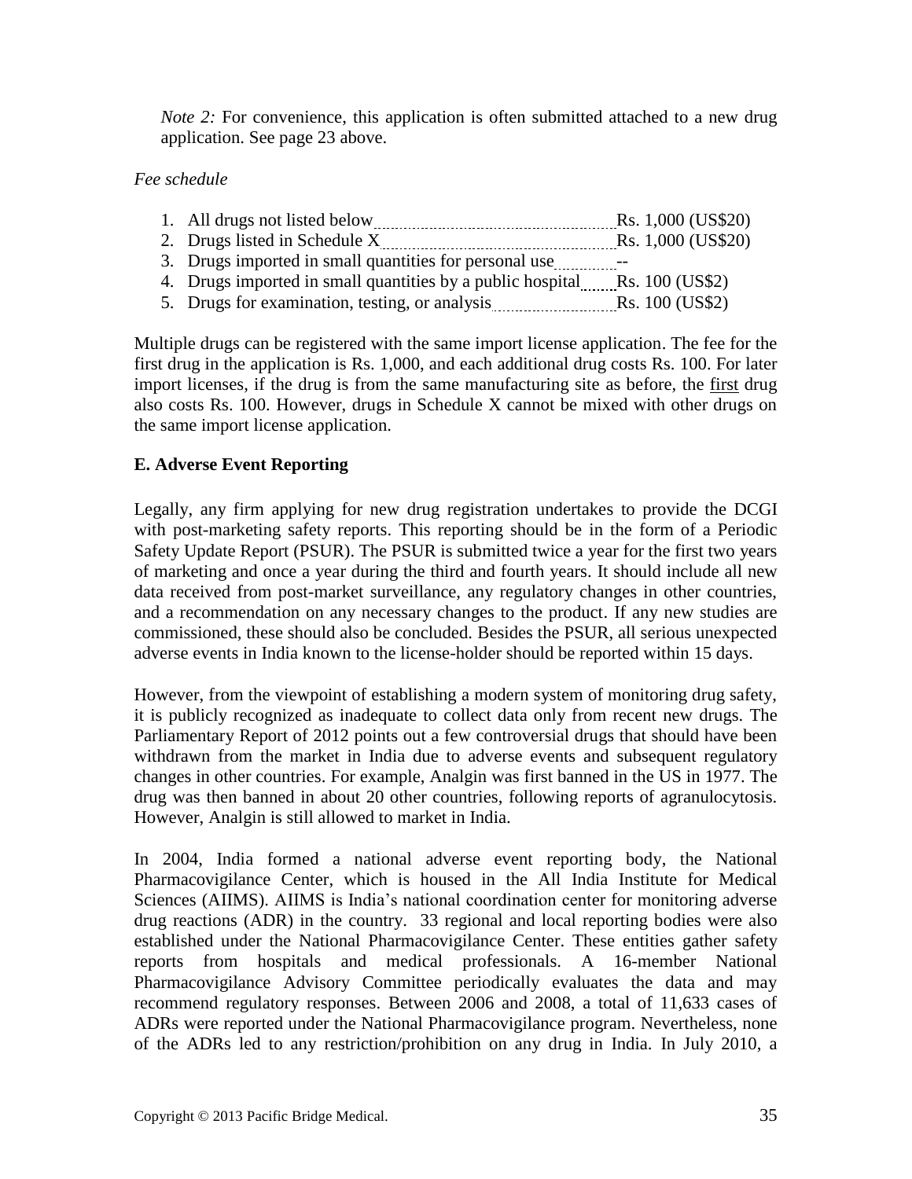*Note 2:* For convenience, this application is often submitted attached to a new drug application. See page 23 above.

*Fee schedule*

1. All drugs not listed below .......... Rs. 1,000 (US$20)
2. Drugs listed in Schedule X .......... Rs. 1,000 (US$20)
3. Drugs imported in small quantities for personal use .......... --
4. Drugs imported in small quantities by a public hospital .......... Rs. 100 (US$2)
5. Drugs for examination, testing, or analysis .......... Rs. 100 (US$2)

Multiple drugs can be registered with the same import license application. The fee for the first drug in the application is Rs. 1,000, and each additional drug costs Rs. 100. For later import licenses, if the drug is from the same manufacturing site as before, the <u>first</u> drug also costs Rs. 100. However, drugs in Schedule X cannot be mixed with other drugs on the same import license application.

**E. Adverse Event Reporting**

Legally, any firm applying for new drug registration undertakes to provide the DCGI with post-marketing safety reports. This reporting should be in the form of a Periodic Safety Update Report (PSUR). The PSUR is submitted twice a year for the first two years of marketing and once a year during the third and fourth years. It should include all new data received from post-market surveillance, any regulatory changes in other countries, and a recommendation on any necessary changes to the product. If any new studies are commissioned, these should also be concluded. Besides the PSUR, all serious unexpected adverse events in India known to the license-holder should be reported within 15 days.

However, from the viewpoint of establishing a modern system of monitoring drug safety, it is publicly recognized as inadequate to collect data only from recent new drugs. The Parliamentary Report of 2012 points out a few controversial drugs that should have been withdrawn from the market in India due to adverse events and subsequent regulatory changes in other countries. For example, Analgin was first banned in the US in 1977. The drug was then banned in about 20 other countries, following reports of agranulocytosis. However, Analgin is still allowed to market in India.

In 2004, India formed a national adverse event reporting body, the National Pharmacovigilance Center, which is housed in the All India Institute for Medical Sciences (AIIMS). AIIMS is India's national coordination center for monitoring adverse drug reactions (ADR) in the country. 33 regional and local reporting bodies were also established under the National Pharmacovigilance Center. These entities gather safety reports from hospitals and medical professionals. A 16-member National Pharmacovigilance Advisory Committee periodically evaluates the data and may recommend regulatory responses. Between 2006 and 2008, a total of 11,633 cases of ADRs were reported under the National Pharmacovigilance program. Nevertheless, none of the ADRs led to any restriction/prohibition on any drug in India. In July 2010, a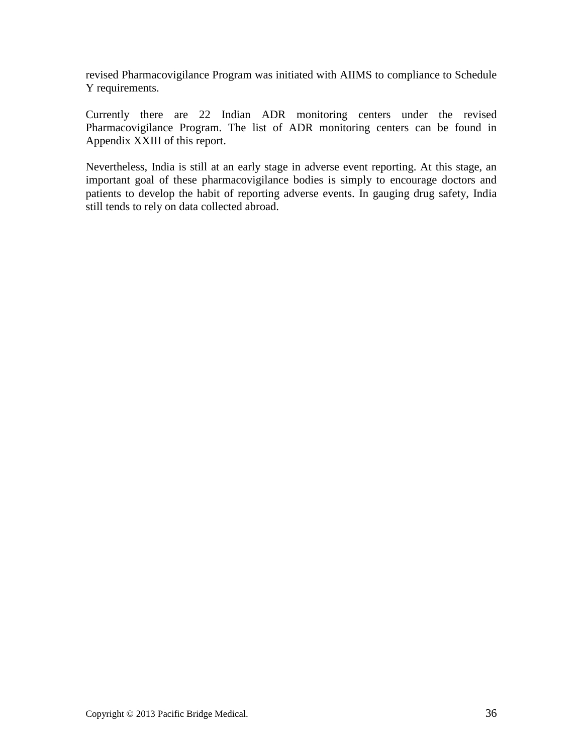revised Pharmacovigilance Program was initiated with AIIMS to compliance to Schedule Y requirements.

Currently there are 22 Indian ADR monitoring centers under the revised Pharmacovigilance Program. The list of ADR monitoring centers can be found in Appendix XXIII of this report.

Nevertheless, India is still at an early stage in adverse event reporting. At this stage, an important goal of these pharmacovigilance bodies is simply to encourage doctors and patients to develop the habit of reporting adverse events. In gauging drug safety, India still tends to rely on data collected abroad.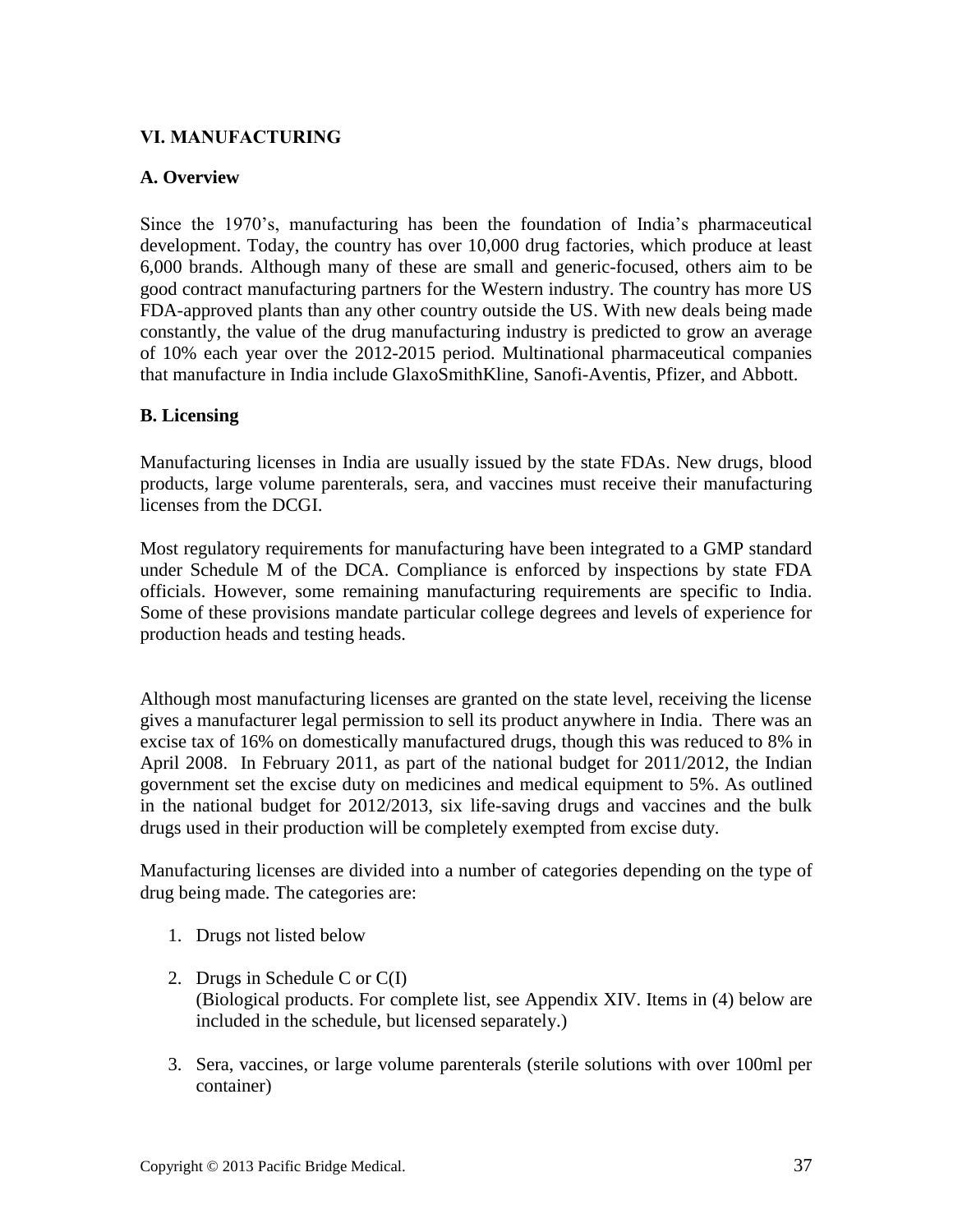## VI. MANUFACTURING

### A. Overview

Since the 1970's, manufacturing has been the foundation of India's pharmaceutical development. Today, the country has over 10,000 drug factories, which produce at least 6,000 brands. Although many of these are small and generic-focused, others aim to be good contract manufacturing partners for the Western industry. The country has more US FDA-approved plants than any other country outside the US. With new deals being made constantly, the value of the drug manufacturing industry is predicted to grow an average of 10% each year over the 2012-2015 period. Multinational pharmaceutical companies that manufacture in India include GlaxoSmithKline, Sanofi-Aventis, Pfizer, and Abbott.

### B. Licensing

Manufacturing licenses in India are usually issued by the state FDAs. New drugs, blood products, large volume parenterals, sera, and vaccines must receive their manufacturing licenses from the DCGI.

Most regulatory requirements for manufacturing have been integrated to a GMP standard under Schedule M of the DCA. Compliance is enforced by inspections by state FDA officials. However, some remaining manufacturing requirements are specific to India. Some of these provisions mandate particular college degrees and levels of experience for production heads and testing heads.

Although most manufacturing licenses are granted on the state level, receiving the license gives a manufacturer legal permission to sell its product anywhere in India. There was an excise tax of 16% on domestically manufactured drugs, though this was reduced to 8% in April 2008. In February 2011, as part of the national budget for 2011/2012, the Indian government set the excise duty on medicines and medical equipment to 5%. As outlined in the national budget for 2012/2013, six life-saving drugs and vaccines and the bulk drugs used in their production will be completely exempted from excise duty.

Manufacturing licenses are divided into a number of categories depending on the type of drug being made. The categories are:

1. Drugs not listed below
2. Drugs in Schedule C or C(I)
   (Biological products. For complete list, see Appendix XIV. Items in (4) below are included in the schedule, but licensed separately.)
3. Sera, vaccines, or large volume parenterals (sterile solutions with over 100ml per container)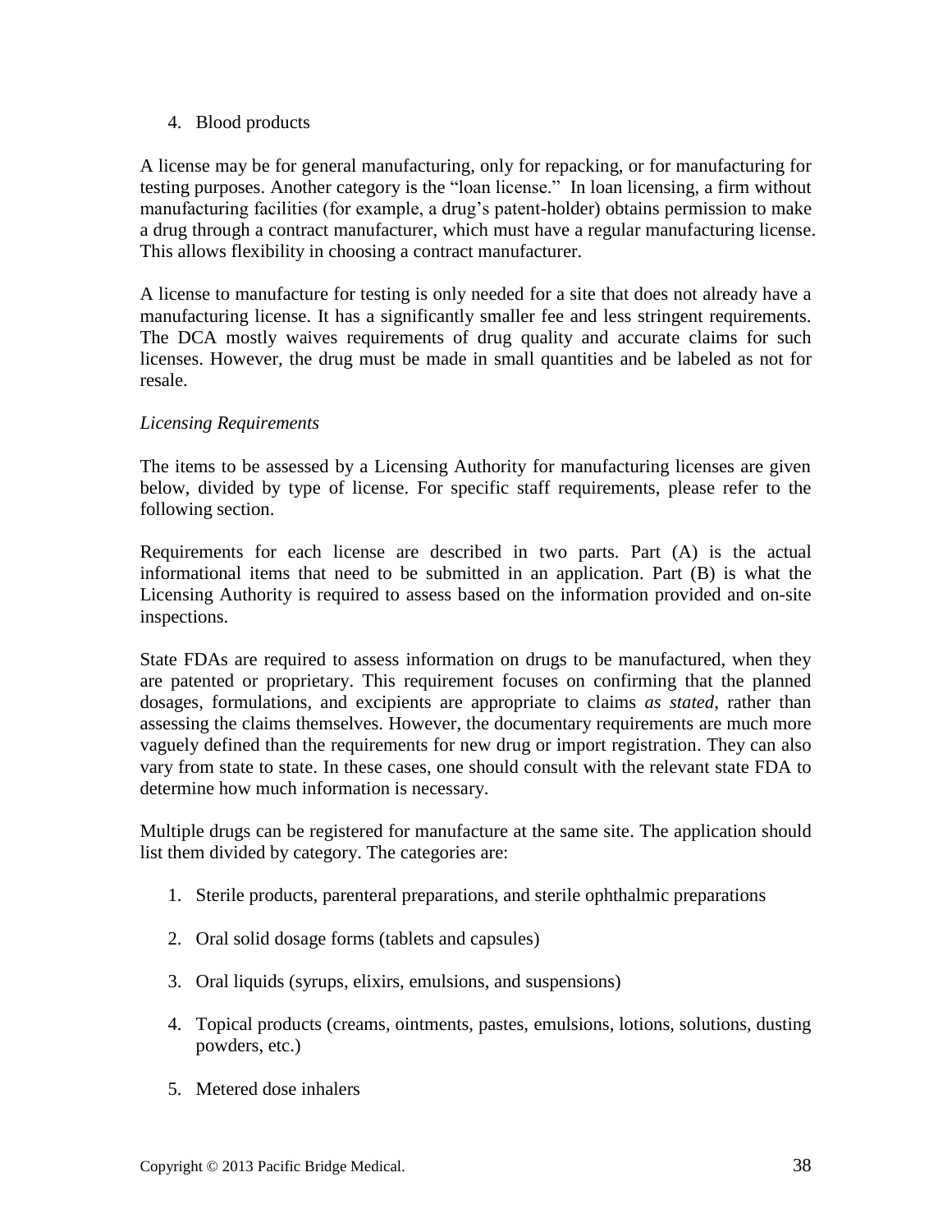4. Blood products

A license may be for general manufacturing, only for repacking, or for manufacturing for testing purposes. Another category is the "loan license." In loan licensing, a firm without manufacturing facilities (for example, a drug's patent-holder) obtains permission to make a drug through a contract manufacturer, which must have a regular manufacturing license. This allows flexibility in choosing a contract manufacturer.

A license to manufacture for testing is only needed for a site that does not already have a manufacturing license. It has a significantly smaller fee and less stringent requirements. The DCA mostly waives requirements of drug quality and accurate claims for such licenses. However, the drug must be made in small quantities and be labeled as not for resale.

*Licensing Requirements*

The items to be assessed by a Licensing Authority for manufacturing licenses are given below, divided by type of license. For specific staff requirements, please refer to the following section.

Requirements for each license are described in two parts. Part (A) is the actual informational items that need to be submitted in an application. Part (B) is what the Licensing Authority is required to assess based on the information provided and on-site inspections.

State FDAs are required to assess information on drugs to be manufactured, when they are patented or proprietary. This requirement focuses on confirming that the planned dosages, formulations, and excipients are appropriate to claims *as stated*, rather than assessing the claims themselves. However, the documentary requirements are much more vaguely defined than the requirements for new drug or import registration. They can also vary from state to state. In these cases, one should consult with the relevant state FDA to determine how much information is necessary.

Multiple drugs can be registered for manufacture at the same site. The application should list them divided by category. The categories are:

1. Sterile products, parenteral preparations, and sterile ophthalmic preparations
2. Oral solid dosage forms (tablets and capsules)
3. Oral liquids (syrups, elixirs, emulsions, and suspensions)
4. Topical products (creams, ointments, pastes, emulsions, lotions, solutions, dusting powders, etc.)
5. Metered dose inhalers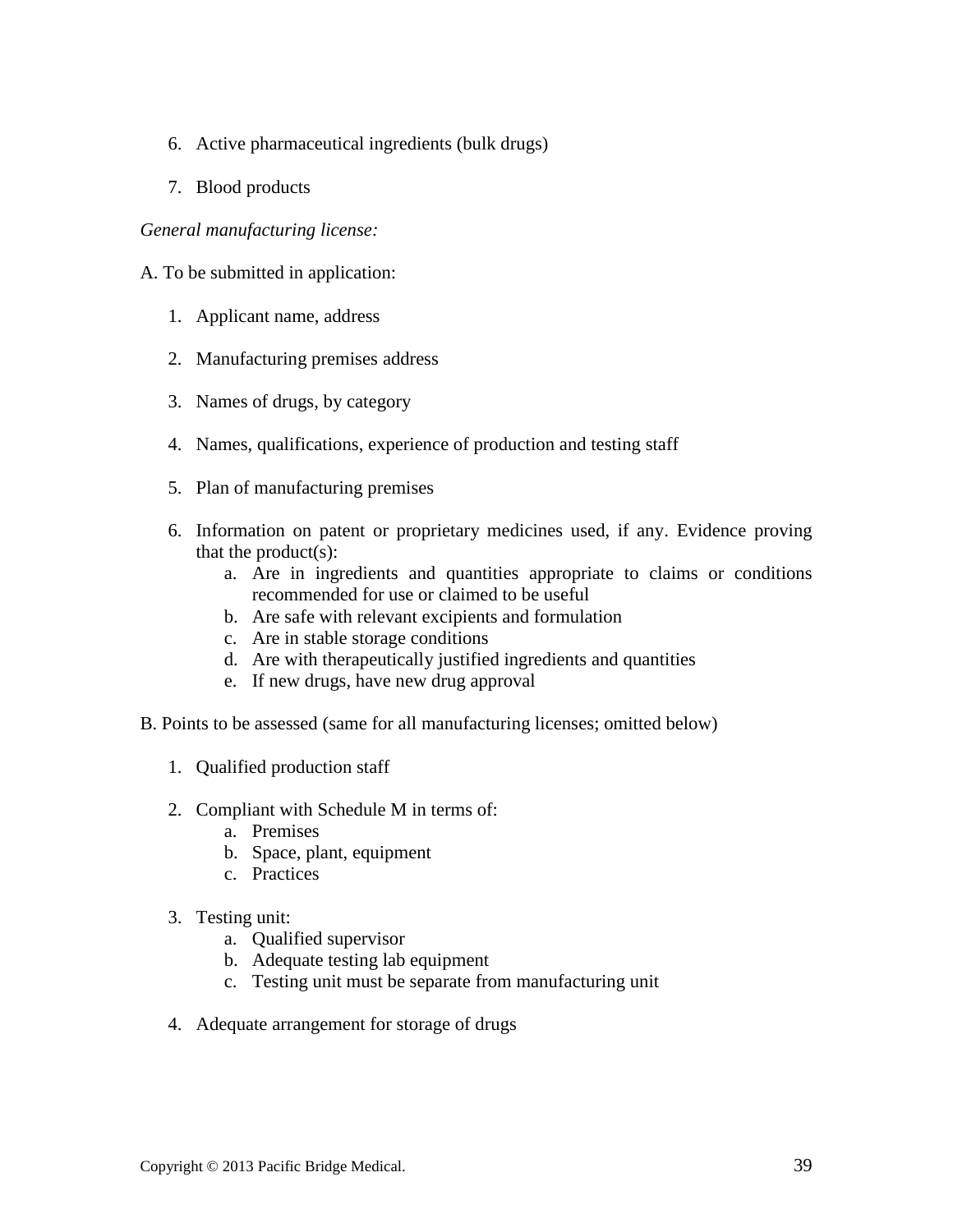6. Active pharmaceutical ingredients (bulk drugs)

7. Blood products

*General manufacturing license:*

A. To be submitted in application:

1. Applicant name, address

2. Manufacturing premises address

3. Names of drugs, by category

4. Names, qualifications, experience of production and testing staff

5. Plan of manufacturing premises

6. Information on patent or proprietary medicines used, if any. Evidence proving that the product(s):
    a. Are in ingredients and quantities appropriate to claims or conditions recommended for use or claimed to be useful
    b. Are safe with relevant excipients and formulation
    c. Are in stable storage conditions
    d. Are with therapeutically justified ingredients and quantities
    e. If new drugs, have new drug approval

B. Points to be assessed (same for all manufacturing licenses; omitted below)

1. Qualified production staff

2. Compliant with Schedule M in terms of:
    a. Premises
    b. Space, plant, equipment
    c. Practices

3. Testing unit:
    a. Qualified supervisor
    b. Adequate testing lab equipment
    c. Testing unit must be separate from manufacturing unit

4. Adequate arrangement for storage of drugs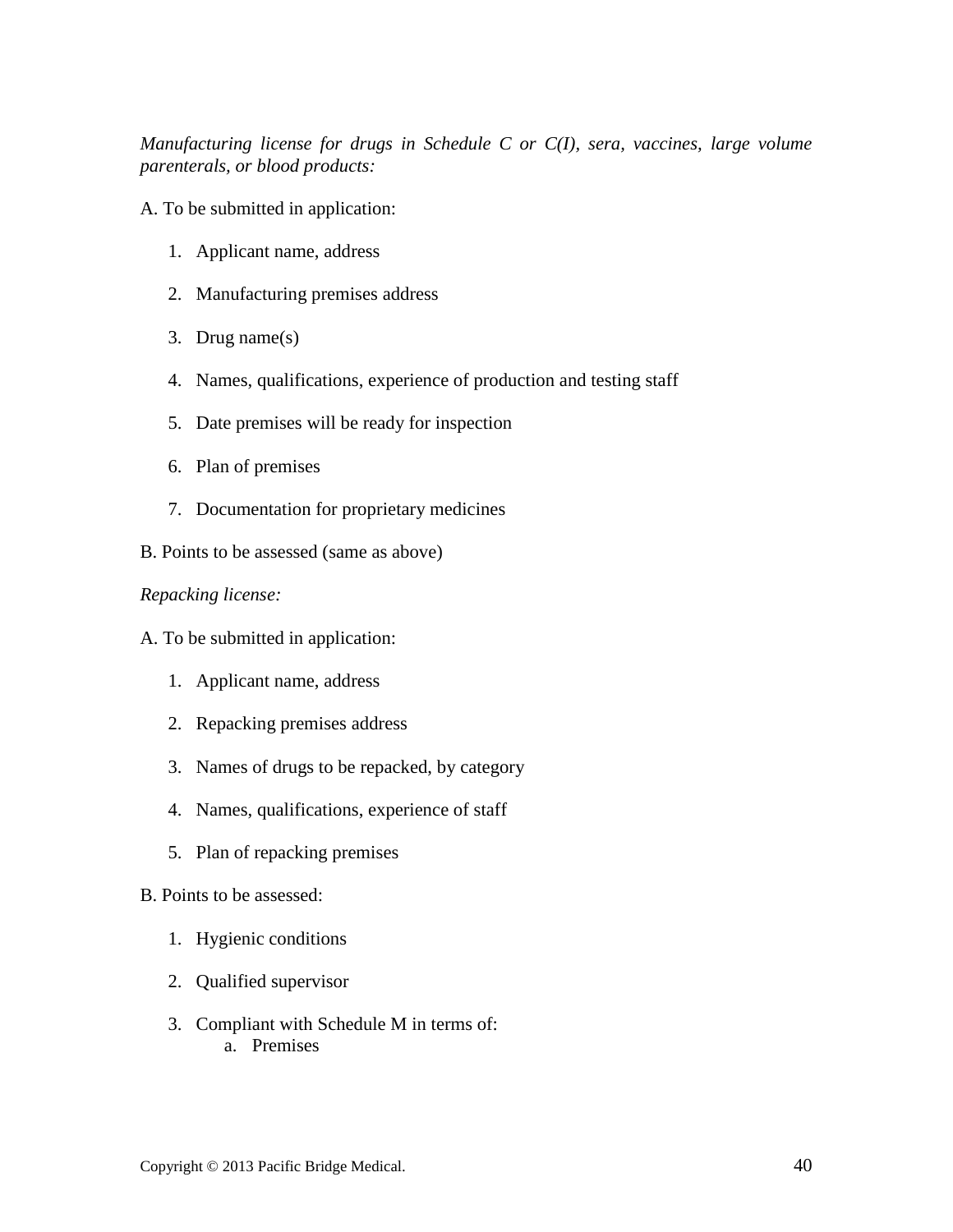*Manufacturing license for drugs in Schedule C or C(I), sera, vaccines, large volume parenterals, or blood products:*

A. To be submitted in application:

1. Applicant name, address
2. Manufacturing premises address
3. Drug name(s)
4. Names, qualifications, experience of production and testing staff
5. Date premises will be ready for inspection
6. Plan of premises
7. Documentation for proprietary medicines

B. Points to be assessed (same as above)

*Repacking license:*

A. To be submitted in application:

1. Applicant name, address
2. Repacking premises address
3. Names of drugs to be repacked, by category
4. Names, qualifications, experience of staff
5. Plan of repacking premises

B. Points to be assessed:

1. Hygienic conditions
2. Qualified supervisor
3. Compliant with Schedule M in terms of:
    a. Premises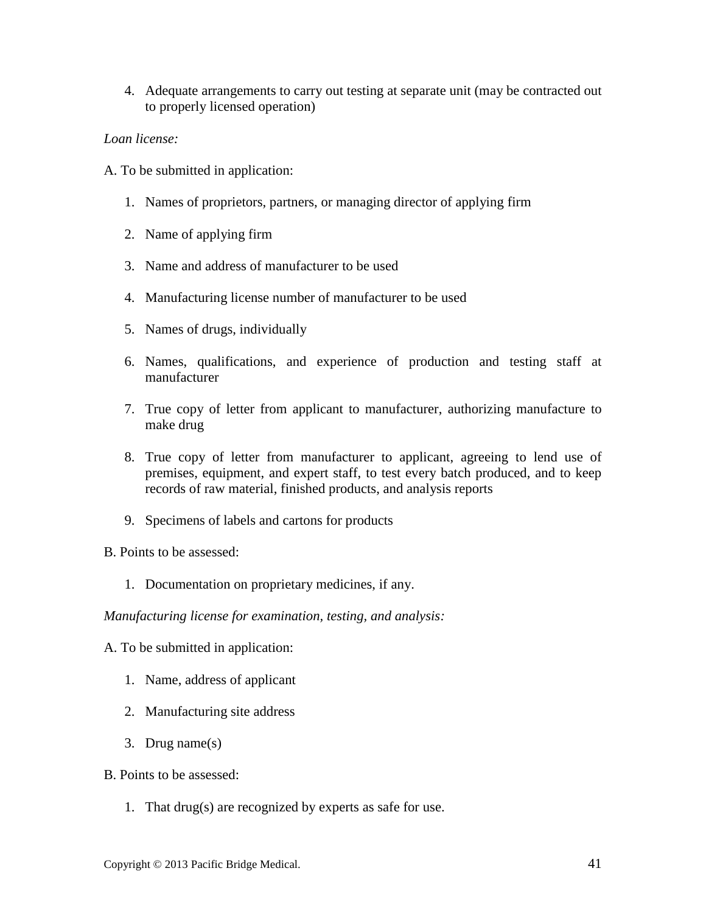4. Adequate arrangements to carry out testing at separate unit (may be contracted out to properly licensed operation)

*Loan license:*

A. To be submitted in application:

1. Names of proprietors, partners, or managing director of applying firm
2. Name of applying firm
3. Name and address of manufacturer to be used
4. Manufacturing license number of manufacturer to be used
5. Names of drugs, individually
6. Names, qualifications, and experience of production and testing staff at manufacturer
7. True copy of letter from applicant to manufacturer, authorizing manufacture to make drug
8. True copy of letter from manufacturer to applicant, agreeing to lend use of premises, equipment, and expert staff, to test every batch produced, and to keep records of raw material, finished products, and analysis reports
9. Specimens of labels and cartons for products

B. Points to be assessed:

1. Documentation on proprietary medicines, if any.

*Manufacturing license for examination, testing, and analysis:*

A. To be submitted in application:

1. Name, address of applicant
2. Manufacturing site address
3. Drug name(s)

B. Points to be assessed:

1. That drug(s) are recognized by experts as safe for use.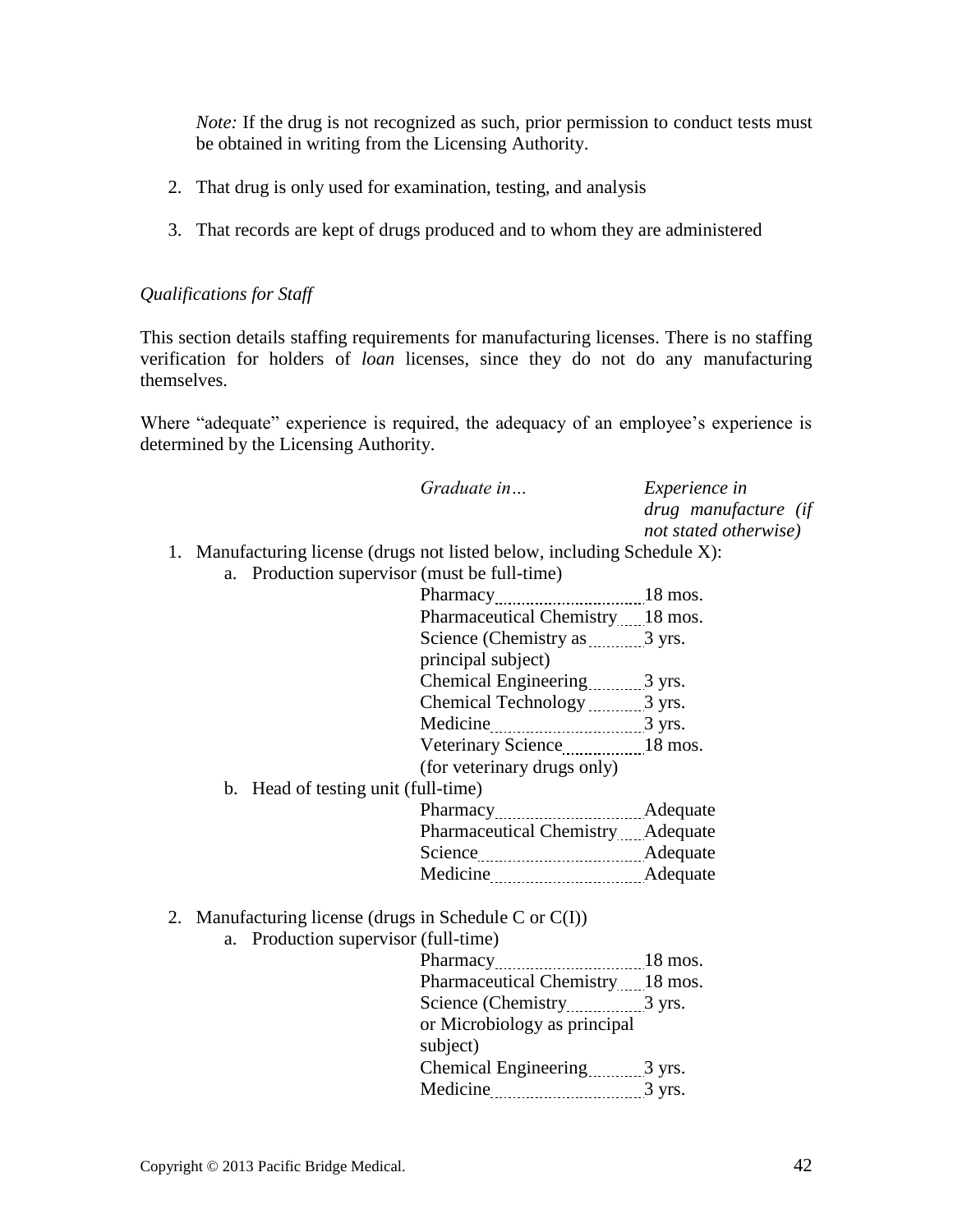*Note:* If the drug is not recognized as such, prior permission to conduct tests must be obtained in writing from the Licensing Authority.

2. That drug is only used for examination, testing, and analysis

3. That records are kept of drugs produced and to whom they are administered

*Qualifications for Staff*

This section details staffing requirements for manufacturing licenses. There is no staffing verification for holders of *loan* licenses, since they do not do any manufacturing themselves.

Where "adequate" experience is required, the adequacy of an employee's experience is determined by the Licensing Authority.

| | *Graduate in…* | *Experience in drug manufacture (if not stated otherwise)* |
|---|---|---|
| 1. Manufacturing license (drugs not listed below, including Schedule X): | | |
| a. Production supervisor (must be full-time) | | |
| | Pharmacy | 18 mos. |
| | Pharmaceutical Chemistry | 18 mos. |
| | Science (Chemistry as principal subject) | 3 yrs. |
| | Chemical Engineering | 3 yrs. |
| | Chemical Technology | 3 yrs. |
| | Medicine | 3 yrs. |
| | Veterinary Science (for veterinary drugs only) | 18 mos. |
| b. Head of testing unit (full-time) | | |
| | Pharmacy | Adequate |
| | Pharmaceutical Chemistry | Adequate |
| | Science | Adequate |
| | Medicine | Adequate |
| 2. Manufacturing license (drugs in Schedule C or C(I)) | | |
| a. Production supervisor (full-time) | | |
| | Pharmacy | 18 mos. |
| | Pharmaceutical Chemistry | 18 mos. |
| | Science (Chemistry or Microbiology as principal subject) | 3 yrs. |
| | Chemical Engineering | 3 yrs. |
| | Medicine | 3 yrs. |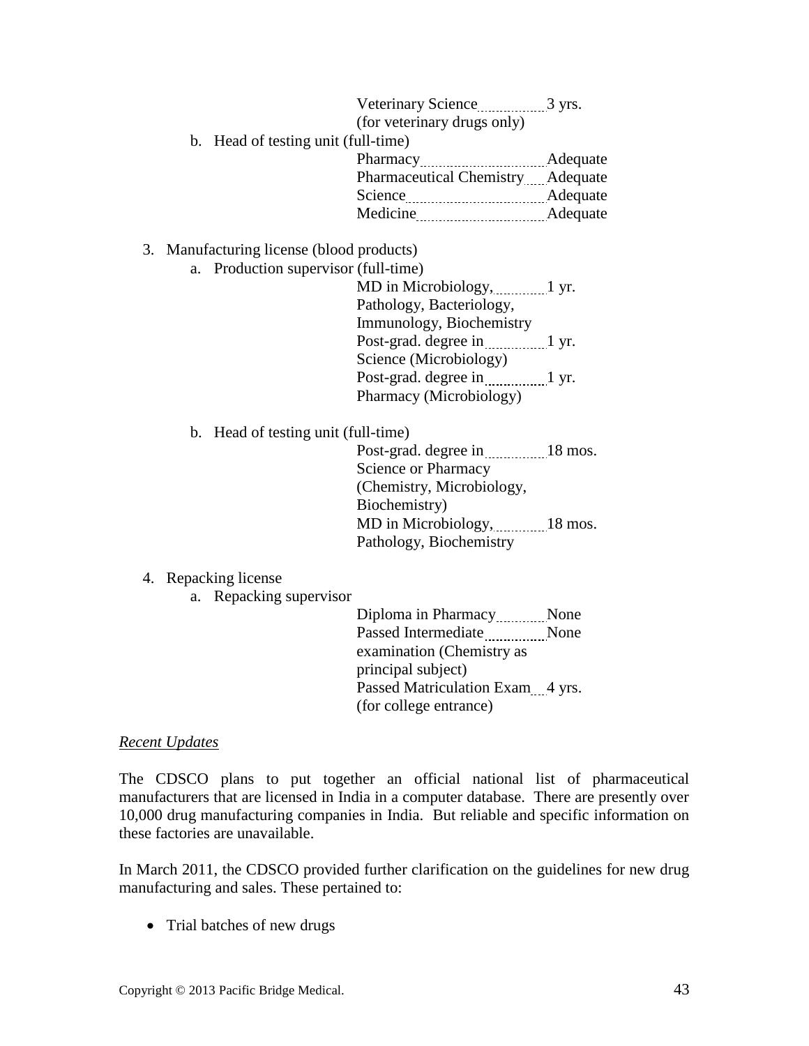Veterinary Science ........ 3 yrs.
(for veterinary drugs only)

b. Head of testing unit (full-time)

| Qualification | Experience |
|---|---|
| Pharmacy | Adequate |
| Pharmaceutical Chemistry | Adequate |
| Science | Adequate |
| Medicine | Adequate |

3. Manufacturing license (blood products)
   a. Production supervisor (full-time)

| Qualification | Experience |
|---|---|
| MD in Microbiology, Pathology, Bacteriology, Immunology, Biochemistry | 1 yr. |
| Post-grad. degree in Science (Microbiology) | 1 yr. |
| Post-grad. degree in Pharmacy (Microbiology) | 1 yr. |

   b. Head of testing unit (full-time)

| Qualification | Experience |
|---|---|
| Post-grad. degree in Science or Pharmacy (Chemistry, Microbiology, Biochemistry) | 18 mos. |
| MD in Microbiology, Pathology, Biochemistry | 18 mos. |

4. Repacking license
   a. Repacking supervisor

| Qualification | Experience |
|---|---|
| Diploma in Pharmacy | None |
| Passed Intermediate examination (Chemistry as principal subject) | None |
| Passed Matriculation Exam (for college entrance) | 4 yrs. |

*Recent Updates*

The CDSCO plans to put together an official national list of pharmaceutical manufacturers that are licensed in India in a computer database. There are presently over 10,000 drug manufacturing companies in India. But reliable and specific information on these factories are unavailable.

In March 2011, the CDSCO provided further clarification on the guidelines for new drug manufacturing and sales. These pertained to:

- Trial batches of new drugs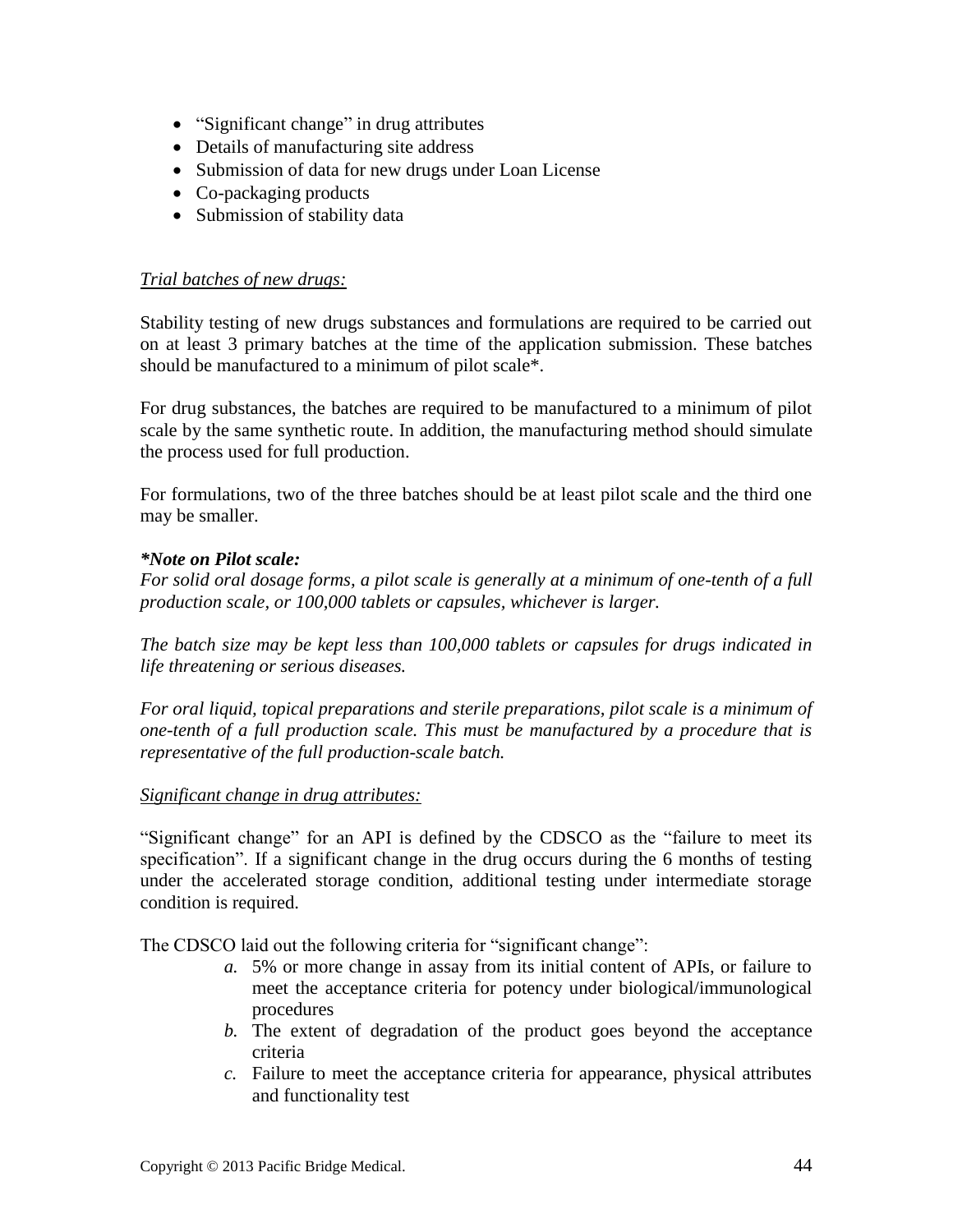- "Significant change" in drug attributes
- Details of manufacturing site address
- Submission of data for new drugs under Loan License
- Co-packaging products
- Submission of stability data

<u>*Trial batches of new drugs:*</u>

Stability testing of new drugs substances and formulations are required to be carried out on at least 3 primary batches at the time of the application submission. These batches should be manufactured to a minimum of pilot scale*.

For drug substances, the batches are required to be manufactured to a minimum of pilot scale by the same synthetic route. In addition, the manufacturing method should simulate the process used for full production.

For formulations, two of the three batches should be at least pilot scale and the third one may be smaller.

***Note on Pilot scale:***
*For solid oral dosage forms, a pilot scale is generally at a minimum of one-tenth of a full production scale, or 100,000 tablets or capsules, whichever is larger.*

*The batch size may be kept less than 100,000 tablets or capsules for drugs indicated in life threatening or serious diseases.*

*For oral liquid, topical preparations and sterile preparations, pilot scale is a minimum of one-tenth of a full production scale. This must be manufactured by a procedure that is representative of the full production-scale batch.*

<u>*Significant change in drug attributes:*</u>

"Significant change" for an API is defined by the CDSCO as the "failure to meet its specification". If a significant change in the drug occurs during the 6 months of testing under the accelerated storage condition, additional testing under intermediate storage condition is required.

The CDSCO laid out the following criteria for "significant change":

*a.* 5% or more change in assay from its initial content of APIs, or failure to meet the acceptance criteria for potency under biological/immunological procedures

*b.* The extent of degradation of the product goes beyond the acceptance criteria

*c.* Failure to meet the acceptance criteria for appearance, physical attributes and functionality test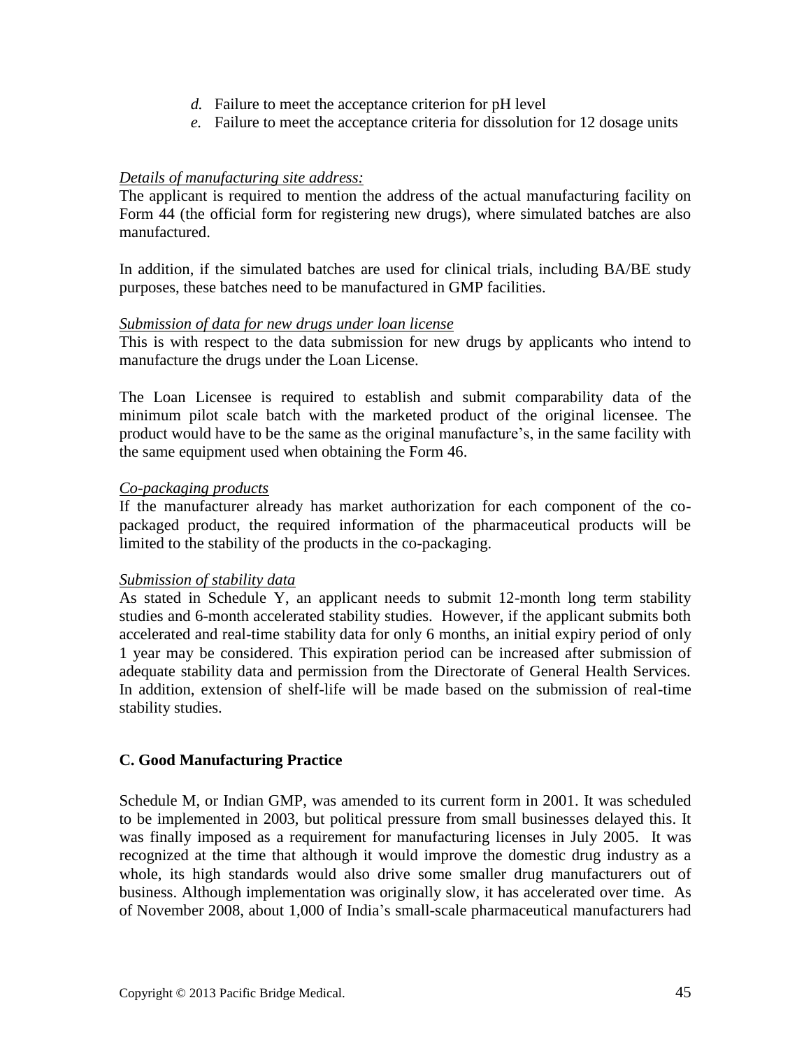*d.* Failure to meet the acceptance criterion for pH level
*e.* Failure to meet the acceptance criteria for dissolution for 12 dosage units

*Details of manufacturing site address:*
The applicant is required to mention the address of the actual manufacturing facility on Form 44 (the official form for registering new drugs), where simulated batches are also manufactured.

In addition, if the simulated batches are used for clinical trials, including BA/BE study purposes, these batches need to be manufactured in GMP facilities.

*Submission of data for new drugs under loan license*
This is with respect to the data submission for new drugs by applicants who intend to manufacture the drugs under the Loan License.

The Loan Licensee is required to establish and submit comparability data of the minimum pilot scale batch with the marketed product of the original licensee. The product would have to be the same as the original manufacture's, in the same facility with the same equipment used when obtaining the Form 46.

*Co-packaging products*
If the manufacturer already has market authorization for each component of the co-packaged product, the required information of the pharmaceutical products will be limited to the stability of the products in the co-packaging.

*Submission of stability data*
As stated in Schedule Y, an applicant needs to submit 12-month long term stability studies and 6-month accelerated stability studies. However, if the applicant submits both accelerated and real-time stability data for only 6 months, an initial expiry period of only 1 year may be considered. This expiration period can be increased after submission of adequate stability data and permission from the Directorate of General Health Services. In addition, extension of shelf-life will be made based on the submission of real-time stability studies.

### C. Good Manufacturing Practice

Schedule M, or Indian GMP, was amended to its current form in 2001. It was scheduled to be implemented in 2003, but political pressure from small businesses delayed this. It was finally imposed as a requirement for manufacturing licenses in July 2005. It was recognized at the time that although it would improve the domestic drug industry as a whole, its high standards would also drive some smaller drug manufacturers out of business. Although implementation was originally slow, it has accelerated over time. As of November 2008, about 1,000 of India's small-scale pharmaceutical manufacturers had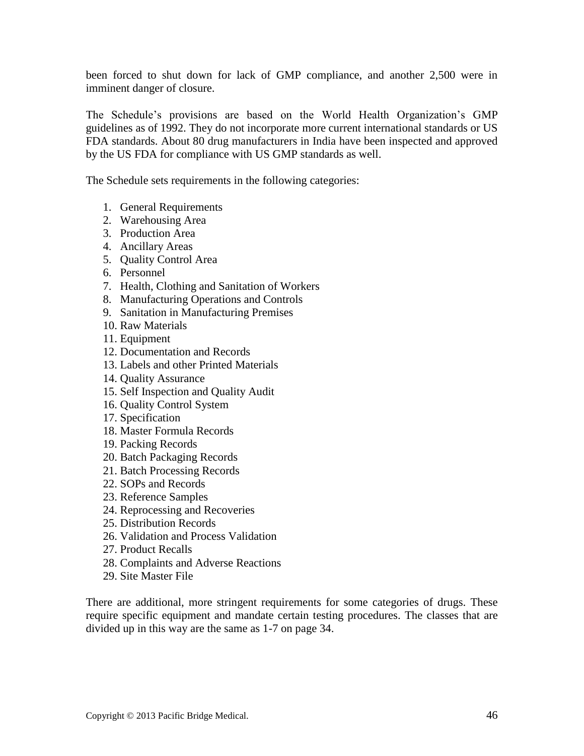been forced to shut down for lack of GMP compliance, and another 2,500 were in imminent danger of closure.

The Schedule's provisions are based on the World Health Organization's GMP guidelines as of 1992. They do not incorporate more current international standards or US FDA standards. About 80 drug manufacturers in India have been inspected and approved by the US FDA for compliance with US GMP standards as well.

The Schedule sets requirements in the following categories:

1. General Requirements
2. Warehousing Area
3. Production Area
4. Ancillary Areas
5. Quality Control Area
6. Personnel
7. Health, Clothing and Sanitation of Workers
8. Manufacturing Operations and Controls
9. Sanitation in Manufacturing Premises
10. Raw Materials
11. Equipment
12. Documentation and Records
13. Labels and other Printed Materials
14. Quality Assurance
15. Self Inspection and Quality Audit
16. Quality Control System
17. Specification
18. Master Formula Records
19. Packing Records
20. Batch Packaging Records
21. Batch Processing Records
22. SOPs and Records
23. Reference Samples
24. Reprocessing and Recoveries
25. Distribution Records
26. Validation and Process Validation
27. Product Recalls
28. Complaints and Adverse Reactions
29. Site Master File

There are additional, more stringent requirements for some categories of drugs. These require specific equipment and mandate certain testing procedures. The classes that are divided up in this way are the same as 1-7 on page 34.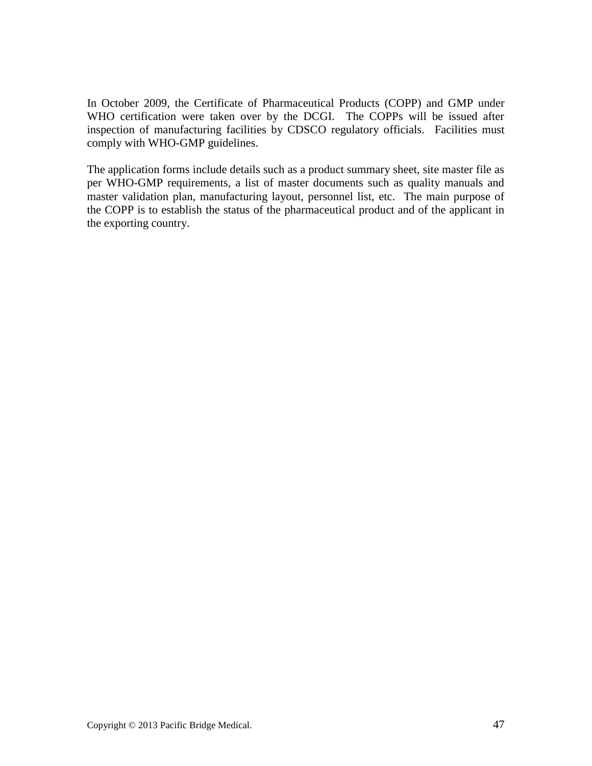In October 2009, the Certificate of Pharmaceutical Products (COPP) and GMP under WHO certification were taken over by the DCGI. The COPPs will be issued after inspection of manufacturing facilities by CDSCO regulatory officials. Facilities must comply with WHO-GMP guidelines.

The application forms include details such as a product summary sheet, site master file as per WHO-GMP requirements, a list of master documents such as quality manuals and master validation plan, manufacturing layout, personnel list, etc. The main purpose of the COPP is to establish the status of the pharmaceutical product and of the applicant in the exporting country.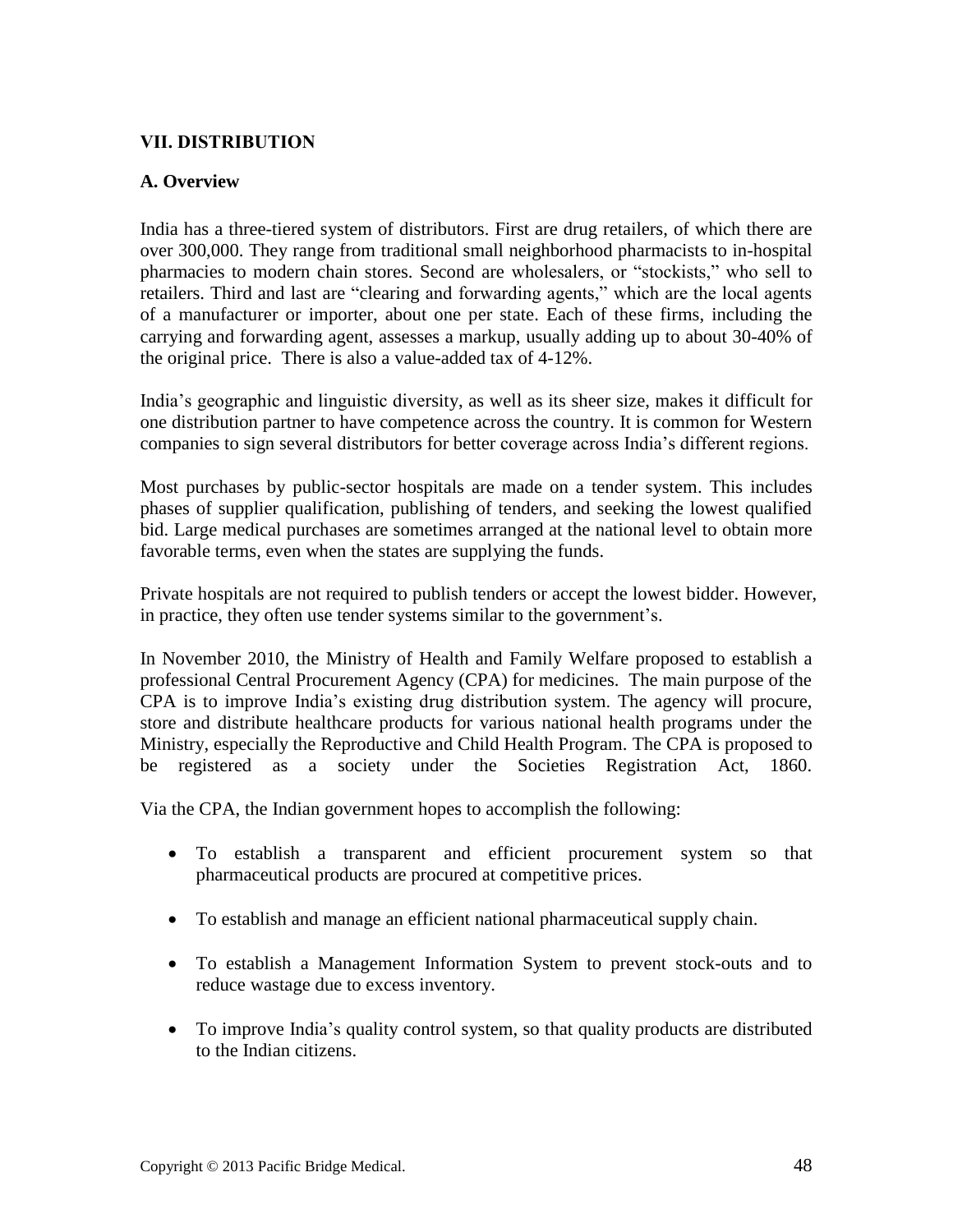## VII. DISTRIBUTION

### A. Overview

India has a three-tiered system of distributors. First are drug retailers, of which there are over 300,000. They range from traditional small neighborhood pharmacists to in-hospital pharmacies to modern chain stores. Second are wholesalers, or "stockists," who sell to retailers. Third and last are "clearing and forwarding agents," which are the local agents of a manufacturer or importer, about one per state. Each of these firms, including the carrying and forwarding agent, assesses a markup, usually adding up to about 30-40% of the original price. There is also a value-added tax of 4-12%.

India's geographic and linguistic diversity, as well as its sheer size, makes it difficult for one distribution partner to have competence across the country. It is common for Western companies to sign several distributors for better coverage across India's different regions.

Most purchases by public-sector hospitals are made on a tender system. This includes phases of supplier qualification, publishing of tenders, and seeking the lowest qualified bid. Large medical purchases are sometimes arranged at the national level to obtain more favorable terms, even when the states are supplying the funds.

Private hospitals are not required to publish tenders or accept the lowest bidder. However, in practice, they often use tender systems similar to the government's.

In November 2010, the Ministry of Health and Family Welfare proposed to establish a professional Central Procurement Agency (CPA) for medicines. The main purpose of the CPA is to improve India's existing drug distribution system. The agency will procure, store and distribute healthcare products for various national health programs under the Ministry, especially the Reproductive and Child Health Program. The CPA is proposed to be registered as a society under the Societies Registration Act, 1860.

Via the CPA, the Indian government hopes to accomplish the following:

- To establish a transparent and efficient procurement system so that pharmaceutical products are procured at competitive prices.
- To establish and manage an efficient national pharmaceutical supply chain.
- To establish a Management Information System to prevent stock-outs and to reduce wastage due to excess inventory.
- To improve India's quality control system, so that quality products are distributed to the Indian citizens.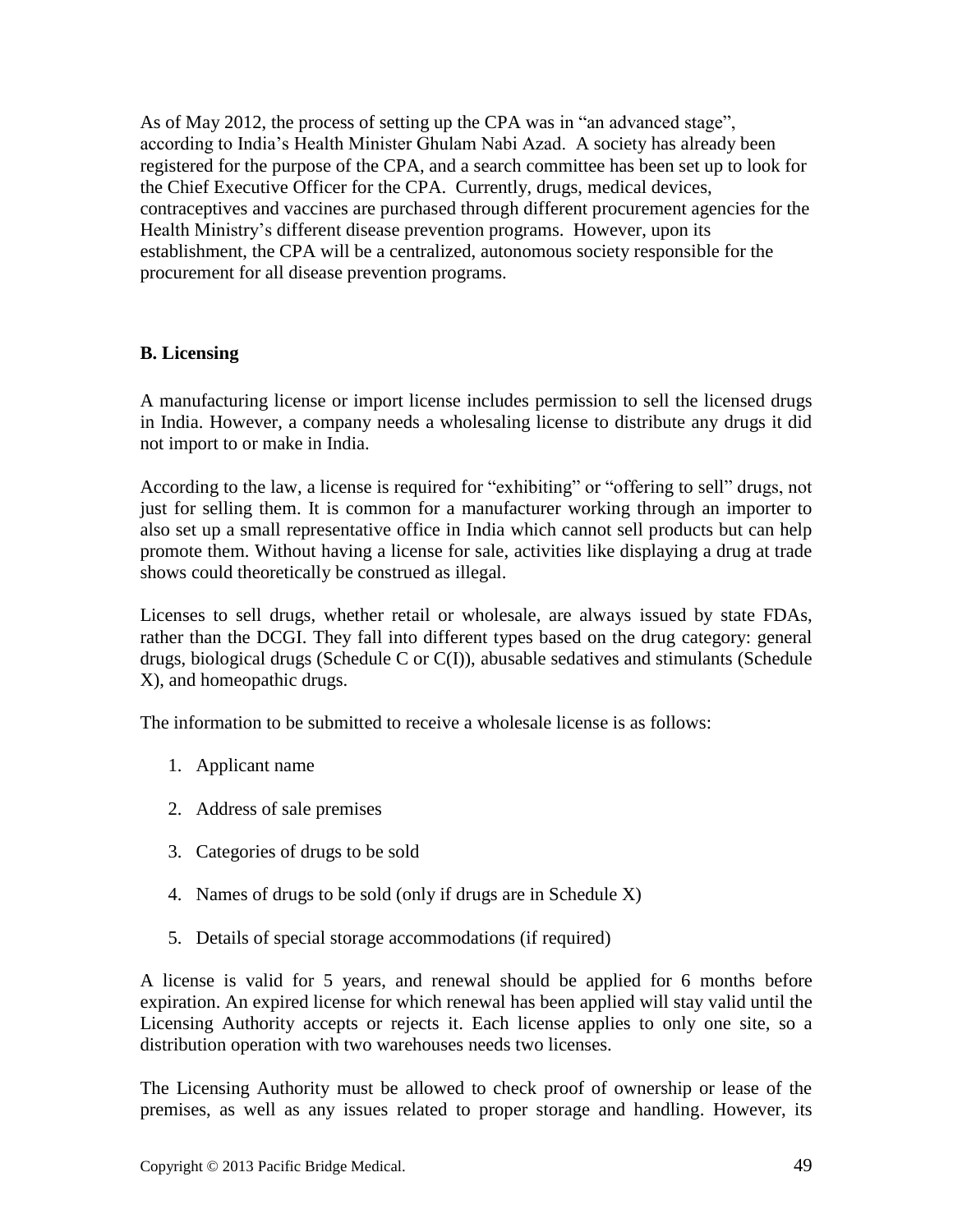As of May 2012, the process of setting up the CPA was in "an advanced stage", according to India's Health Minister Ghulam Nabi Azad. A society has already been registered for the purpose of the CPA, and a search committee has been set up to look for the Chief Executive Officer for the CPA. Currently, drugs, medical devices, contraceptives and vaccines are purchased through different procurement agencies for the Health Ministry's different disease prevention programs. However, upon its establishment, the CPA will be a centralized, autonomous society responsible for the procurement for all disease prevention programs.

**B. Licensing**

A manufacturing license or import license includes permission to sell the licensed drugs in India. However, a company needs a wholesaling license to distribute any drugs it did not import to or make in India.

According to the law, a license is required for "exhibiting" or "offering to sell" drugs, not just for selling them. It is common for a manufacturer working through an importer to also set up a small representative office in India which cannot sell products but can help promote them. Without having a license for sale, activities like displaying a drug at trade shows could theoretically be construed as illegal.

Licenses to sell drugs, whether retail or wholesale, are always issued by state FDAs, rather than the DCGI. They fall into different types based on the drug category: general drugs, biological drugs (Schedule C or C(I)), abusable sedatives and stimulants (Schedule X), and homeopathic drugs.

The information to be submitted to receive a wholesale license is as follows:

1. Applicant name
2. Address of sale premises
3. Categories of drugs to be sold
4. Names of drugs to be sold (only if drugs are in Schedule X)
5. Details of special storage accommodations (if required)

A license is valid for 5 years, and renewal should be applied for 6 months before expiration. An expired license for which renewal has been applied will stay valid until the Licensing Authority accepts or rejects it. Each license applies to only one site, so a distribution operation with two warehouses needs two licenses.

The Licensing Authority must be allowed to check proof of ownership or lease of the premises, as well as any issues related to proper storage and handling. However, its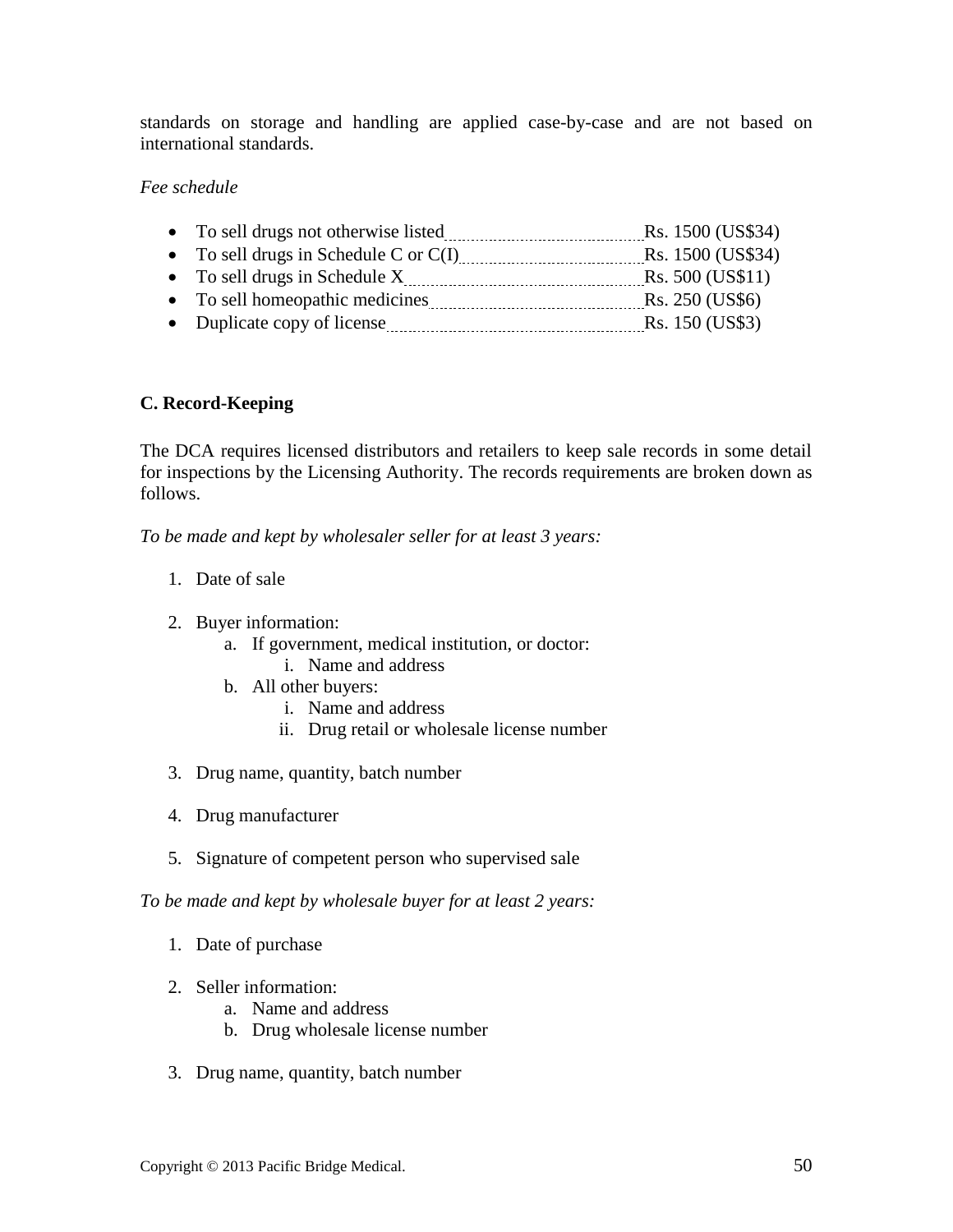standards on storage and handling are applied case-by-case and are not based on international standards.

*Fee schedule*

- To sell drugs not otherwise listed ........ Rs. 1500 (US$34)
- To sell drugs in Schedule C or C(I) ........ Rs. 1500 (US$34)
- To sell drugs in Schedule X ........ Rs. 500 (US$11)
- To sell homeopathic medicines ........ Rs. 250 (US$6)
- Duplicate copy of license ........ Rs. 150 (US$3)

### C. Record-Keeping

The DCA requires licensed distributors and retailers to keep sale records in some detail for inspections by the Licensing Authority. The records requirements are broken down as follows.

*To be made and kept by wholesaler seller for at least 3 years:*

1. Date of sale
2. Buyer information:
   a. If government, medical institution, or doctor:
      i. Name and address
   b. All other buyers:
      i. Name and address
      ii. Drug retail or wholesale license number
3. Drug name, quantity, batch number
4. Drug manufacturer
5. Signature of competent person who supervised sale

*To be made and kept by wholesale buyer for at least 2 years:*

1. Date of purchase
2. Seller information:
   a. Name and address
   b. Drug wholesale license number
3. Drug name, quantity, batch number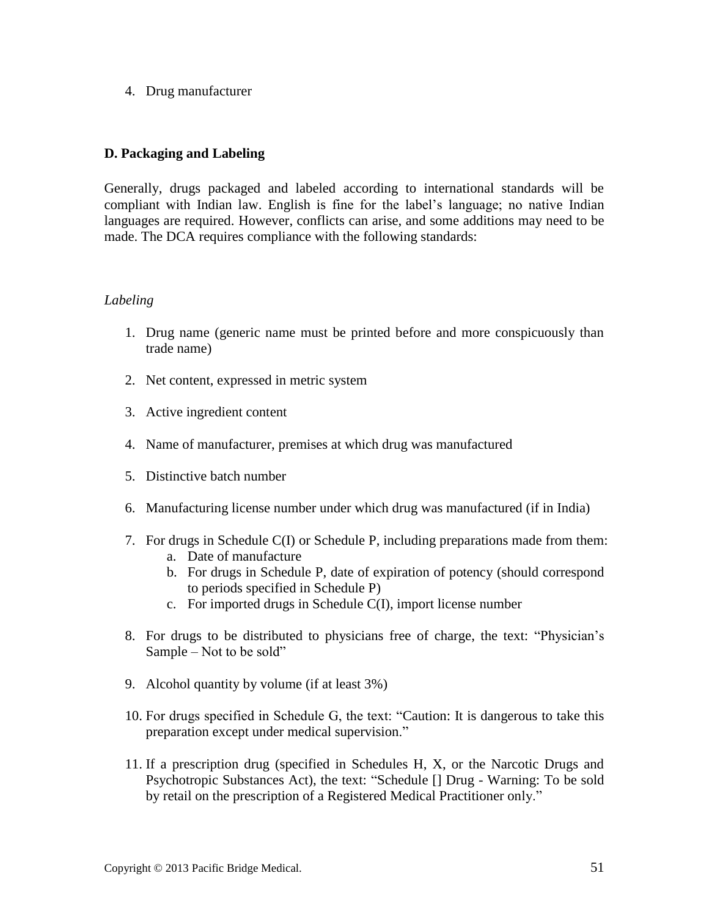4. Drug manufacturer

### D. Packaging and Labeling

Generally, drugs packaged and labeled according to international standards will be compliant with Indian law. English is fine for the label's language; no native Indian languages are required. However, conflicts can arise, and some additions may need to be made. The DCA requires compliance with the following standards:

*Labeling*

1. Drug name (generic name must be printed before and more conspicuously than trade name)

2. Net content, expressed in metric system

3. Active ingredient content

4. Name of manufacturer, premises at which drug was manufactured

5. Distinctive batch number

6. Manufacturing license number under which drug was manufactured (if in India)

7. For drugs in Schedule C(I) or Schedule P, including preparations made from them:
   a. Date of manufacture
   b. For drugs in Schedule P, date of expiration of potency (should correspond to periods specified in Schedule P)
   c. For imported drugs in Schedule C(I), import license number

8. For drugs to be distributed to physicians free of charge, the text: "Physician's Sample – Not to be sold"

9. Alcohol quantity by volume (if at least 3%)

10. For drugs specified in Schedule G, the text: "Caution: It is dangerous to take this preparation except under medical supervision."

11. If a prescription drug (specified in Schedules H, X, or the Narcotic Drugs and Psychotropic Substances Act), the text: "Schedule [] Drug - Warning: To be sold by retail on the prescription of a Registered Medical Practitioner only."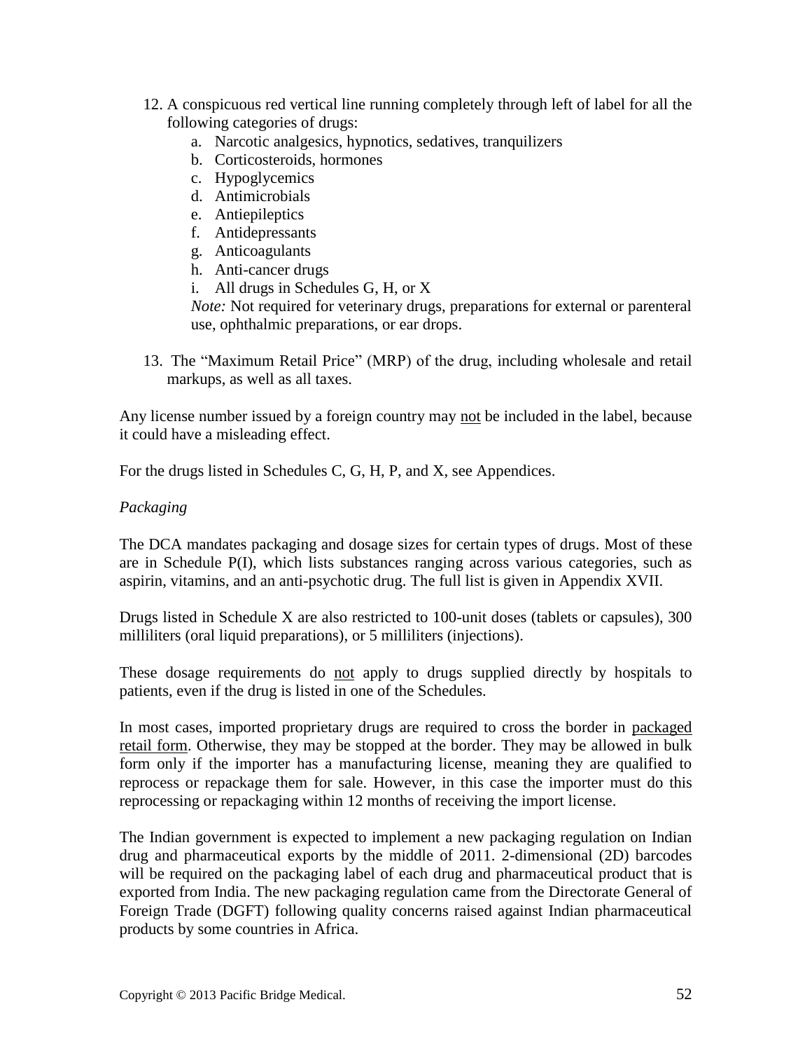12. A conspicuous red vertical line running completely through left of label for all the following categories of drugs:
    a. Narcotic analgesics, hypnotics, sedatives, tranquilizers
    b. Corticosteroids, hormones
    c. Hypoglycemics
    d. Antimicrobials
    e. Antiepileptics
    f. Antidepressants
    g. Anticoagulants
    h. Anti-cancer drugs
    i. All drugs in Schedules G, H, or X

    *Note:* Not required for veterinary drugs, preparations for external or parenteral use, ophthalmic preparations, or ear drops.

13. The "Maximum Retail Price" (MRP) of the drug, including wholesale and retail markups, as well as all taxes.

Any license number issued by a foreign country may <u>not</u> be included in the label, because it could have a misleading effect.

For the drugs listed in Schedules C, G, H, P, and X, see Appendices.

*Packaging*

The DCA mandates packaging and dosage sizes for certain types of drugs. Most of these are in Schedule P(I), which lists substances ranging across various categories, such as aspirin, vitamins, and an anti-psychotic drug. The full list is given in Appendix XVII.

Drugs listed in Schedule X are also restricted to 100-unit doses (tablets or capsules), 300 milliliters (oral liquid preparations), or 5 milliliters (injections).

These dosage requirements do <u>not</u> apply to drugs supplied directly by hospitals to patients, even if the drug is listed in one of the Schedules.

In most cases, imported proprietary drugs are required to cross the border in <u>packaged retail form</u>. Otherwise, they may be stopped at the border. They may be allowed in bulk form only if the importer has a manufacturing license, meaning they are qualified to reprocess or repackage them for sale. However, in this case the importer must do this reprocessing or repackaging within 12 months of receiving the import license.

The Indian government is expected to implement a new packaging regulation on Indian drug and pharmaceutical exports by the middle of 2011. 2-dimensional (2D) barcodes will be required on the packaging label of each drug and pharmaceutical product that is exported from India. The new packaging regulation came from the Directorate General of Foreign Trade (DGFT) following quality concerns raised against Indian pharmaceutical products by some countries in Africa.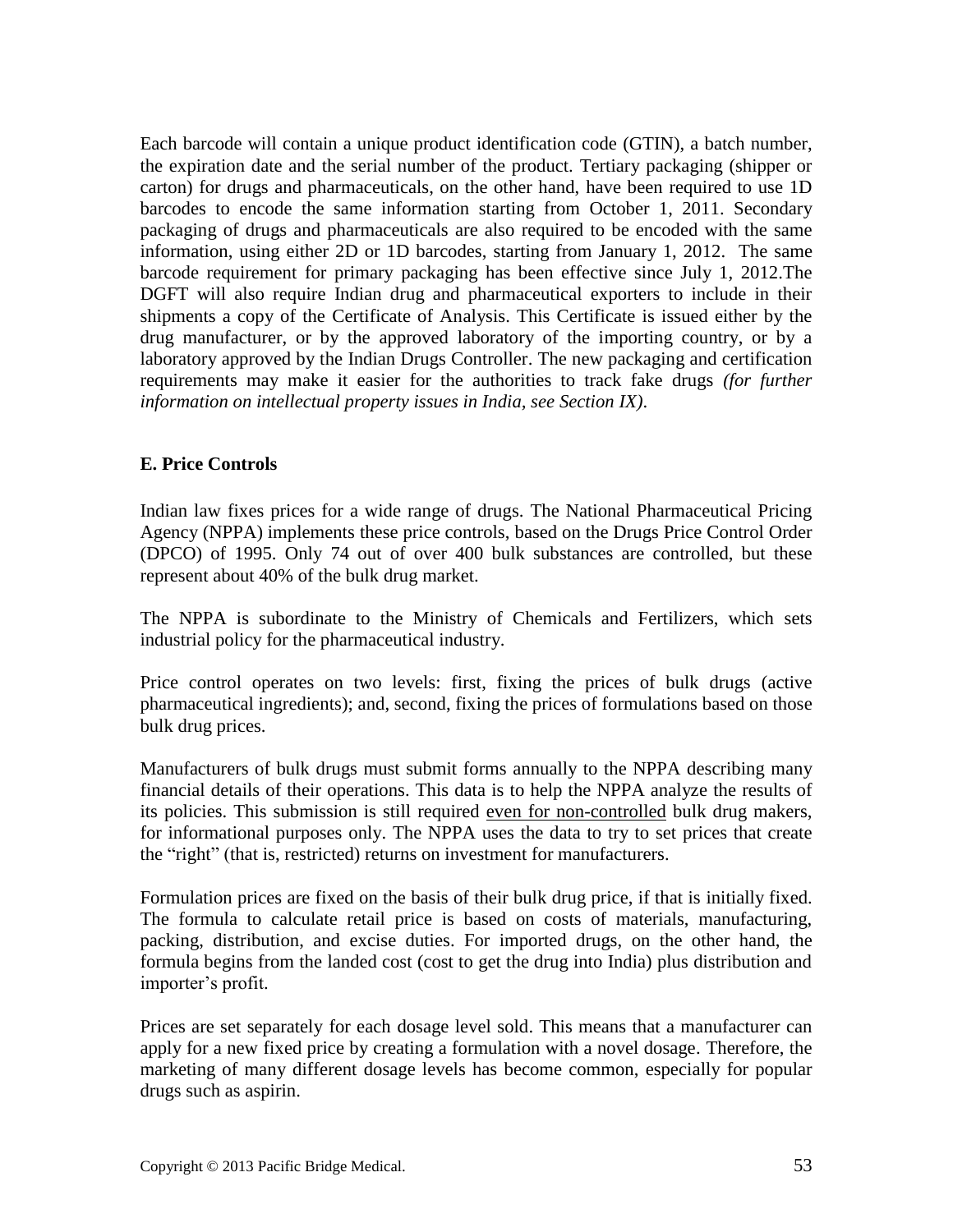Each barcode will contain a unique product identification code (GTIN), a batch number, the expiration date and the serial number of the product. Tertiary packaging (shipper or carton) for drugs and pharmaceuticals, on the other hand, have been required to use 1D barcodes to encode the same information starting from October 1, 2011. Secondary packaging of drugs and pharmaceuticals are also required to be encoded with the same information, using either 2D or 1D barcodes, starting from January 1, 2012. The same barcode requirement for primary packaging has been effective since July 1, 2012.The DGFT will also require Indian drug and pharmaceutical exporters to include in their shipments a copy of the Certificate of Analysis. This Certificate is issued either by the drug manufacturer, or by the approved laboratory of the importing country, or by a laboratory approved by the Indian Drugs Controller. The new packaging and certification requirements may make it easier for the authorities to track fake drugs *(for further information on intellectual property issues in India, see Section IX)*.

### E. Price Controls

Indian law fixes prices for a wide range of drugs. The National Pharmaceutical Pricing Agency (NPPA) implements these price controls, based on the Drugs Price Control Order (DPCO) of 1995. Only 74 out of over 400 bulk substances are controlled, but these represent about 40% of the bulk drug market.

The NPPA is subordinate to the Ministry of Chemicals and Fertilizers, which sets industrial policy for the pharmaceutical industry.

Price control operates on two levels: first, fixing the prices of bulk drugs (active pharmaceutical ingredients); and, second, fixing the prices of formulations based on those bulk drug prices.

Manufacturers of bulk drugs must submit forms annually to the NPPA describing many financial details of their operations. This data is to help the NPPA analyze the results of its policies. This submission is still required <u>even for non-controlled</u> bulk drug makers, for informational purposes only. The NPPA uses the data to try to set prices that create the "right" (that is, restricted) returns on investment for manufacturers.

Formulation prices are fixed on the basis of their bulk drug price, if that is initially fixed. The formula to calculate retail price is based on costs of materials, manufacturing, packing, distribution, and excise duties. For imported drugs, on the other hand, the formula begins from the landed cost (cost to get the drug into India) plus distribution and importer's profit.

Prices are set separately for each dosage level sold. This means that a manufacturer can apply for a new fixed price by creating a formulation with a novel dosage. Therefore, the marketing of many different dosage levels has become common, especially for popular drugs such as aspirin.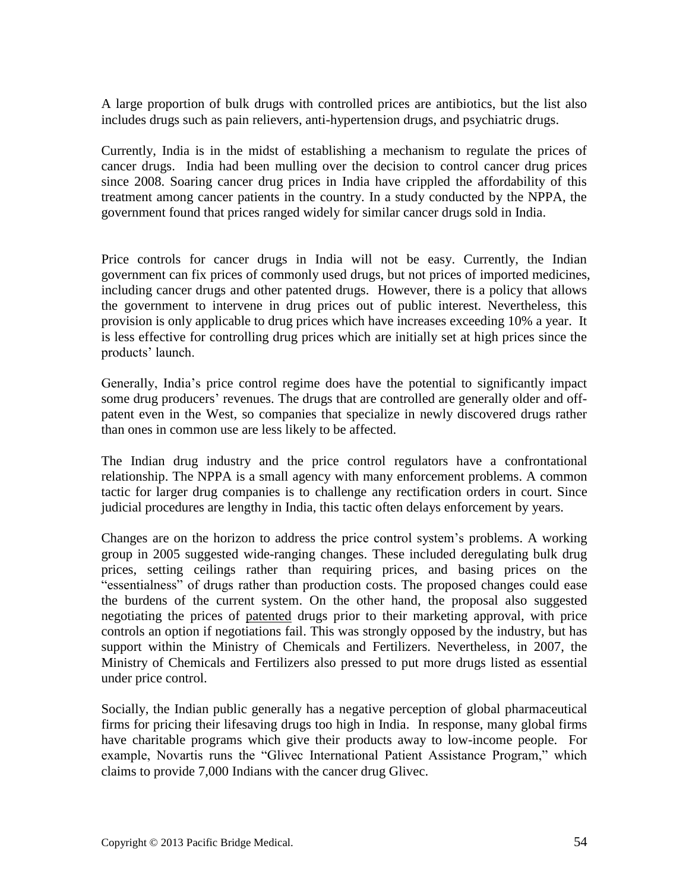A large proportion of bulk drugs with controlled prices are antibiotics, but the list also includes drugs such as pain relievers, anti-hypertension drugs, and psychiatric drugs.

Currently, India is in the midst of establishing a mechanism to regulate the prices of cancer drugs. India had been mulling over the decision to control cancer drug prices since 2008. Soaring cancer drug prices in India have crippled the affordability of this treatment among cancer patients in the country. In a study conducted by the NPPA, the government found that prices ranged widely for similar cancer drugs sold in India.

Price controls for cancer drugs in India will not be easy. Currently, the Indian government can fix prices of commonly used drugs, but not prices of imported medicines, including cancer drugs and other patented drugs. However, there is a policy that allows the government to intervene in drug prices out of public interest. Nevertheless, this provision is only applicable to drug prices which have increases exceeding 10% a year. It is less effective for controlling drug prices which are initially set at high prices since the products' launch.

Generally, India's price control regime does have the potential to significantly impact some drug producers' revenues. The drugs that are controlled are generally older and off-patent even in the West, so companies that specialize in newly discovered drugs rather than ones in common use are less likely to be affected.

The Indian drug industry and the price control regulators have a confrontational relationship. The NPPA is a small agency with many enforcement problems. A common tactic for larger drug companies is to challenge any rectification orders in court. Since judicial procedures are lengthy in India, this tactic often delays enforcement by years.

Changes are on the horizon to address the price control system's problems. A working group in 2005 suggested wide-ranging changes. These included deregulating bulk drug prices, setting ceilings rather than requiring prices, and basing prices on the "essentialness" of drugs rather than production costs. The proposed changes could ease the burdens of the current system. On the other hand, the proposal also suggested negotiating the prices of patented drugs prior to their marketing approval, with price controls an option if negotiations fail. This was strongly opposed by the industry, but has support within the Ministry of Chemicals and Fertilizers. Nevertheless, in 2007, the Ministry of Chemicals and Fertilizers also pressed to put more drugs listed as essential under price control.

Socially, the Indian public generally has a negative perception of global pharmaceutical firms for pricing their lifesaving drugs too high in India. In response, many global firms have charitable programs which give their products away to low-income people. For example, Novartis runs the "Glivec International Patient Assistance Program," which claims to provide 7,000 Indians with the cancer drug Glivec.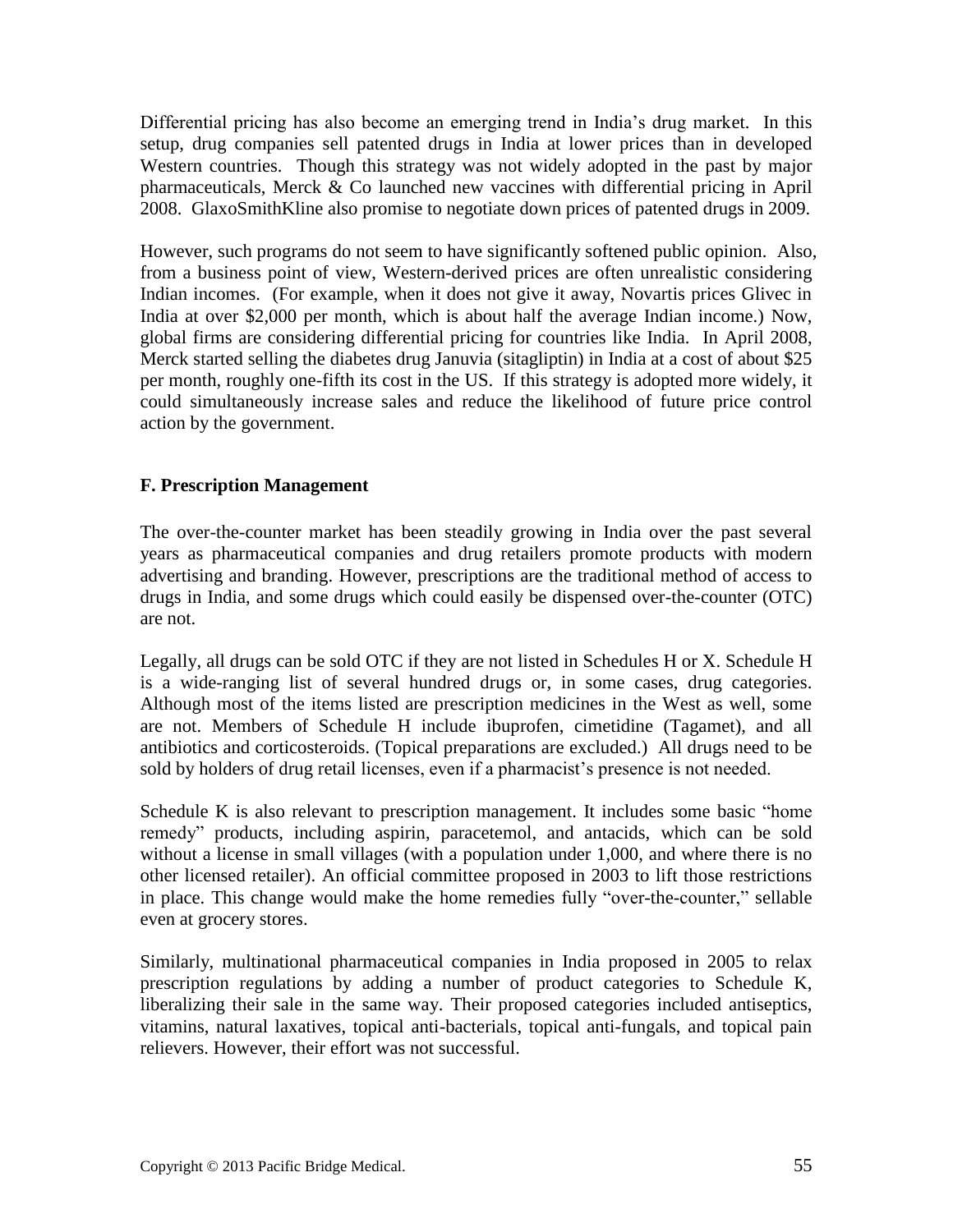Differential pricing has also become an emerging trend in India's drug market. In this setup, drug companies sell patented drugs in India at lower prices than in developed Western countries. Though this strategy was not widely adopted in the past by major pharmaceuticals, Merck & Co launched new vaccines with differential pricing in April 2008. GlaxoSmithKline also promise to negotiate down prices of patented drugs in 2009.

However, such programs do not seem to have significantly softened public opinion. Also, from a business point of view, Western-derived prices are often unrealistic considering Indian incomes. (For example, when it does not give it away, Novartis prices Glivec in India at over $2,000 per month, which is about half the average Indian income.) Now, global firms are considering differential pricing for countries like India. In April 2008, Merck started selling the diabetes drug Januvia (sitagliptin) in India at a cost of about $25 per month, roughly one-fifth its cost in the US. If this strategy is adopted more widely, it could simultaneously increase sales and reduce the likelihood of future price control action by the government.

### F. Prescription Management

The over-the-counter market has been steadily growing in India over the past several years as pharmaceutical companies and drug retailers promote products with modern advertising and branding. However, prescriptions are the traditional method of access to drugs in India, and some drugs which could easily be dispensed over-the-counter (OTC) are not.

Legally, all drugs can be sold OTC if they are not listed in Schedules H or X. Schedule H is a wide-ranging list of several hundred drugs or, in some cases, drug categories. Although most of the items listed are prescription medicines in the West as well, some are not. Members of Schedule H include ibuprofen, cimetidine (Tagamet), and all antibiotics and corticosteroids. (Topical preparations are excluded.) All drugs need to be sold by holders of drug retail licenses, even if a pharmacist's presence is not needed.

Schedule K is also relevant to prescription management. It includes some basic "home remedy" products, including aspirin, paracetemol, and antacids, which can be sold without a license in small villages (with a population under 1,000, and where there is no other licensed retailer). An official committee proposed in 2003 to lift those restrictions in place. This change would make the home remedies fully "over-the-counter," sellable even at grocery stores.

Similarly, multinational pharmaceutical companies in India proposed in 2005 to relax prescription regulations by adding a number of product categories to Schedule K, liberalizing their sale in the same way. Their proposed categories included antiseptics, vitamins, natural laxatives, topical anti-bacterials, topical anti-fungals, and topical pain relievers. However, their effort was not successful.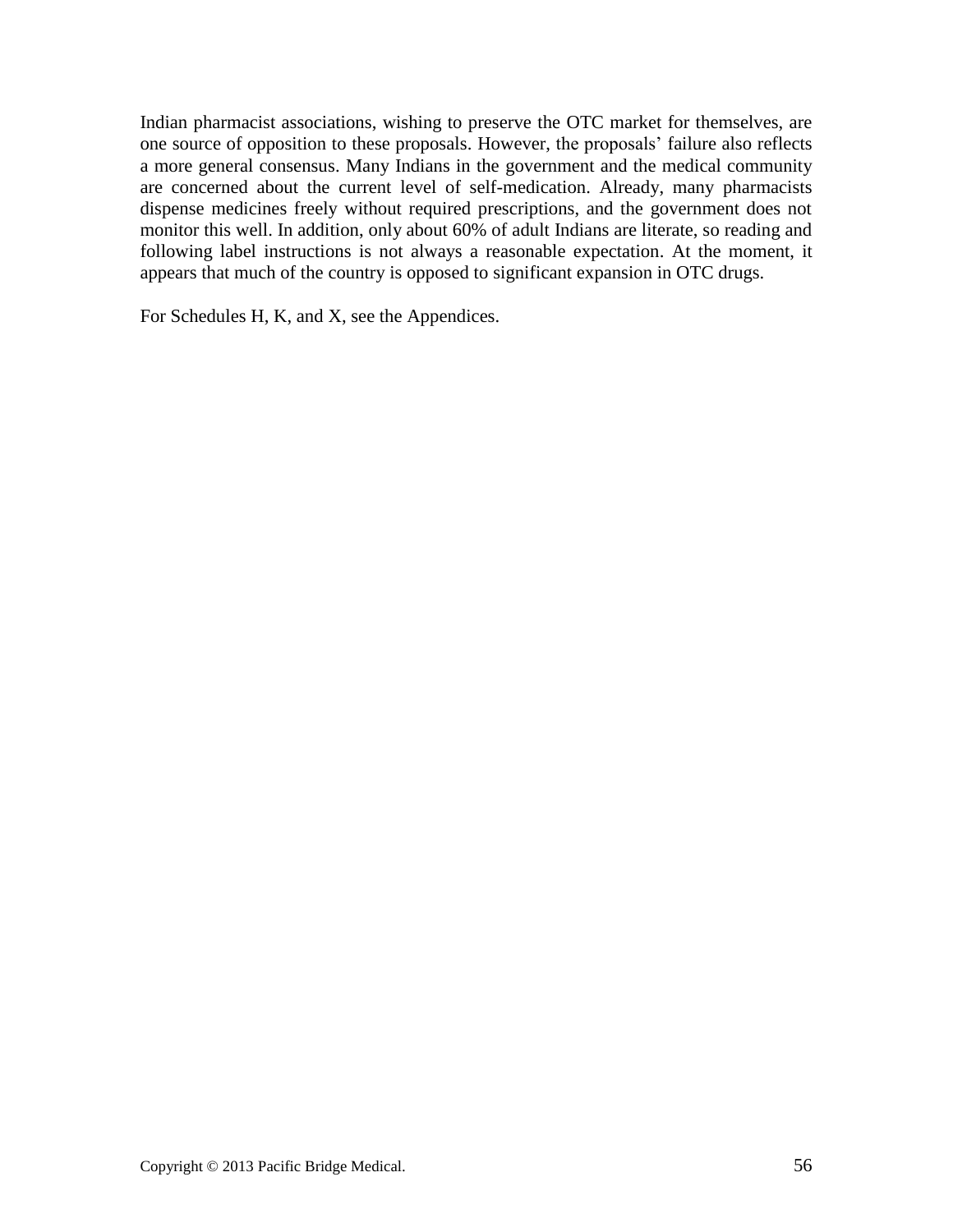Indian pharmacist associations, wishing to preserve the OTC market for themselves, are one source of opposition to these proposals. However, the proposals' failure also reflects a more general consensus. Many Indians in the government and the medical community are concerned about the current level of self-medication. Already, many pharmacists dispense medicines freely without required prescriptions, and the government does not monitor this well. In addition, only about 60% of adult Indians are literate, so reading and following label instructions is not always a reasonable expectation. At the moment, it appears that much of the country is opposed to significant expansion in OTC drugs.

For Schedules H, K, and X, see the Appendices.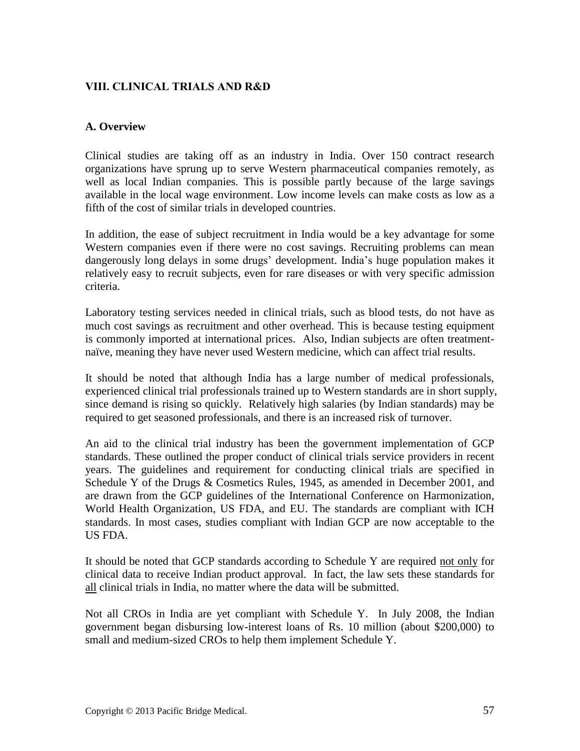## VIII. CLINICAL TRIALS AND R&D

### A. Overview

Clinical studies are taking off as an industry in India. Over 150 contract research organizations have sprung up to serve Western pharmaceutical companies remotely, as well as local Indian companies. This is possible partly because of the large savings available in the local wage environment. Low income levels can make costs as low as a fifth of the cost of similar trials in developed countries.

In addition, the ease of subject recruitment in India would be a key advantage for some Western companies even if there were no cost savings. Recruiting problems can mean dangerously long delays in some drugs' development. India's huge population makes it relatively easy to recruit subjects, even for rare diseases or with very specific admission criteria.

Laboratory testing services needed in clinical trials, such as blood tests, do not have as much cost savings as recruitment and other overhead. This is because testing equipment is commonly imported at international prices. Also, Indian subjects are often treatment-naïve, meaning they have never used Western medicine, which can affect trial results.

It should be noted that although India has a large number of medical professionals, experienced clinical trial professionals trained up to Western standards are in short supply, since demand is rising so quickly. Relatively high salaries (by Indian standards) may be required to get seasoned professionals, and there is an increased risk of turnover.

An aid to the clinical trial industry has been the government implementation of GCP standards. These outlined the proper conduct of clinical trials service providers in recent years. The guidelines and requirement for conducting clinical trials are specified in Schedule Y of the Drugs & Cosmetics Rules, 1945, as amended in December 2001, and are drawn from the GCP guidelines of the International Conference on Harmonization, World Health Organization, US FDA, and EU. The standards are compliant with ICH standards. In most cases, studies compliant with Indian GCP are now acceptable to the US FDA.

It should be noted that GCP standards according to Schedule Y are required not only for clinical data to receive Indian product approval. In fact, the law sets these standards for all clinical trials in India, no matter where the data will be submitted.

Not all CROs in India are yet compliant with Schedule Y. In July 2008, the Indian government began disbursing low-interest loans of Rs. 10 million (about $200,000) to small and medium-sized CROs to help them implement Schedule Y.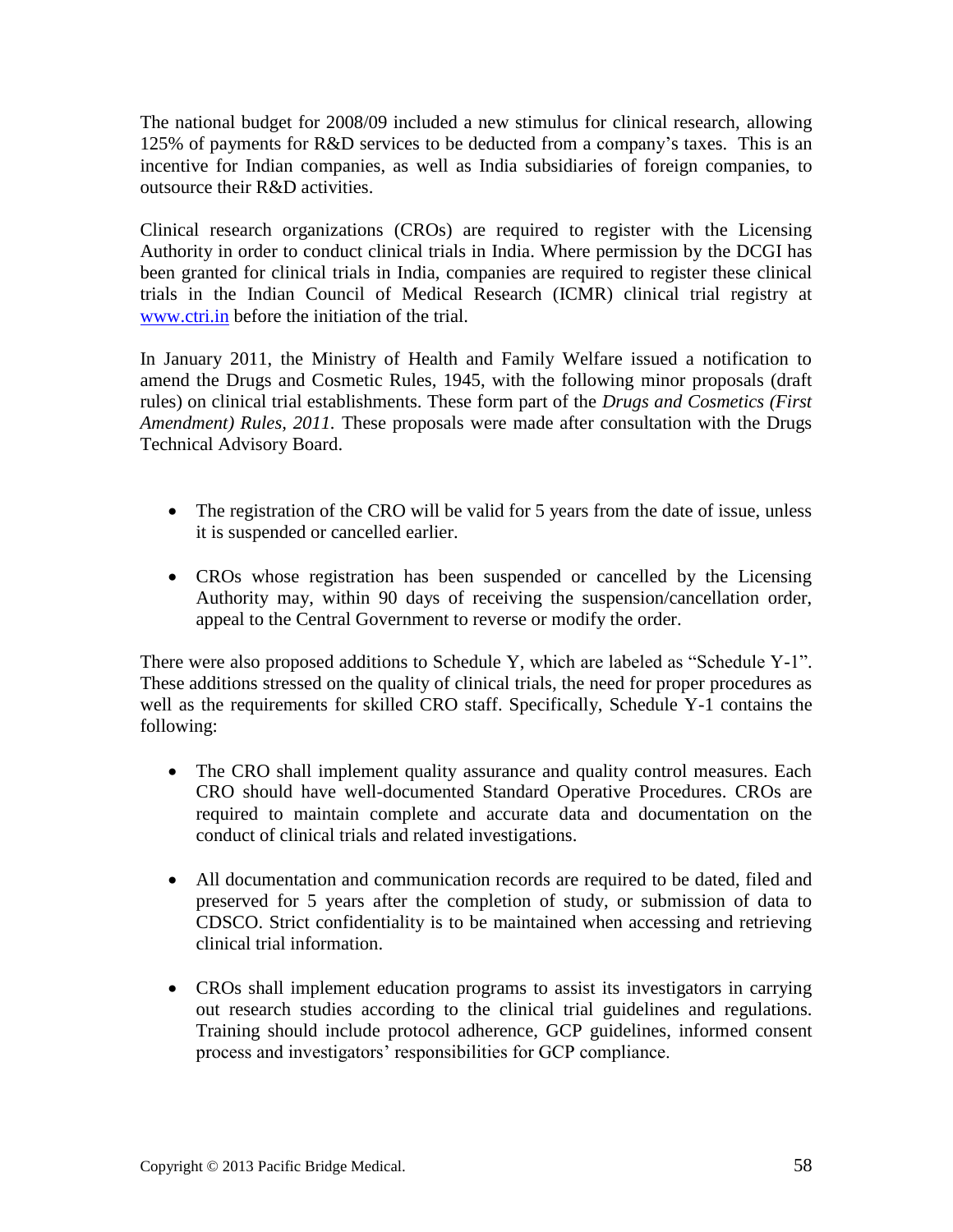The national budget for 2008/09 included a new stimulus for clinical research, allowing 125% of payments for R&D services to be deducted from a company's taxes. This is an incentive for Indian companies, as well as India subsidiaries of foreign companies, to outsource their R&D activities.

Clinical research organizations (CROs) are required to register with the Licensing Authority in order to conduct clinical trials in India. Where permission by the DCGI has been granted for clinical trials in India, companies are required to register these clinical trials in the Indian Council of Medical Research (ICMR) clinical trial registry at [www.ctri.in](http://www.ctri.in) before the initiation of the trial.

In January 2011, the Ministry of Health and Family Welfare issued a notification to amend the Drugs and Cosmetic Rules, 1945, with the following minor proposals (draft rules) on clinical trial establishments. These form part of the *Drugs and Cosmetics (First Amendment) Rules, 2011.* These proposals were made after consultation with the Drugs Technical Advisory Board.

- The registration of the CRO will be valid for 5 years from the date of issue, unless it is suspended or cancelled earlier.
- CROs whose registration has been suspended or cancelled by the Licensing Authority may, within 90 days of receiving the suspension/cancellation order, appeal to the Central Government to reverse or modify the order.

There were also proposed additions to Schedule Y, which are labeled as "Schedule Y-1". These additions stressed on the quality of clinical trials, the need for proper procedures as well as the requirements for skilled CRO staff. Specifically, Schedule Y-1 contains the following:

- The CRO shall implement quality assurance and quality control measures. Each CRO should have well-documented Standard Operative Procedures. CROs are required to maintain complete and accurate data and documentation on the conduct of clinical trials and related investigations.
- All documentation and communication records are required to be dated, filed and preserved for 5 years after the completion of study, or submission of data to CDSCO. Strict confidentiality is to be maintained when accessing and retrieving clinical trial information.
- CROs shall implement education programs to assist its investigators in carrying out research studies according to the clinical trial guidelines and regulations. Training should include protocol adherence, GCP guidelines, informed consent process and investigators' responsibilities for GCP compliance.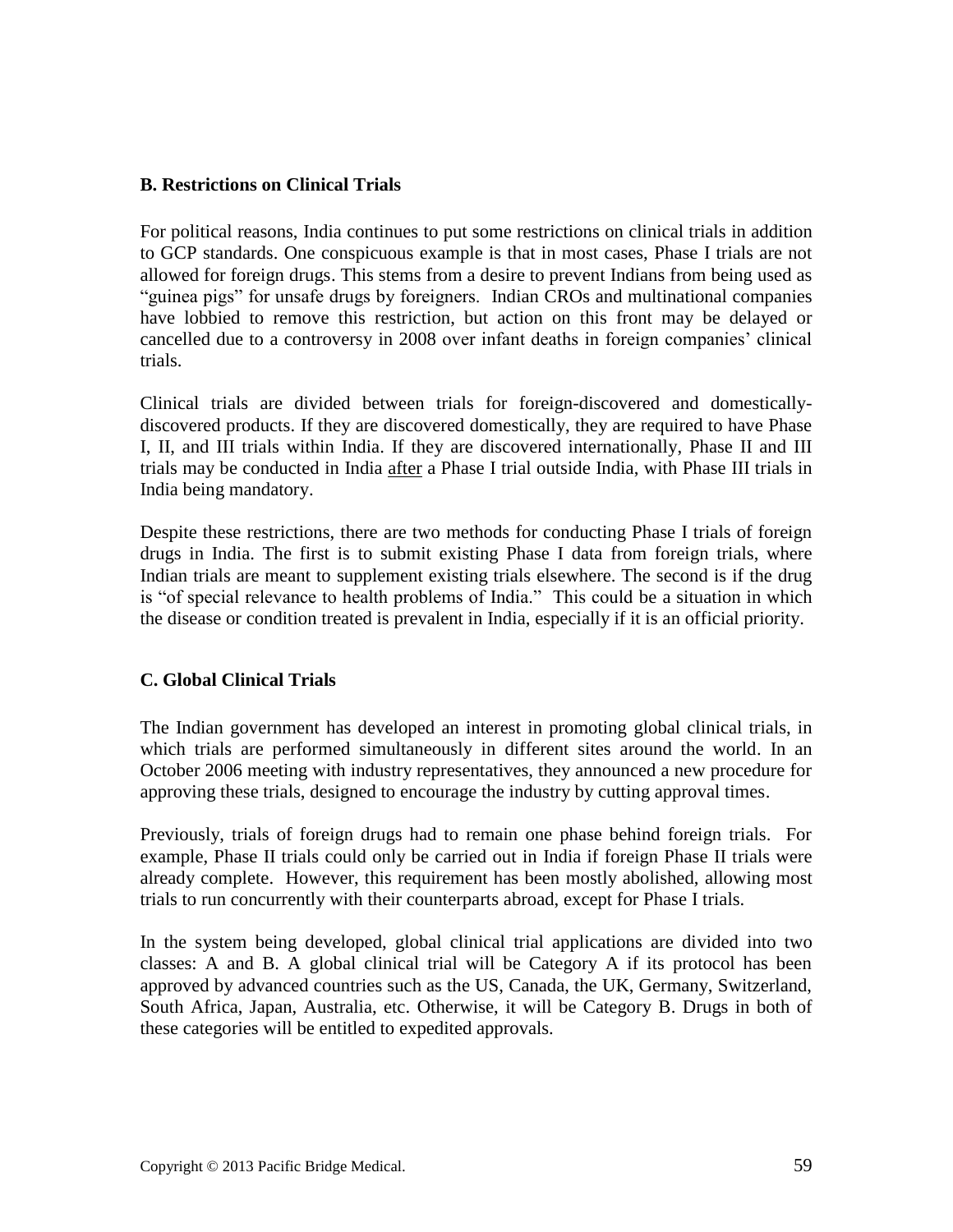### B. Restrictions on Clinical Trials

For political reasons, India continues to put some restrictions on clinical trials in addition to GCP standards. One conspicuous example is that in most cases, Phase I trials are not allowed for foreign drugs. This stems from a desire to prevent Indians from being used as "guinea pigs" for unsafe drugs by foreigners. Indian CROs and multinational companies have lobbied to remove this restriction, but action on this front may be delayed or cancelled due to a controversy in 2008 over infant deaths in foreign companies' clinical trials.

Clinical trials are divided between trials for foreign-discovered and domestically-discovered products. If they are discovered domestically, they are required to have Phase I, II, and III trials within India. If they are discovered internationally, Phase II and III trials may be conducted in India <u>after</u> a Phase I trial outside India, with Phase III trials in India being mandatory.

Despite these restrictions, there are two methods for conducting Phase I trials of foreign drugs in India. The first is to submit existing Phase I data from foreign trials, where Indian trials are meant to supplement existing trials elsewhere. The second is if the drug is "of special relevance to health problems of India." This could be a situation in which the disease or condition treated is prevalent in India, especially if it is an official priority.

### C. Global Clinical Trials

The Indian government has developed an interest in promoting global clinical trials, in which trials are performed simultaneously in different sites around the world. In an October 2006 meeting with industry representatives, they announced a new procedure for approving these trials, designed to encourage the industry by cutting approval times.

Previously, trials of foreign drugs had to remain one phase behind foreign trials. For example, Phase II trials could only be carried out in India if foreign Phase II trials were already complete. However, this requirement has been mostly abolished, allowing most trials to run concurrently with their counterparts abroad, except for Phase I trials.

In the system being developed, global clinical trial applications are divided into two classes: A and B. A global clinical trial will be Category A if its protocol has been approved by advanced countries such as the US, Canada, the UK, Germany, Switzerland, South Africa, Japan, Australia, etc. Otherwise, it will be Category B. Drugs in both of these categories will be entitled to expedited approvals.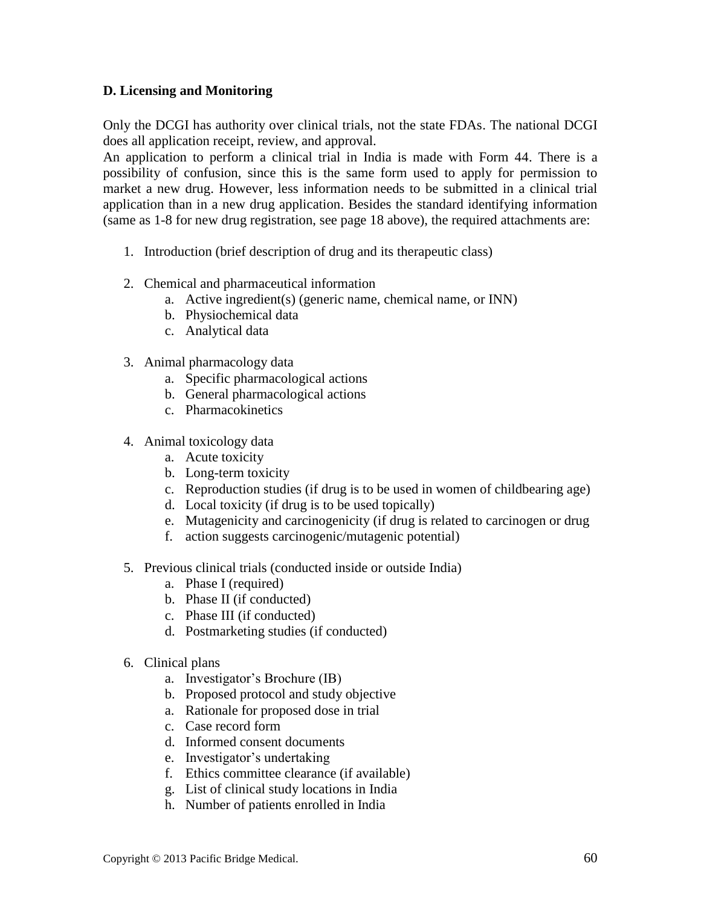### D. Licensing and Monitoring

Only the DCGI has authority over clinical trials, not the state FDAs. The national DCGI does all application receipt, review, and approval.

An application to perform a clinical trial in India is made with Form 44. There is a possibility of confusion, since this is the same form used to apply for permission to market a new drug. However, less information needs to be submitted in a clinical trial application than in a new drug application. Besides the standard identifying information (same as 1-8 for new drug registration, see page 18 above), the required attachments are:

1. Introduction (brief description of drug and its therapeutic class)

2. Chemical and pharmaceutical information
    a. Active ingredient(s) (generic name, chemical name, or INN)
    b. Physiochemical data
    c. Analytical data

3. Animal pharmacology data
    a. Specific pharmacological actions
    b. General pharmacological actions
    c. Pharmacokinetics

4. Animal toxicology data
    a. Acute toxicity
    b. Long-term toxicity
    c. Reproduction studies (if drug is to be used in women of childbearing age)
    d. Local toxicity (if drug is to be used topically)
    e. Mutagenicity and carcinogenicity (if drug is related to carcinogen or drug
    f. action suggests carcinogenic/mutagenic potential)

5. Previous clinical trials (conducted inside or outside India)
    a. Phase I (required)
    b. Phase II (if conducted)
    c. Phase III (if conducted)
    d. Postmarketing studies (if conducted)

6. Clinical plans
    a. Investigator's Brochure (IB)
    b. Proposed protocol and study objective
    a. Rationale for proposed dose in trial
    c. Case record form
    d. Informed consent documents
    e. Investigator's undertaking
    f. Ethics committee clearance (if available)
    g. List of clinical study locations in India
    h. Number of patients enrolled in India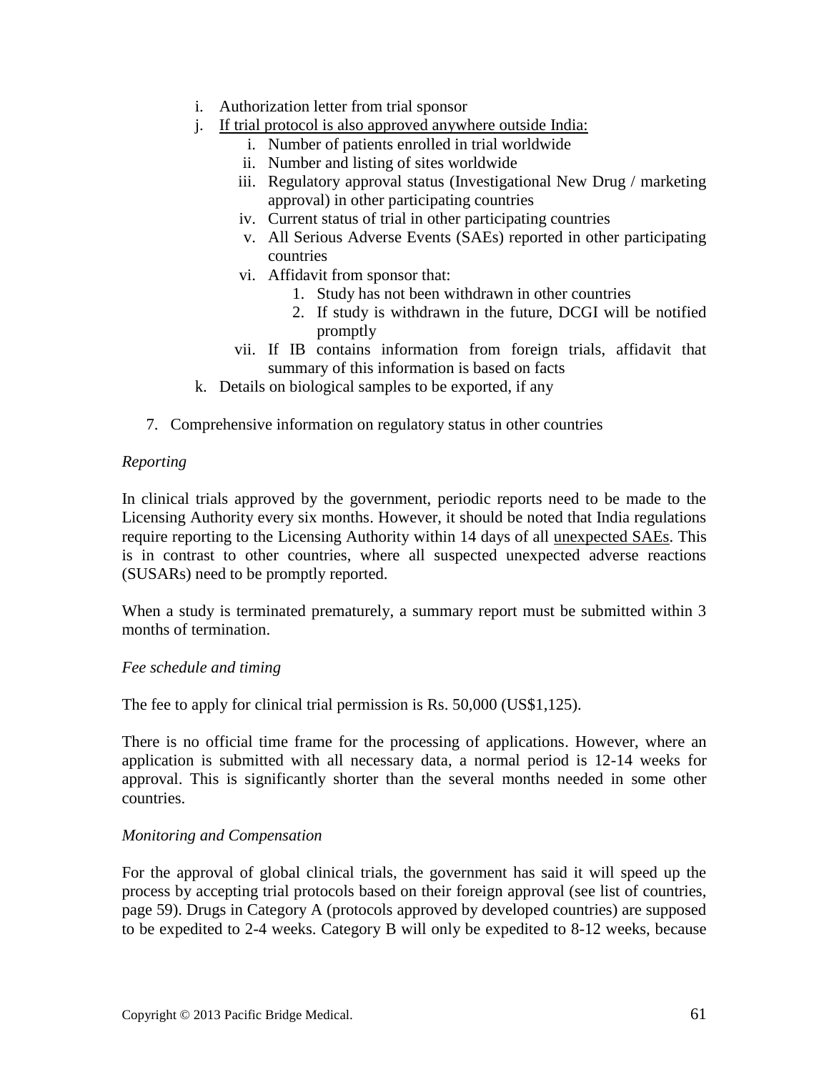i. Authorization letter from trial sponsor
j. <u>If trial protocol is also approved anywhere outside India:</u>
    i. Number of patients enrolled in trial worldwide
    ii. Number and listing of sites worldwide
    iii. Regulatory approval status (Investigational New Drug / marketing approval) in other participating countries
    iv. Current status of trial in other participating countries
    v. All Serious Adverse Events (SAEs) reported in other participating countries
    vi. Affidavit from sponsor that:
        1. Study has not been withdrawn in other countries
        2. If study is withdrawn in the future, DCGI will be notified promptly
    vii. If IB contains information from foreign trials, affidavit that summary of this information is based on facts
k. Details on biological samples to be exported, if any

7. Comprehensive information on regulatory status in other countries

*Reporting*

In clinical trials approved by the government, periodic reports need to be made to the Licensing Authority every six months. However, it should be noted that India regulations require reporting to the Licensing Authority within 14 days of all <u>unexpected SAEs</u>. This is in contrast to other countries, where all suspected unexpected adverse reactions (SUSARs) need to be promptly reported.

When a study is terminated prematurely, a summary report must be submitted within 3 months of termination.

*Fee schedule and timing*

The fee to apply for clinical trial permission is Rs. 50,000 (US$1,125).

There is no official time frame for the processing of applications. However, where an application is submitted with all necessary data, a normal period is 12-14 weeks for approval. This is significantly shorter than the several months needed in some other countries.

*Monitoring and Compensation*

For the approval of global clinical trials, the government has said it will speed up the process by accepting trial protocols based on their foreign approval (see list of countries, page 59). Drugs in Category A (protocols approved by developed countries) are supposed to be expedited to 2-4 weeks. Category B will only be expedited to 8-12 weeks, because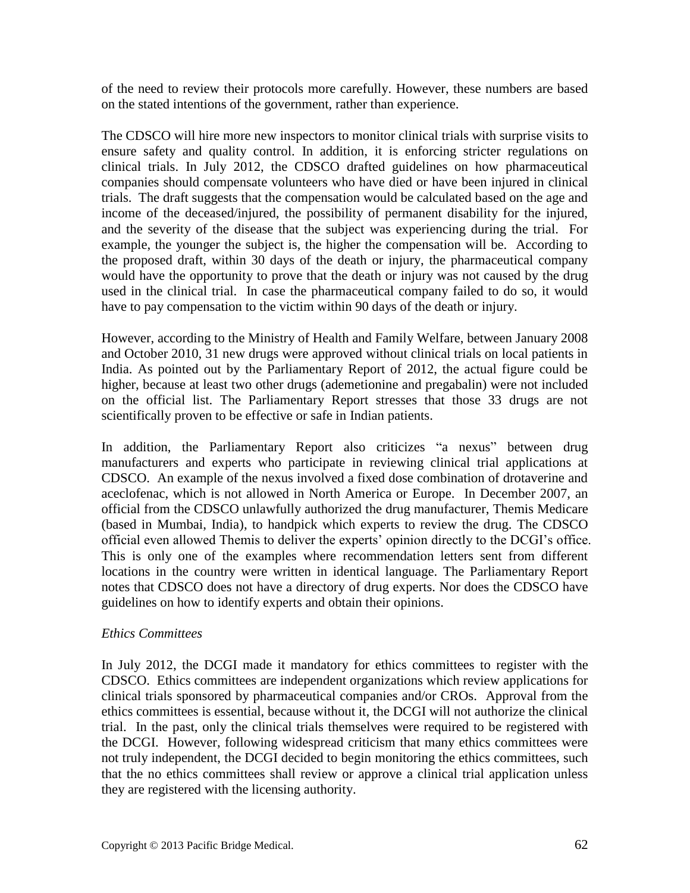of the need to review their protocols more carefully. However, these numbers are based on the stated intentions of the government, rather than experience.

The CDSCO will hire more new inspectors to monitor clinical trials with surprise visits to ensure safety and quality control. In addition, it is enforcing stricter regulations on clinical trials. In July 2012, the CDSCO drafted guidelines on how pharmaceutical companies should compensate volunteers who have died or have been injured in clinical trials. The draft suggests that the compensation would be calculated based on the age and income of the deceased/injured, the possibility of permanent disability for the injured, and the severity of the disease that the subject was experiencing during the trial. For example, the younger the subject is, the higher the compensation will be. According to the proposed draft, within 30 days of the death or injury, the pharmaceutical company would have the opportunity to prove that the death or injury was not caused by the drug used in the clinical trial. In case the pharmaceutical company failed to do so, it would have to pay compensation to the victim within 90 days of the death or injury.

However, according to the Ministry of Health and Family Welfare, between January 2008 and October 2010, 31 new drugs were approved without clinical trials on local patients in India. As pointed out by the Parliamentary Report of 2012, the actual figure could be higher, because at least two other drugs (ademetionine and pregabalin) were not included on the official list. The Parliamentary Report stresses that those 33 drugs are not scientifically proven to be effective or safe in Indian patients.

In addition, the Parliamentary Report also criticizes "a nexus" between drug manufacturers and experts who participate in reviewing clinical trial applications at CDSCO. An example of the nexus involved a fixed dose combination of drotaverine and aceclofenac, which is not allowed in North America or Europe. In December 2007, an official from the CDSCO unlawfully authorized the drug manufacturer, Themis Medicare (based in Mumbai, India), to handpick which experts to review the drug. The CDSCO official even allowed Themis to deliver the experts' opinion directly to the DCGI's office. This is only one of the examples where recommendation letters sent from different locations in the country were written in identical language. The Parliamentary Report notes that CDSCO does not have a directory of drug experts. Nor does the CDSCO have guidelines on how to identify experts and obtain their opinions.

*Ethics Committees*

In July 2012, the DCGI made it mandatory for ethics committees to register with the CDSCO. Ethics committees are independent organizations which review applications for clinical trials sponsored by pharmaceutical companies and/or CROs. Approval from the ethics committees is essential, because without it, the DCGI will not authorize the clinical trial. In the past, only the clinical trials themselves were required to be registered with the DCGI. However, following widespread criticism that many ethics committees were not truly independent, the DCGI decided to begin monitoring the ethics committees, such that the no ethics committees shall review or approve a clinical trial application unless they are registered with the licensing authority.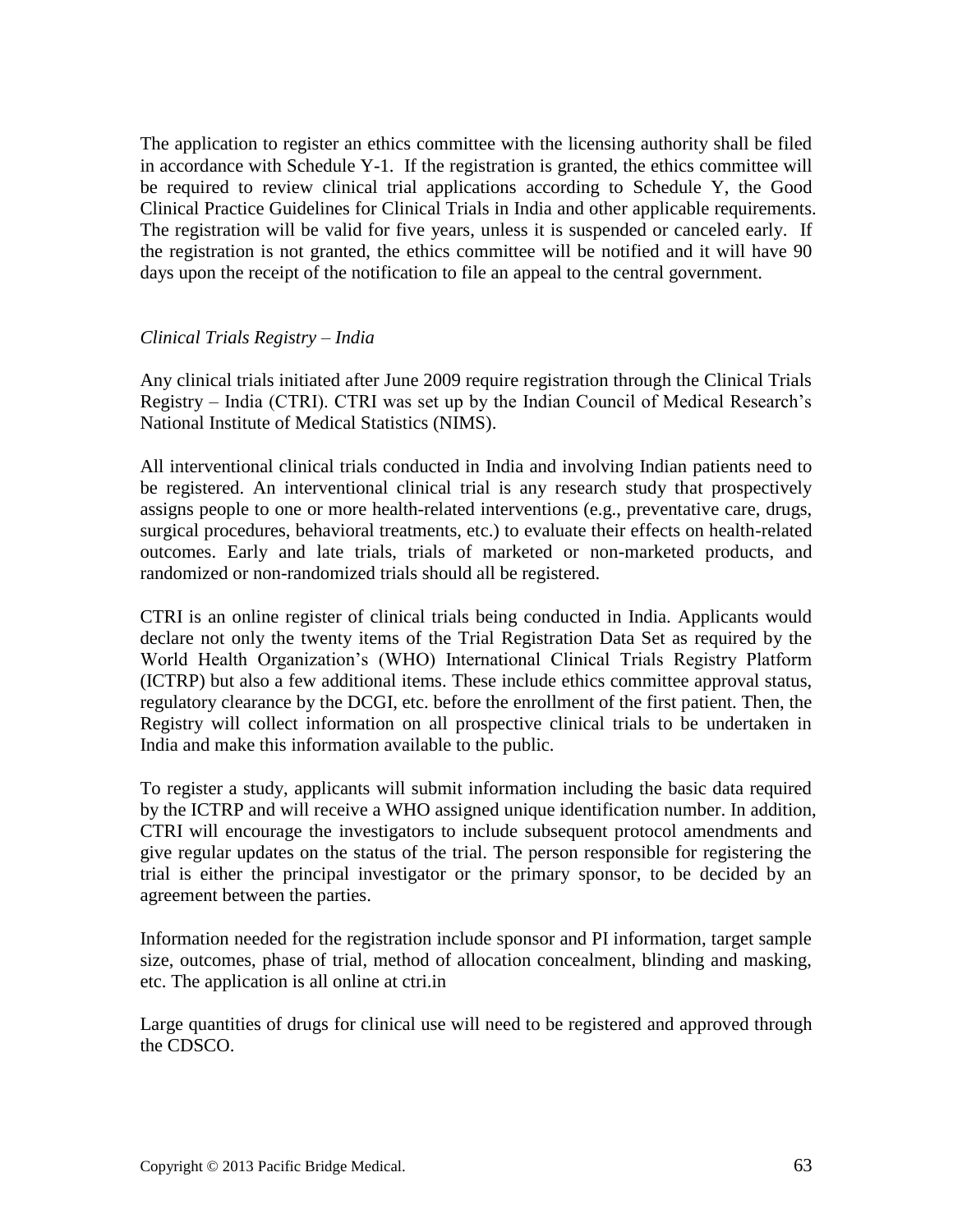The application to register an ethics committee with the licensing authority shall be filed in accordance with Schedule Y-1. If the registration is granted, the ethics committee will be required to review clinical trial applications according to Schedule Y, the Good Clinical Practice Guidelines for Clinical Trials in India and other applicable requirements. The registration will be valid for five years, unless it is suspended or canceled early. If the registration is not granted, the ethics committee will be notified and it will have 90 days upon the receipt of the notification to file an appeal to the central government.

*Clinical Trials Registry – India*

Any clinical trials initiated after June 2009 require registration through the Clinical Trials Registry – India (CTRI). CTRI was set up by the Indian Council of Medical Research's National Institute of Medical Statistics (NIMS).

All interventional clinical trials conducted in India and involving Indian patients need to be registered. An interventional clinical trial is any research study that prospectively assigns people to one or more health-related interventions (e.g., preventative care, drugs, surgical procedures, behavioral treatments, etc.) to evaluate their effects on health-related outcomes. Early and late trials, trials of marketed or non-marketed products, and randomized or non-randomized trials should all be registered.

CTRI is an online register of clinical trials being conducted in India. Applicants would declare not only the twenty items of the Trial Registration Data Set as required by the World Health Organization's (WHO) International Clinical Trials Registry Platform (ICTRP) but also a few additional items. These include ethics committee approval status, regulatory clearance by the DCGI, etc. before the enrollment of the first patient. Then, the Registry will collect information on all prospective clinical trials to be undertaken in India and make this information available to the public.

To register a study, applicants will submit information including the basic data required by the ICTRP and will receive a WHO assigned unique identification number. In addition, CTRI will encourage the investigators to include subsequent protocol amendments and give regular updates on the status of the trial. The person responsible for registering the trial is either the principal investigator or the primary sponsor, to be decided by an agreement between the parties.

Information needed for the registration include sponsor and PI information, target sample size, outcomes, phase of trial, method of allocation concealment, blinding and masking, etc. The application is all online at ctri.in

Large quantities of drugs for clinical use will need to be registered and approved through the CDSCO.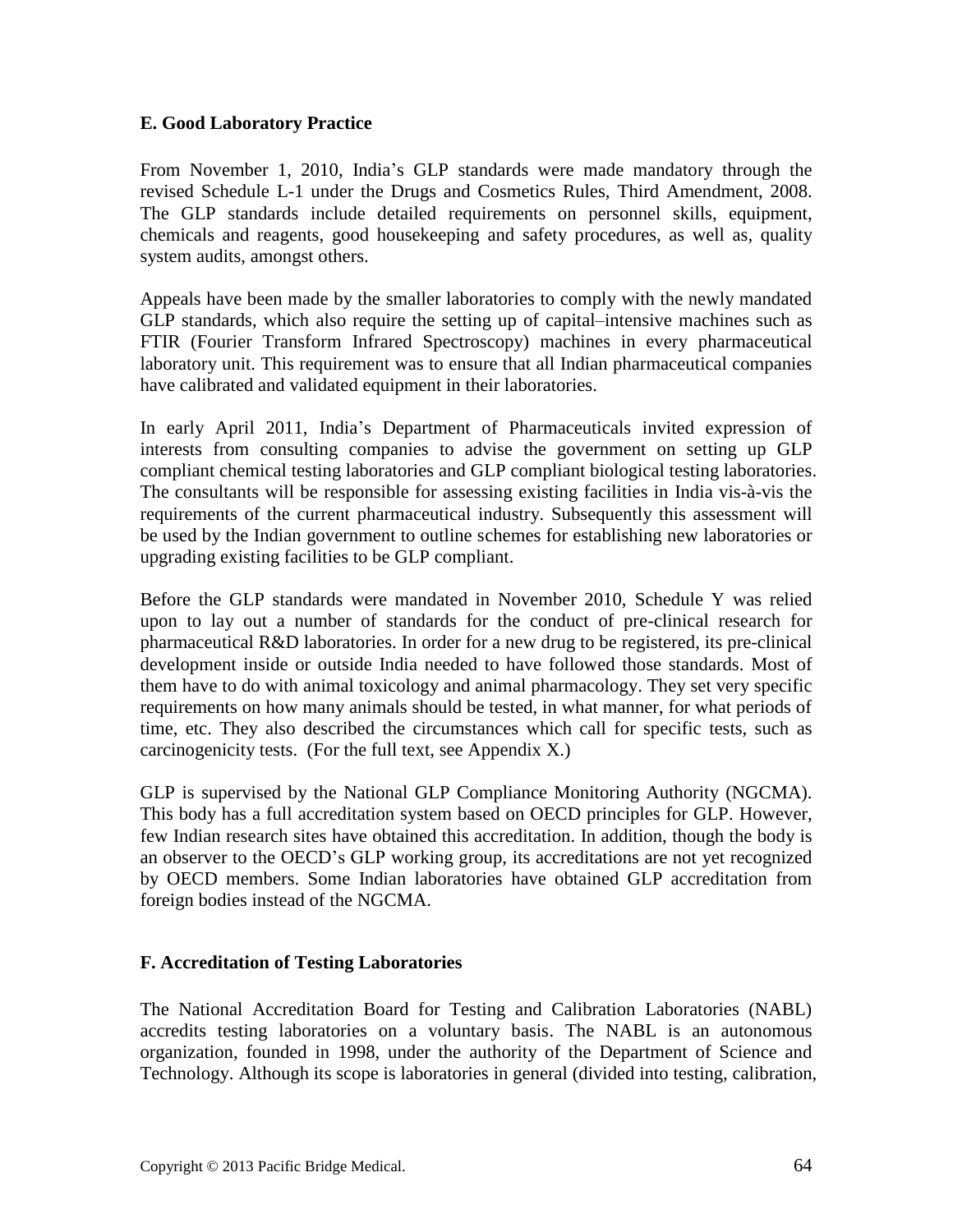### E. Good Laboratory Practice

From November 1, 2010, India's GLP standards were made mandatory through the revised Schedule L-1 under the Drugs and Cosmetics Rules, Third Amendment, 2008. The GLP standards include detailed requirements on personnel skills, equipment, chemicals and reagents, good housekeeping and safety procedures, as well as, quality system audits, amongst others.

Appeals have been made by the smaller laboratories to comply with the newly mandated GLP standards, which also require the setting up of capital–intensive machines such as FTIR (Fourier Transform Infrared Spectroscopy) machines in every pharmaceutical laboratory unit. This requirement was to ensure that all Indian pharmaceutical companies have calibrated and validated equipment in their laboratories.

In early April 2011, India's Department of Pharmaceuticals invited expression of interests from consulting companies to advise the government on setting up GLP compliant chemical testing laboratories and GLP compliant biological testing laboratories. The consultants will be responsible for assessing existing facilities in India vis-à-vis the requirements of the current pharmaceutical industry. Subsequently this assessment will be used by the Indian government to outline schemes for establishing new laboratories or upgrading existing facilities to be GLP compliant.

Before the GLP standards were mandated in November 2010, Schedule Y was relied upon to lay out a number of standards for the conduct of pre-clinical research for pharmaceutical R&D laboratories. In order for a new drug to be registered, its pre-clinical development inside or outside India needed to have followed those standards. Most of them have to do with animal toxicology and animal pharmacology. They set very specific requirements on how many animals should be tested, in what manner, for what periods of time, etc. They also described the circumstances which call for specific tests, such as carcinogenicity tests. (For the full text, see Appendix X.)

GLP is supervised by the National GLP Compliance Monitoring Authority (NGCMA). This body has a full accreditation system based on OECD principles for GLP. However, few Indian research sites have obtained this accreditation. In addition, though the body is an observer to the OECD's GLP working group, its accreditations are not yet recognized by OECD members. Some Indian laboratories have obtained GLP accreditation from foreign bodies instead of the NGCMA.

### F. Accreditation of Testing Laboratories

The National Accreditation Board for Testing and Calibration Laboratories (NABL) accredits testing laboratories on a voluntary basis. The NABL is an autonomous organization, founded in 1998, under the authority of the Department of Science and Technology. Although its scope is laboratories in general (divided into testing, calibration,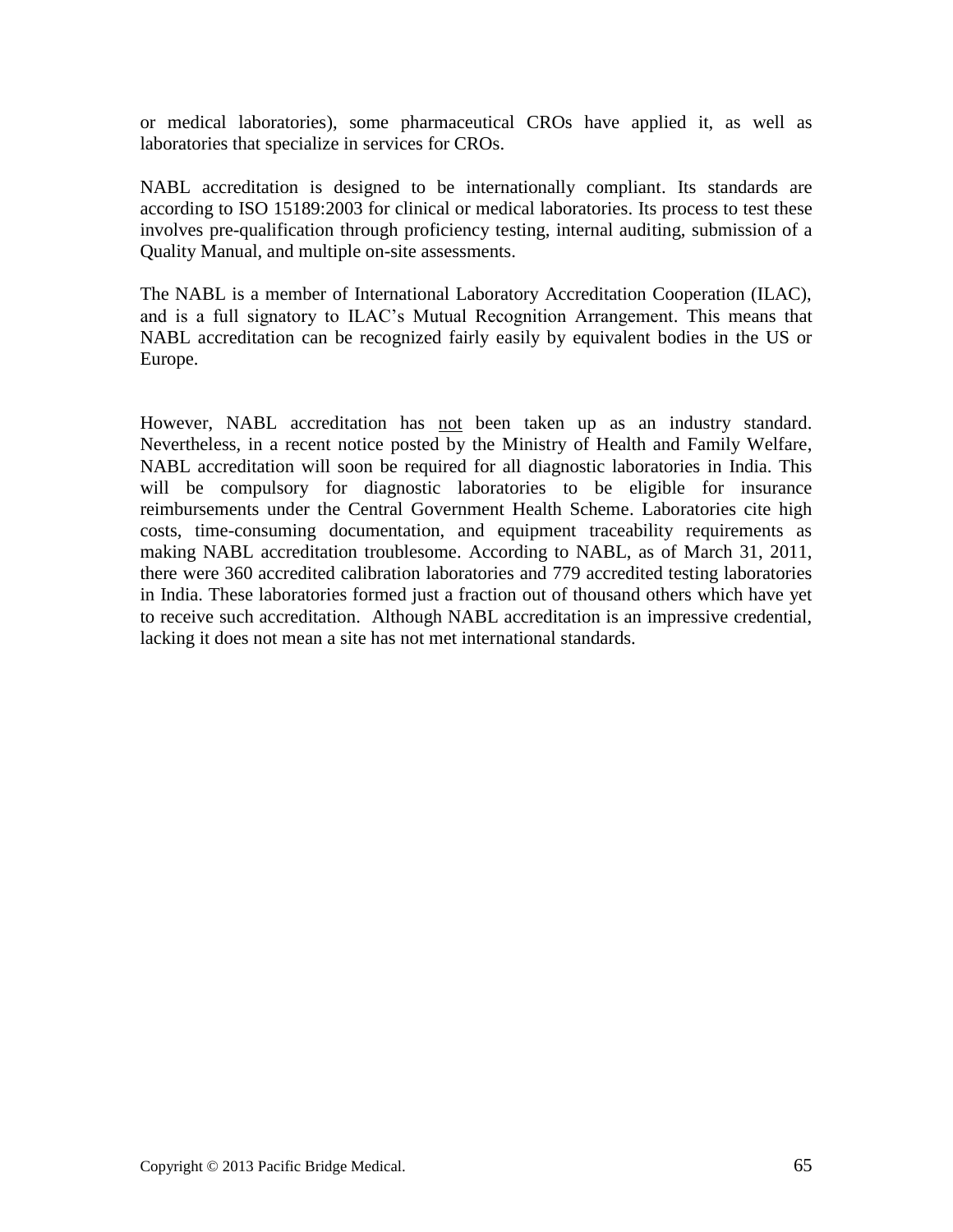or medical laboratories), some pharmaceutical CROs have applied it, as well as laboratories that specialize in services for CROs.

NABL accreditation is designed to be internationally compliant. Its standards are according to ISO 15189:2003 for clinical or medical laboratories. Its process to test these involves pre-qualification through proficiency testing, internal auditing, submission of a Quality Manual, and multiple on-site assessments.

The NABL is a member of International Laboratory Accreditation Cooperation (ILAC), and is a full signatory to ILAC's Mutual Recognition Arrangement. This means that NABL accreditation can be recognized fairly easily by equivalent bodies in the US or Europe.

However, NABL accreditation has <u>not</u> been taken up as an industry standard. Nevertheless, in a recent notice posted by the Ministry of Health and Family Welfare, NABL accreditation will soon be required for all diagnostic laboratories in India. This will be compulsory for diagnostic laboratories to be eligible for insurance reimbursements under the Central Government Health Scheme. Laboratories cite high costs, time-consuming documentation, and equipment traceability requirements as making NABL accreditation troublesome. According to NABL, as of March 31, 2011, there were 360 accredited calibration laboratories and 779 accredited testing laboratories in India. These laboratories formed just a fraction out of thousand others which have yet to receive such accreditation. Although NABL accreditation is an impressive credential, lacking it does not mean a site has not met international standards.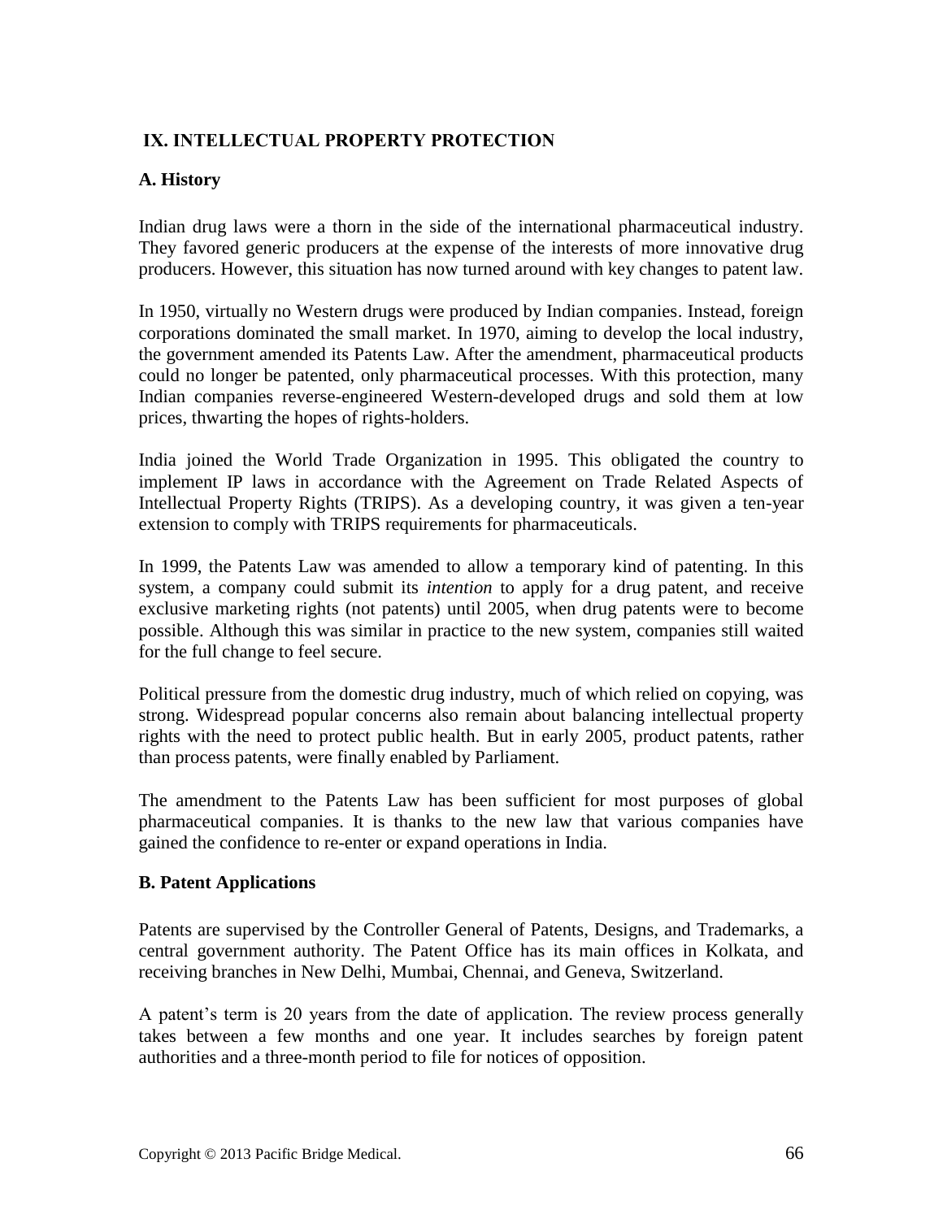## IX. INTELLECTUAL PROPERTY PROTECTION

### A. History

Indian drug laws were a thorn in the side of the international pharmaceutical industry. They favored generic producers at the expense of the interests of more innovative drug producers. However, this situation has now turned around with key changes to patent law.

In 1950, virtually no Western drugs were produced by Indian companies. Instead, foreign corporations dominated the small market. In 1970, aiming to develop the local industry, the government amended its Patents Law. After the amendment, pharmaceutical products could no longer be patented, only pharmaceutical processes. With this protection, many Indian companies reverse-engineered Western-developed drugs and sold them at low prices, thwarting the hopes of rights-holders.

India joined the World Trade Organization in 1995. This obligated the country to implement IP laws in accordance with the Agreement on Trade Related Aspects of Intellectual Property Rights (TRIPS). As a developing country, it was given a ten-year extension to comply with TRIPS requirements for pharmaceuticals.

In 1999, the Patents Law was amended to allow a temporary kind of patenting. In this system, a company could submit its *intention* to apply for a drug patent, and receive exclusive marketing rights (not patents) until 2005, when drug patents were to become possible. Although this was similar in practice to the new system, companies still waited for the full change to feel secure.

Political pressure from the domestic drug industry, much of which relied on copying, was strong. Widespread popular concerns also remain about balancing intellectual property rights with the need to protect public health. But in early 2005, product patents, rather than process patents, were finally enabled by Parliament.

The amendment to the Patents Law has been sufficient for most purposes of global pharmaceutical companies. It is thanks to the new law that various companies have gained the confidence to re-enter or expand operations in India.

### B. Patent Applications

Patents are supervised by the Controller General of Patents, Designs, and Trademarks, a central government authority. The Patent Office has its main offices in Kolkata, and receiving branches in New Delhi, Mumbai, Chennai, and Geneva, Switzerland.

A patent's term is 20 years from the date of application. The review process generally takes between a few months and one year. It includes searches by foreign patent authorities and a three-month period to file for notices of opposition.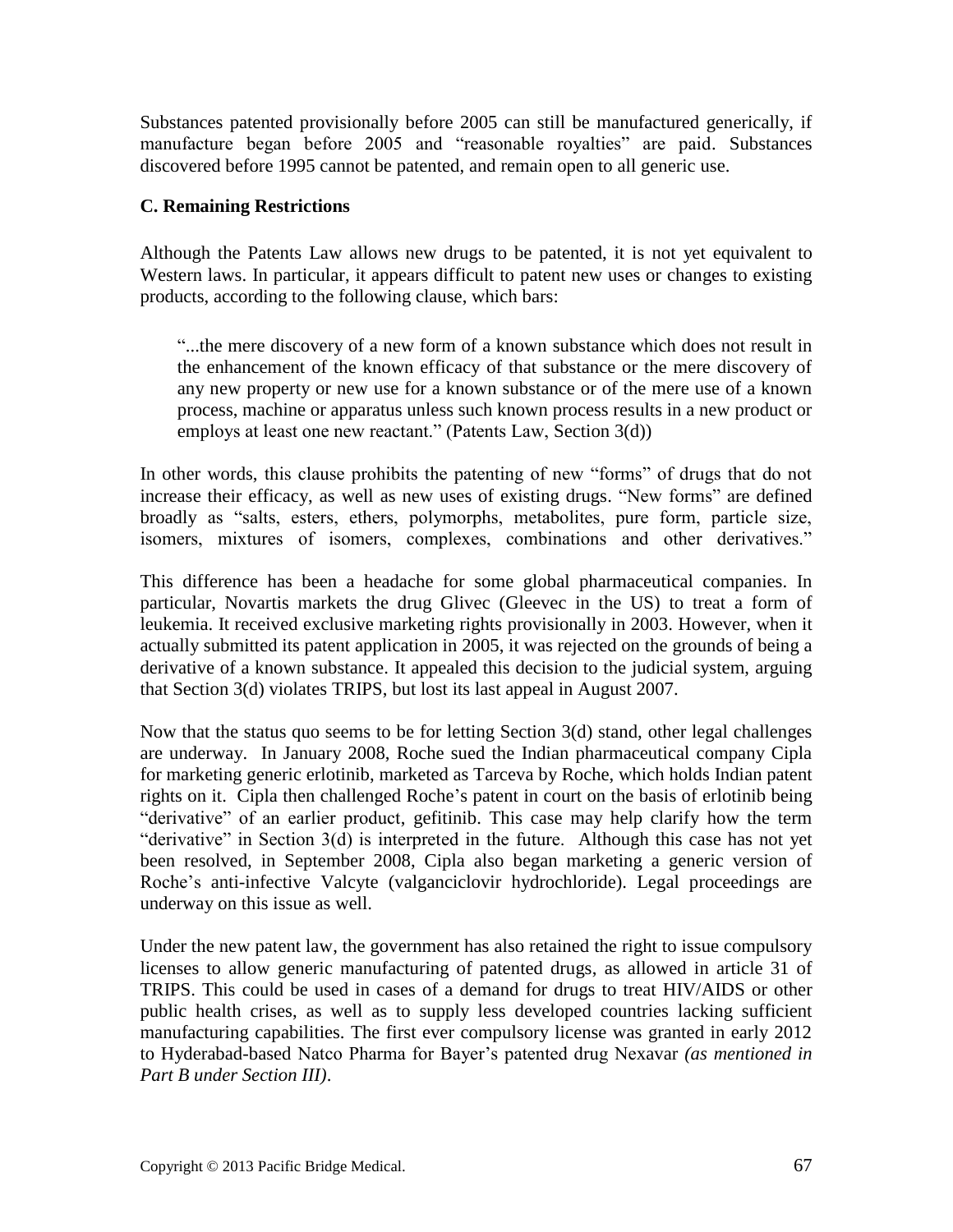Substances patented provisionally before 2005 can still be manufactured generically, if manufacture began before 2005 and "reasonable royalties" are paid. Substances discovered before 1995 cannot be patented, and remain open to all generic use.

### C. Remaining Restrictions

Although the Patents Law allows new drugs to be patented, it is not yet equivalent to Western laws. In particular, it appears difficult to patent new uses or changes to existing products, according to the following clause, which bars:

> "...the mere discovery of a new form of a known substance which does not result in the enhancement of the known efficacy of that substance or the mere discovery of any new property or new use for a known substance or of the mere use of a known process, machine or apparatus unless such known process results in a new product or employs at least one new reactant." (Patents Law, Section 3(d))

In other words, this clause prohibits the patenting of new "forms" of drugs that do not increase their efficacy, as well as new uses of existing drugs. "New forms" are defined broadly as "salts, esters, ethers, polymorphs, metabolites, pure form, particle size, isomers, mixtures of isomers, complexes, combinations and other derivatives."

This difference has been a headache for some global pharmaceutical companies. In particular, Novartis markets the drug Glivec (Gleevec in the US) to treat a form of leukemia. It received exclusive marketing rights provisionally in 2003. However, when it actually submitted its patent application in 2005, it was rejected on the grounds of being a derivative of a known substance. It appealed this decision to the judicial system, arguing that Section 3(d) violates TRIPS, but lost its last appeal in August 2007.

Now that the status quo seems to be for letting Section 3(d) stand, other legal challenges are underway. In January 2008, Roche sued the Indian pharmaceutical company Cipla for marketing generic erlotinib, marketed as Tarceva by Roche, which holds Indian patent rights on it. Cipla then challenged Roche's patent in court on the basis of erlotinib being "derivative" of an earlier product, gefitinib. This case may help clarify how the term "derivative" in Section 3(d) is interpreted in the future. Although this case has not yet been resolved, in September 2008, Cipla also began marketing a generic version of Roche's anti-infective Valcyte (valganciclovir hydrochloride). Legal proceedings are underway on this issue as well.

Under the new patent law, the government has also retained the right to issue compulsory licenses to allow generic manufacturing of patented drugs, as allowed in article 31 of TRIPS. This could be used in cases of a demand for drugs to treat HIV/AIDS or other public health crises, as well as to supply less developed countries lacking sufficient manufacturing capabilities. The first ever compulsory license was granted in early 2012 to Hyderabad-based Natco Pharma for Bayer's patented drug Nexavar *(as mentioned in Part B under Section III)*.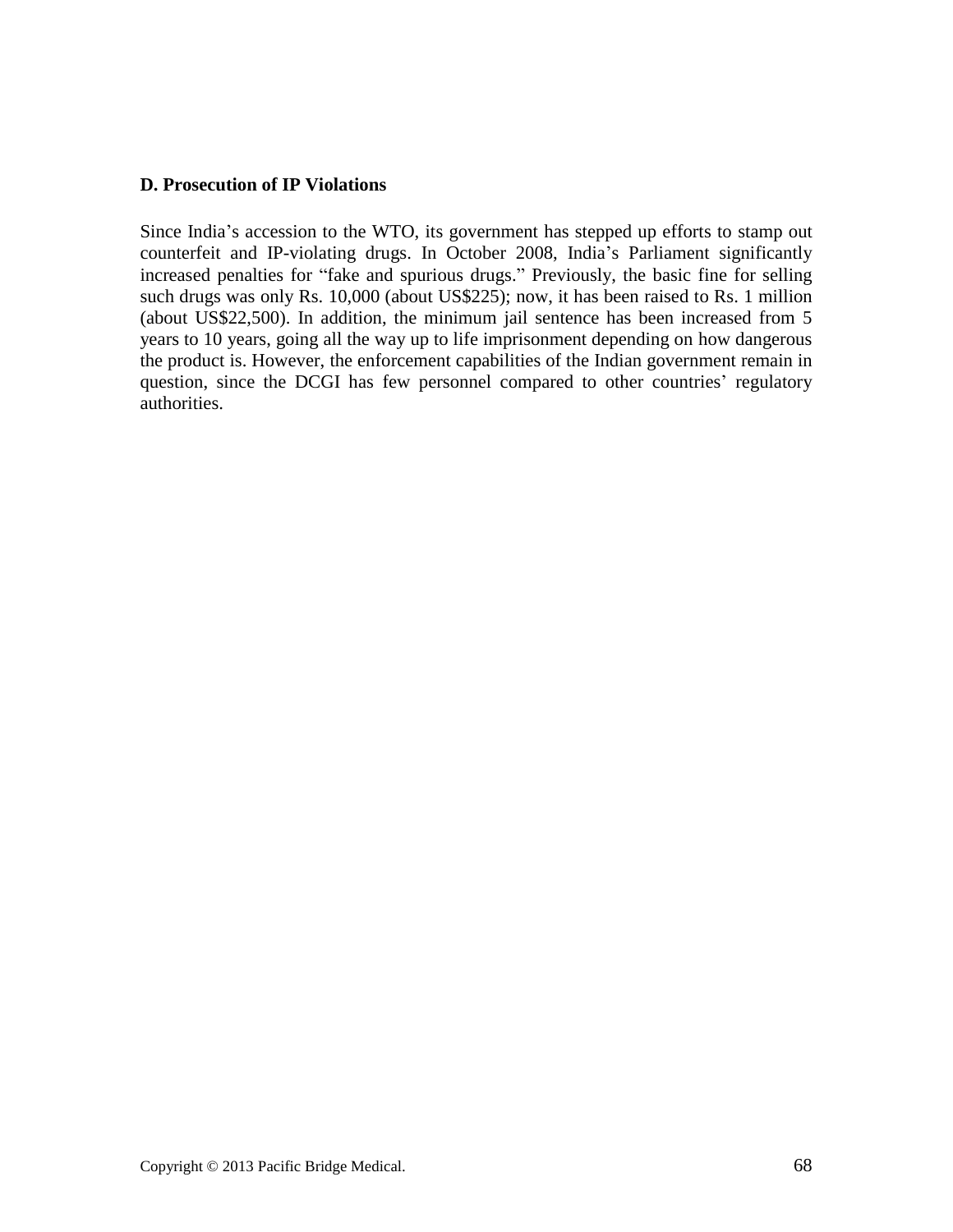### D. Prosecution of IP Violations

Since India's accession to the WTO, its government has stepped up efforts to stamp out counterfeit and IP-violating drugs. In October 2008, India's Parliament significantly increased penalties for "fake and spurious drugs." Previously, the basic fine for selling such drugs was only Rs. 10,000 (about US$225); now, it has been raised to Rs. 1 million (about US$22,500). In addition, the minimum jail sentence has been increased from 5 years to 10 years, going all the way up to life imprisonment depending on how dangerous the product is. However, the enforcement capabilities of the Indian government remain in question, since the DCGI has few personnel compared to other countries' regulatory authorities.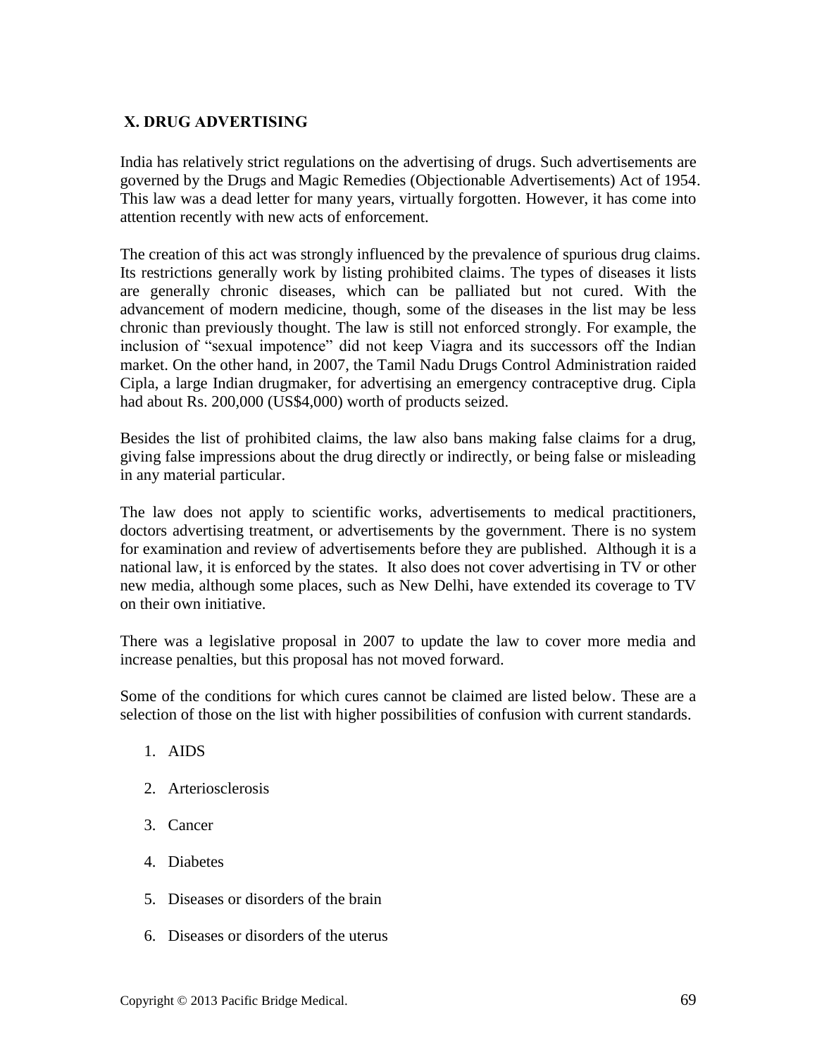## X. DRUG ADVERTISING

India has relatively strict regulations on the advertising of drugs. Such advertisements are governed by the Drugs and Magic Remedies (Objectionable Advertisements) Act of 1954. This law was a dead letter for many years, virtually forgotten. However, it has come into attention recently with new acts of enforcement.

The creation of this act was strongly influenced by the prevalence of spurious drug claims. Its restrictions generally work by listing prohibited claims. The types of diseases it lists are generally chronic diseases, which can be palliated but not cured. With the advancement of modern medicine, though, some of the diseases in the list may be less chronic than previously thought. The law is still not enforced strongly. For example, the inclusion of "sexual impotence" did not keep Viagra and its successors off the Indian market. On the other hand, in 2007, the Tamil Nadu Drugs Control Administration raided Cipla, a large Indian drugmaker, for advertising an emergency contraceptive drug. Cipla had about Rs. 200,000 (US$4,000) worth of products seized.

Besides the list of prohibited claims, the law also bans making false claims for a drug, giving false impressions about the drug directly or indirectly, or being false or misleading in any material particular.

The law does not apply to scientific works, advertisements to medical practitioners, doctors advertising treatment, or advertisements by the government. There is no system for examination and review of advertisements before they are published. Although it is a national law, it is enforced by the states. It also does not cover advertising in TV or other new media, although some places, such as New Delhi, have extended its coverage to TV on their own initiative.

There was a legislative proposal in 2007 to update the law to cover more media and increase penalties, but this proposal has not moved forward.

Some of the conditions for which cures cannot be claimed are listed below. These are a selection of those on the list with higher possibilities of confusion with current standards.

1. AIDS
2. Arteriosclerosis
3. Cancer
4. Diabetes
5. Diseases or disorders of the brain
6. Diseases or disorders of the uterus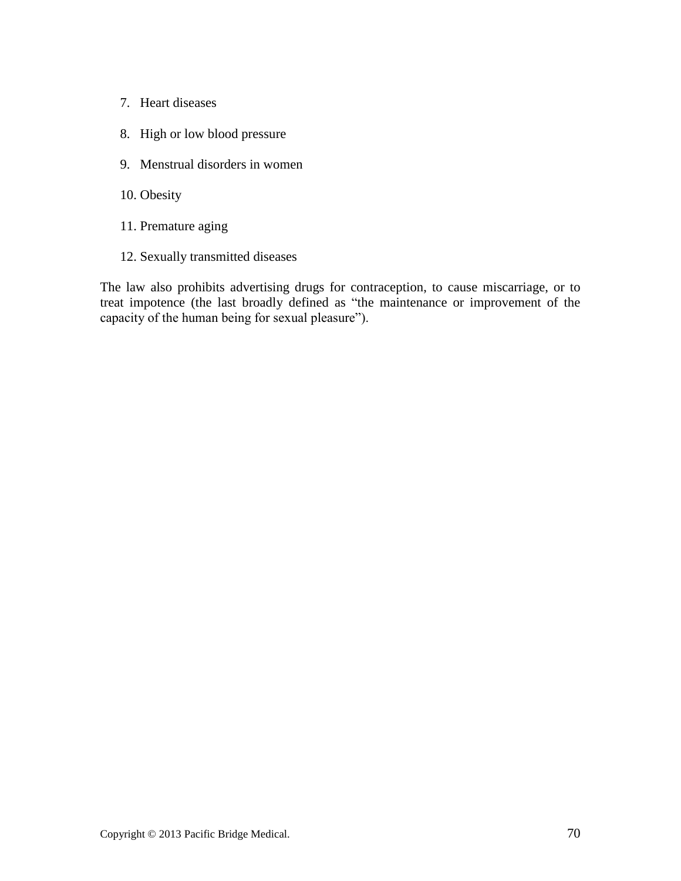7. Heart diseases
8. High or low blood pressure
9. Menstrual disorders in women
10. Obesity
11. Premature aging
12. Sexually transmitted diseases

The law also prohibits advertising drugs for contraception, to cause miscarriage, or to treat impotence (the last broadly defined as "the maintenance or improvement of the capacity of the human being for sexual pleasure").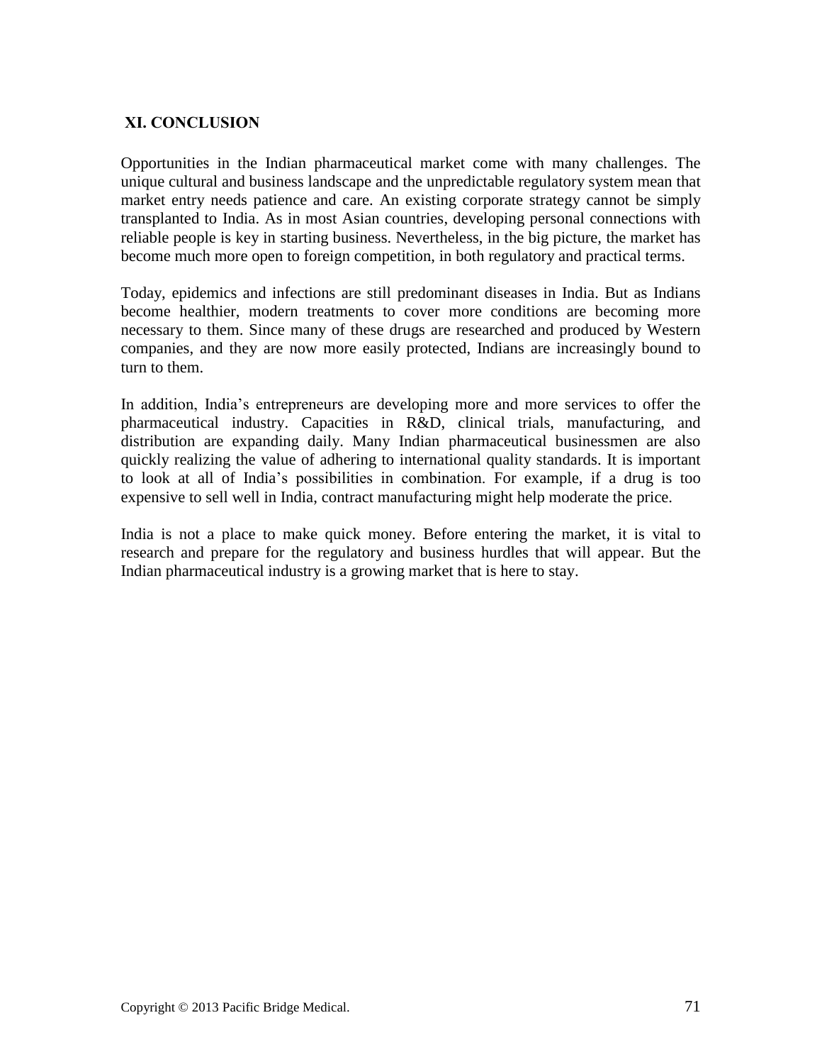## XI. CONCLUSION

Opportunities in the Indian pharmaceutical market come with many challenges. The unique cultural and business landscape and the unpredictable regulatory system mean that market entry needs patience and care. An existing corporate strategy cannot be simply transplanted to India. As in most Asian countries, developing personal connections with reliable people is key in starting business. Nevertheless, in the big picture, the market has become much more open to foreign competition, in both regulatory and practical terms.

Today, epidemics and infections are still predominant diseases in India. But as Indians become healthier, modern treatments to cover more conditions are becoming more necessary to them. Since many of these drugs are researched and produced by Western companies, and they are now more easily protected, Indians are increasingly bound to turn to them.

In addition, India's entrepreneurs are developing more and more services to offer the pharmaceutical industry. Capacities in R&D, clinical trials, manufacturing, and distribution are expanding daily. Many Indian pharmaceutical businessmen are also quickly realizing the value of adhering to international quality standards. It is important to look at all of India's possibilities in combination. For example, if a drug is too expensive to sell well in India, contract manufacturing might help moderate the price.

India is not a place to make quick money. Before entering the market, it is vital to research and prepare for the regulatory and business hurdles that will appear. But the Indian pharmaceutical industry is a growing market that is here to stay.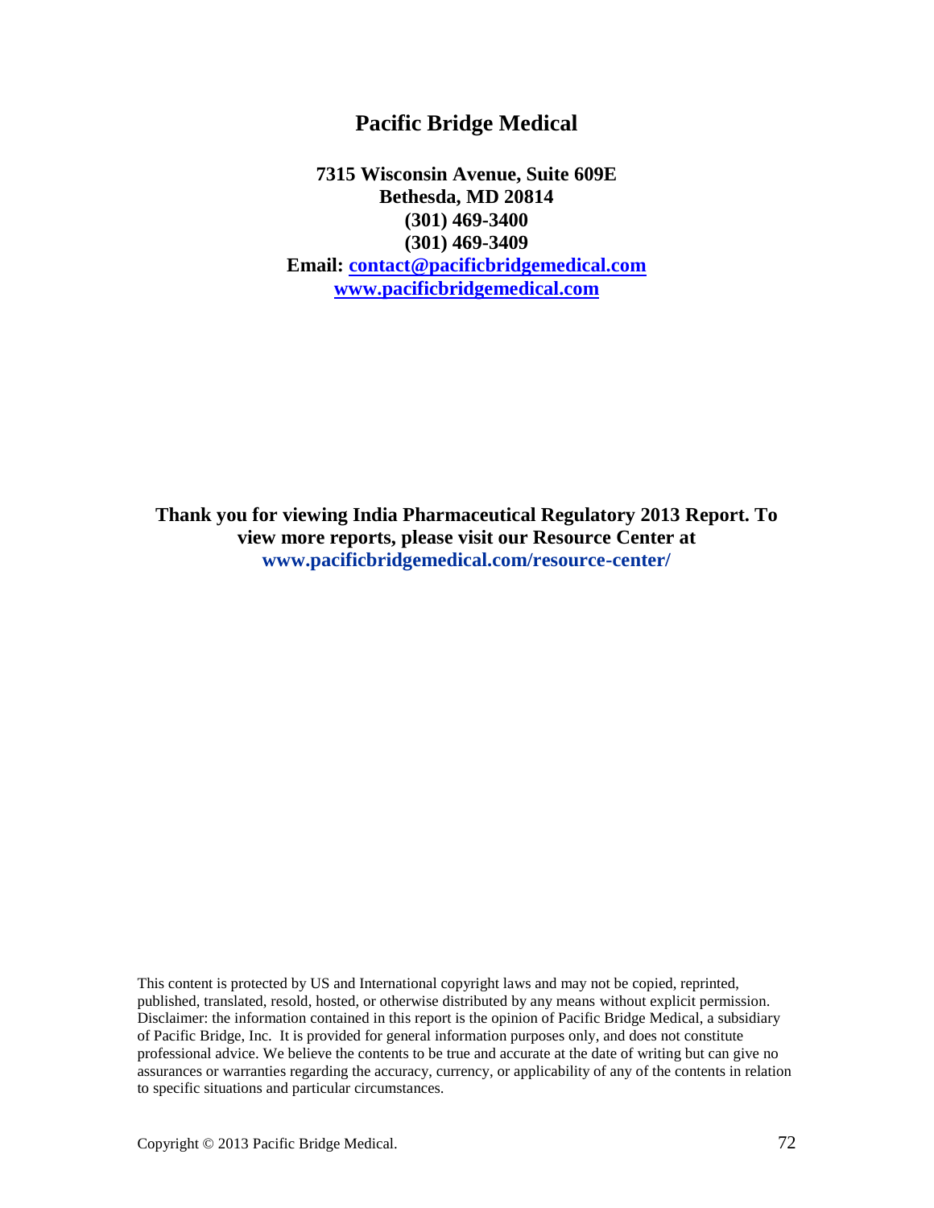# Pacific Bridge Medical

**7315 Wisconsin Avenue, Suite 609E**
**Bethesda, MD 20814**
**(301) 469-3400**
**(301) 469-3409**
**Email: contact@pacificbridgemedical.com**
**www.pacificbridgemedical.com**

**Thank you for viewing India Pharmaceutical Regulatory 2013 Report. To view more reports, please visit our Resource Center at www.pacificbridgemedical.com/resource-center/**

This content is protected by US and International copyright laws and may not be copied, reprinted, published, translated, resold, hosted, or otherwise distributed by any means without explicit permission. Disclaimer: the information contained in this report is the opinion of Pacific Bridge Medical, a subsidiary of Pacific Bridge, Inc. It is provided for general information purposes only, and does not constitute professional advice. We believe the contents to be true and accurate at the date of writing but can give no assurances or warranties regarding the accuracy, currency, or applicability of any of the contents in relation to specific situations and particular circumstances.